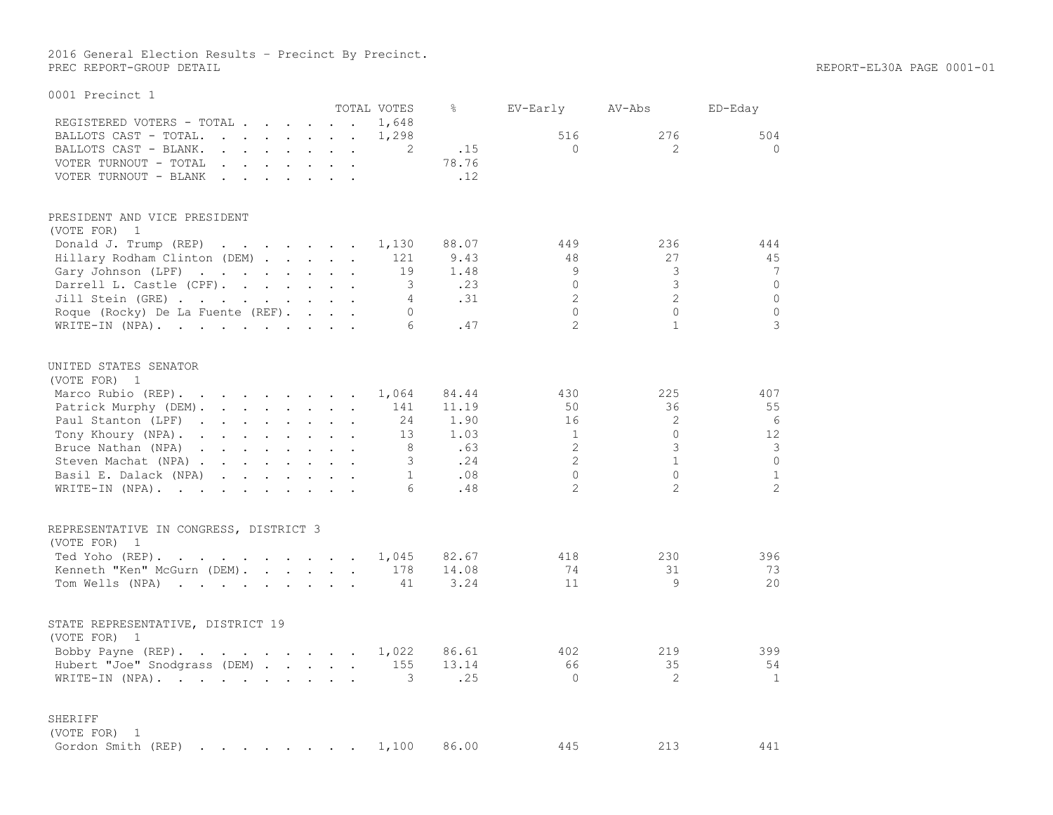2016 General Election Results – Precinct By Precinct.
PREC REPORT-GROUP DETAIL

## 0001 Precinct 1

| | TOTAL VOTES | % | EV-Early | AV-Abs | ED-Eday |
|---|---|---|---|---|---|
| REGISTERED VOTERS - TOTAL | 1,648 | | | | |
| BALLOTS CAST - TOTAL. | 1,298 | | 516 | 276 | 504 |
| BALLOTS CAST - BLANK. | 2 | .15 | 0 | 2 | 0 |
| VOTER TURNOUT - TOTAL | | 78.76 | | | |
| VOTER TURNOUT - BLANK | | .12 | | | |

### PRESIDENT AND VICE PRESIDENT
(VOTE FOR) 1

| | TOTAL VOTES | % | EV-Early | AV-Abs | ED-Eday |
|---|---|---|---|---|---|
| Donald J. Trump (REP) | 1,130 | 88.07 | 449 | 236 | 444 |
| Hillary Rodham Clinton (DEM) | 121 | 9.43 | 48 | 27 | 45 |
| Gary Johnson (LPF) | 19 | 1.48 | 9 | 3 | 7 |
| Darrell L. Castle (CPF). | 3 | .23 | 0 | 3 | 0 |
| Jill Stein (GRE) | 4 | .31 | 2 | 2 | 0 |
| Roque (Rocky) De La Fuente (REF). | 0 | | 0 | 0 | 0 |
| WRITE-IN (NPA). | 6 | .47 | 2 | 1 | 3 |

### UNITED STATES SENATOR
(VOTE FOR) 1

| | TOTAL VOTES | % | EV-Early | AV-Abs | ED-Eday |
|---|---|---|---|---|---|
| Marco Rubio (REP). | 1,064 | 84.44 | 430 | 225 | 407 |
| Patrick Murphy (DEM). | 141 | 11.19 | 50 | 36 | 55 |
| Paul Stanton (LPF) | 24 | 1.90 | 16 | 2 | 6 |
| Tony Khoury (NPA). | 13 | 1.03 | 1 | 0 | 12 |
| Bruce Nathan (NPA) | 8 | .63 | 2 | 3 | 3 |
| Steven Machat (NPA) | 3 | .24 | 2 | 1 | 0 |
| Basil E. Dalack (NPA) | 1 | .08 | 0 | 0 | 1 |
| WRITE-IN (NPA). | 6 | .48 | 2 | 2 | 2 |

### REPRESENTATIVE IN CONGRESS, DISTRICT 3
(VOTE FOR) 1

| | TOTAL VOTES | % | EV-Early | AV-Abs | ED-Eday |
|---|---|---|---|---|---|
| Ted Yoho (REP). | 1,045 | 82.67 | 418 | 230 | 396 |
| Kenneth "Ken" McGurn (DEM). | 178 | 14.08 | 74 | 31 | 73 |
| Tom Wells (NPA) | 41 | 3.24 | 11 | 9 | 20 |

### STATE REPRESENTATIVE, DISTRICT 19
(VOTE FOR) 1

| | TOTAL VOTES | % | EV-Early | AV-Abs | ED-Eday |
|---|---|---|---|---|---|
| Bobby Payne (REP). | 1,022 | 86.61 | 402 | 219 | 399 |
| Hubert "Joe" Snodgrass (DEM) | 155 | 13.14 | 66 | 35 | 54 |
| WRITE-IN (NPA). | 3 | .25 | 0 | 2 | 1 |

### SHERIFF
(VOTE FOR) 1

| | TOTAL VOTES | % | EV-Early | AV-Abs | ED-Eday |
|---|---|---|---|---|---|
| Gordon Smith (REP) | 1,100 | 86.00 | 445 | 213 | 441 |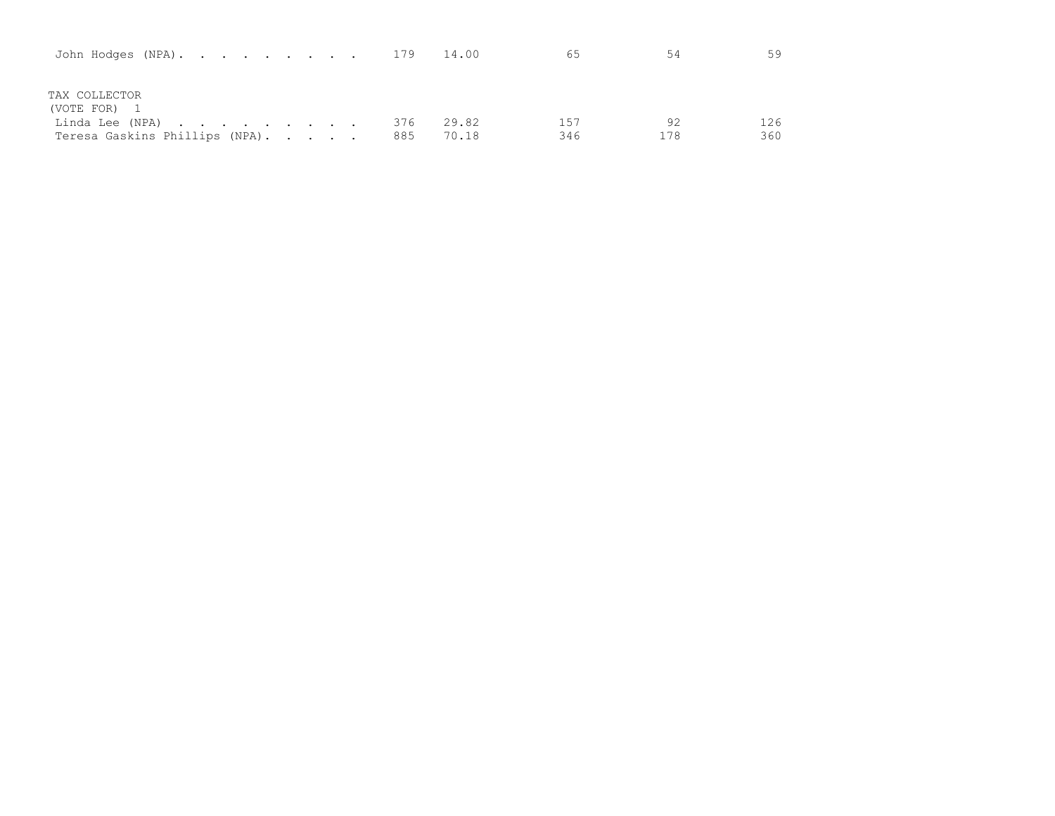| | | | | | |
|---|---|---|---|---|---|
| John Hodges (NPA). . . . . . . . . | 179 | 14.00 | 65 | 54 | 59 |

TAX COLLECTOR
(VOTE FOR) 1

| | | | | | |
|---|---|---|---|---|---|
| Linda Lee (NPA) . . . . . . . . . | 376 | 29.82 | 157 | 92 | 126 |
| Teresa Gaskins Phillips (NPA). . . . . | 885 | 70.18 | 346 | 178 | 360 |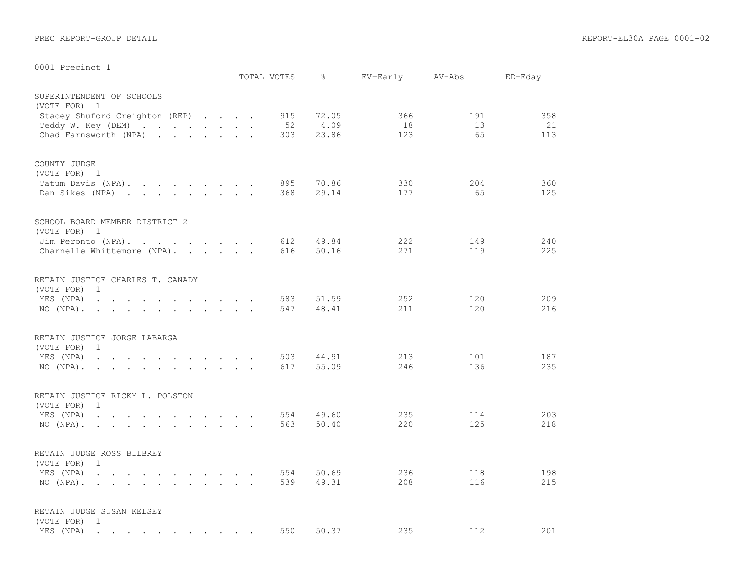0001 Precinct 1

| | TOTAL VOTES | % | EV-Early | AV-Abs | ED-Eday |
|---|---|---|---|---|---|
| **SUPERINTENDENT OF SCHOOLS** | | | | | |
| (VOTE FOR) 1 | | | | | |
| Stacey Shuford Creighton (REP) | 915 | 72.05 | 366 | 191 | 358 |
| Teddy W. Key (DEM) | 52 | 4.09 | 18 | 13 | 21 |
| Chad Farnsworth (NPA) | 303 | 23.86 | 123 | 65 | 113 |
| **COUNTY JUDGE** | | | | | |
| (VOTE FOR) 1 | | | | | |
| Tatum Davis (NPA) | 895 | 70.86 | 330 | 204 | 360 |
| Dan Sikes (NPA) | 368 | 29.14 | 177 | 65 | 125 |
| **SCHOOL BOARD MEMBER DISTRICT 2** | | | | | |
| (VOTE FOR) 1 | | | | | |
| Jim Peronto (NPA) | 612 | 49.84 | 222 | 149 | 240 |
| Charnelle Whittemore (NPA) | 616 | 50.16 | 271 | 119 | 225 |
| **RETAIN JUSTICE CHARLES T. CANADY** | | | | | |
| (VOTE FOR) 1 | | | | | |
| YES (NPA) | 583 | 51.59 | 252 | 120 | 209 |
| NO (NPA) | 547 | 48.41 | 211 | 120 | 216 |
| **RETAIN JUSTICE JORGE LABARGA** | | | | | |
| (VOTE FOR) 1 | | | | | |
| YES (NPA) | 503 | 44.91 | 213 | 101 | 187 |
| NO (NPA) | 617 | 55.09 | 246 | 136 | 235 |
| **RETAIN JUSTICE RICKY L. POLSTON** | | | | | |
| (VOTE FOR) 1 | | | | | |
| YES (NPA) | 554 | 49.60 | 235 | 114 | 203 |
| NO (NPA) | 563 | 50.40 | 220 | 125 | 218 |
| **RETAIN JUDGE ROSS BILBREY** | | | | | |
| (VOTE FOR) 1 | | | | | |
| YES (NPA) | 554 | 50.69 | 236 | 118 | 198 |
| NO (NPA) | 539 | 49.31 | 208 | 116 | 215 |
| **RETAIN JUDGE SUSAN KELSEY** | | | | | |
| (VOTE FOR) 1 | | | | | |
| YES (NPA) | 550 | 50.37 | 235 | 112 | 201 |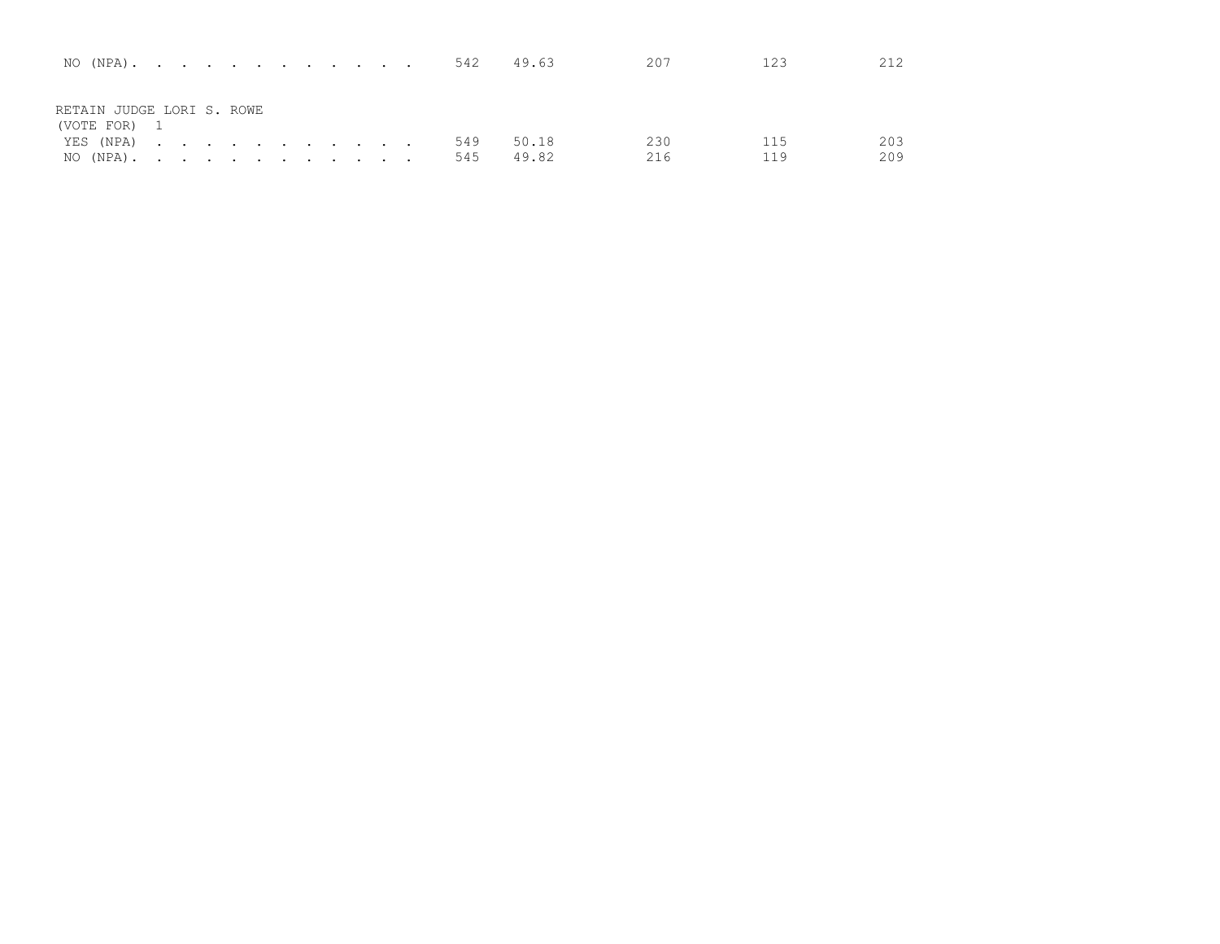| | | | | | |
|---|---|---|---|---|---|
| NO (NPA). . . . . . . . . . . . . | 542 | 49.63 | 207 | 123 | 212 |

RETAIN JUDGE LORI S. ROWE
(VOTE FOR) 1

| | | | | | |
|---|---|---|---|---|---|
| YES (NPA) . . . . . . . . . . . . | 549 | 50.18 | 230 | 115 | 203 |
| NO (NPA). . . . . . . . . . . . . | 545 | 49.82 | 216 | 119 | 209 |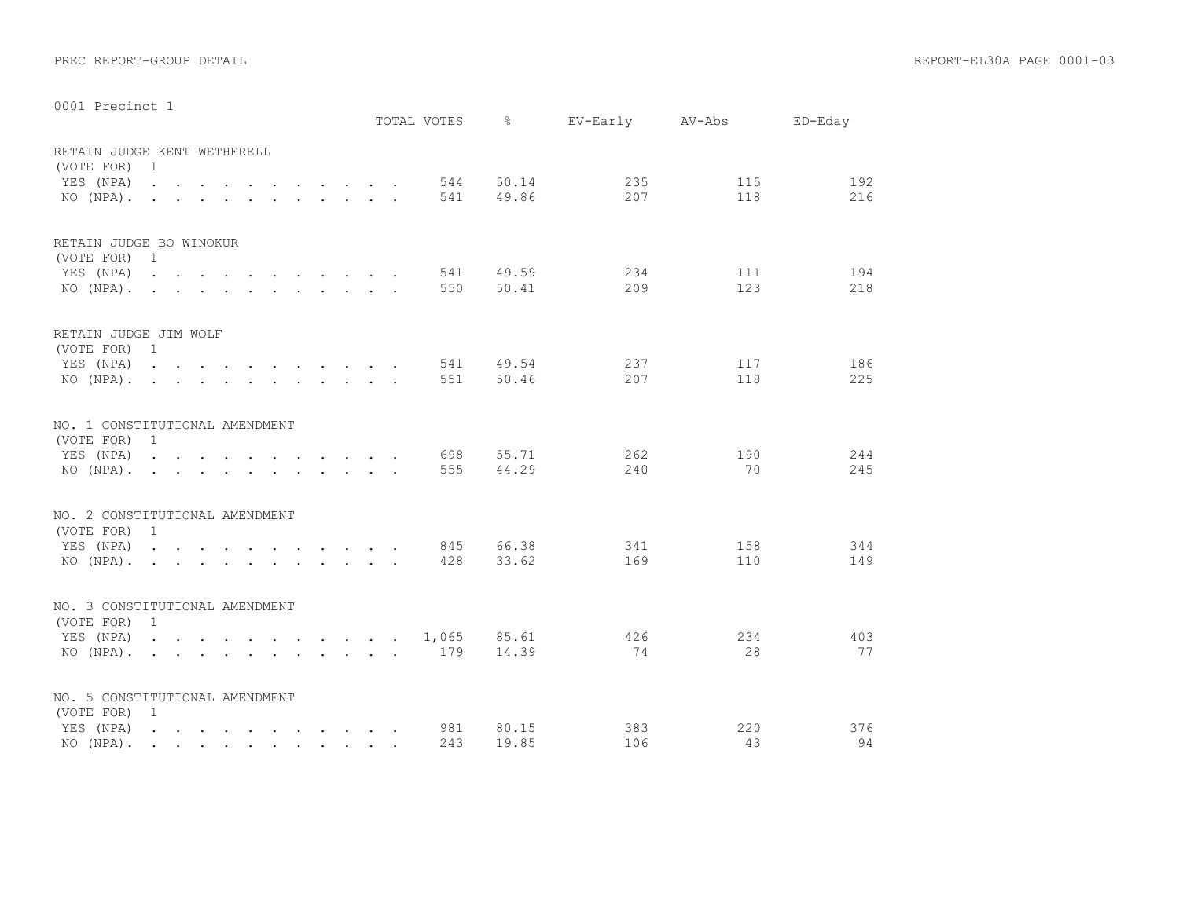## 0001 Precinct 1

| | TOTAL VOTES | % | EV-Early | AV-Abs | ED-Eday |
|---|---|---|---|---|---|
| **RETAIN JUDGE KENT WETHERELL** | | | | | |
| (VOTE FOR) 1 | | | | | |
| YES (NPA) | 544 | 50.14 | 235 | 115 | 192 |
| NO (NPA) | 541 | 49.86 | 207 | 118 | 216 |
| **RETAIN JUDGE BO WINOKUR** | | | | | |
| (VOTE FOR) 1 | | | | | |
| YES (NPA) | 541 | 49.59 | 234 | 111 | 194 |
| NO (NPA) | 550 | 50.41 | 209 | 123 | 218 |
| **RETAIN JUDGE JIM WOLF** | | | | | |
| (VOTE FOR) 1 | | | | | |
| YES (NPA) | 541 | 49.54 | 237 | 117 | 186 |
| NO (NPA) | 551 | 50.46 | 207 | 118 | 225 |
| **NO. 1 CONSTITUTIONAL AMENDMENT** | | | | | |
| (VOTE FOR) 1 | | | | | |
| YES (NPA) | 698 | 55.71 | 262 | 190 | 244 |
| NO (NPA) | 555 | 44.29 | 240 | 70 | 245 |
| **NO. 2 CONSTITUTIONAL AMENDMENT** | | | | | |
| (VOTE FOR) 1 | | | | | |
| YES (NPA) | 845 | 66.38 | 341 | 158 | 344 |
| NO (NPA) | 428 | 33.62 | 169 | 110 | 149 |
| **NO. 3 CONSTITUTIONAL AMENDMENT** | | | | | |
| (VOTE FOR) 1 | | | | | |
| YES (NPA) | 1,065 | 85.61 | 426 | 234 | 403 |
| NO (NPA) | 179 | 14.39 | 74 | 28 | 77 |
| **NO. 5 CONSTITUTIONAL AMENDMENT** | | | | | |
| (VOTE FOR) 1 | | | | | |
| YES (NPA) | 981 | 80.15 | 383 | 220 | 376 |
| NO (NPA) | 243 | 19.85 | 106 | 43 | 94 |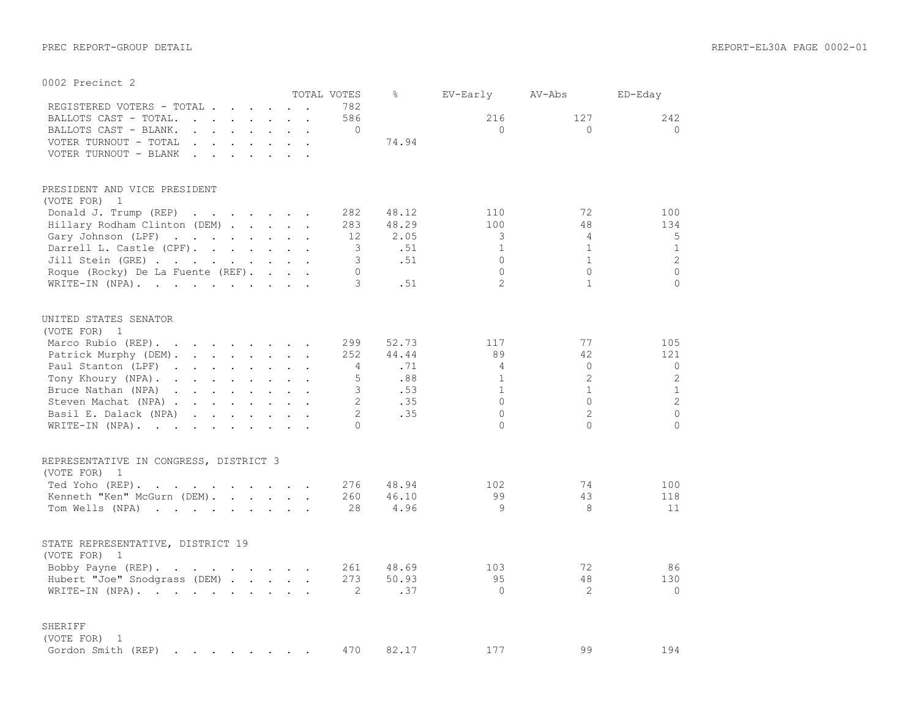0002 Precinct 2

| | TOTAL VOTES | % | EV-Early | AV-Abs | ED-Eday |
|---|---|---|---|---|---|
| REGISTERED VOTERS - TOTAL | 782 | | | | |
| BALLOTS CAST - TOTAL. | 586 | | 216 | 127 | 242 |
| BALLOTS CAST - BLANK. | 0 | | 0 | 0 | 0 |
| VOTER TURNOUT - TOTAL | | 74.94 | | | |
| VOTER TURNOUT - BLANK | | | | | |

PRESIDENT AND VICE PRESIDENT
(VOTE FOR) 1

| | TOTAL VOTES | % | EV-Early | AV-Abs | ED-Eday |
|---|---|---|---|---|---|
| Donald J. Trump (REP) | 282 | 48.12 | 110 | 72 | 100 |
| Hillary Rodham Clinton (DEM) | 283 | 48.29 | 100 | 48 | 134 |
| Gary Johnson (LPF) | 12 | 2.05 | 3 | 4 | 5 |
| Darrell L. Castle (CPF). | 3 | .51 | 1 | 1 | 1 |
| Jill Stein (GRE) | 3 | .51 | 0 | 1 | 2 |
| Roque (Rocky) De La Fuente (REF). | 0 | | 0 | 0 | 0 |
| WRITE-IN (NPA). | 3 | .51 | 2 | 1 | 0 |

UNITED STATES SENATOR
(VOTE FOR) 1

| | TOTAL VOTES | % | EV-Early | AV-Abs | ED-Eday |
|---|---|---|---|---|---|
| Marco Rubio (REP). | 299 | 52.73 | 117 | 77 | 105 |
| Patrick Murphy (DEM). | 252 | 44.44 | 89 | 42 | 121 |
| Paul Stanton (LPF) | 4 | .71 | 4 | 0 | 0 |
| Tony Khoury (NPA). | 5 | .88 | 1 | 2 | 2 |
| Bruce Nathan (NPA) | 3 | .53 | 1 | 1 | 1 |
| Steven Machat (NPA) | 2 | .35 | 0 | 0 | 2 |
| Basil E. Dalack (NPA) | 2 | .35 | 0 | 2 | 0 |
| WRITE-IN (NPA). | 0 | | 0 | 0 | 0 |

REPRESENTATIVE IN CONGRESS, DISTRICT 3
(VOTE FOR) 1

| | TOTAL VOTES | % | EV-Early | AV-Abs | ED-Eday |
|---|---|---|---|---|---|
| Ted Yoho (REP). | 276 | 48.94 | 102 | 74 | 100 |
| Kenneth "Ken" McGurn (DEM). | 260 | 46.10 | 99 | 43 | 118 |
| Tom Wells (NPA) | 28 | 4.96 | 9 | 8 | 11 |

STATE REPRESENTATIVE, DISTRICT 19
(VOTE FOR) 1

| | TOTAL VOTES | % | EV-Early | AV-Abs | ED-Eday |
|---|---|---|---|---|---|
| Bobby Payne (REP). | 261 | 48.69 | 103 | 72 | 86 |
| Hubert "Joe" Snodgrass (DEM) | 273 | 50.93 | 95 | 48 | 130 |
| WRITE-IN (NPA). | 2 | .37 | 0 | 2 | 0 |

SHERIFF
(VOTE FOR) 1

| | TOTAL VOTES | % | EV-Early | AV-Abs | ED-Eday |
|---|---|---|---|---|---|
| Gordon Smith (REP) | 470 | 82.17 | 177 | 99 | 194 |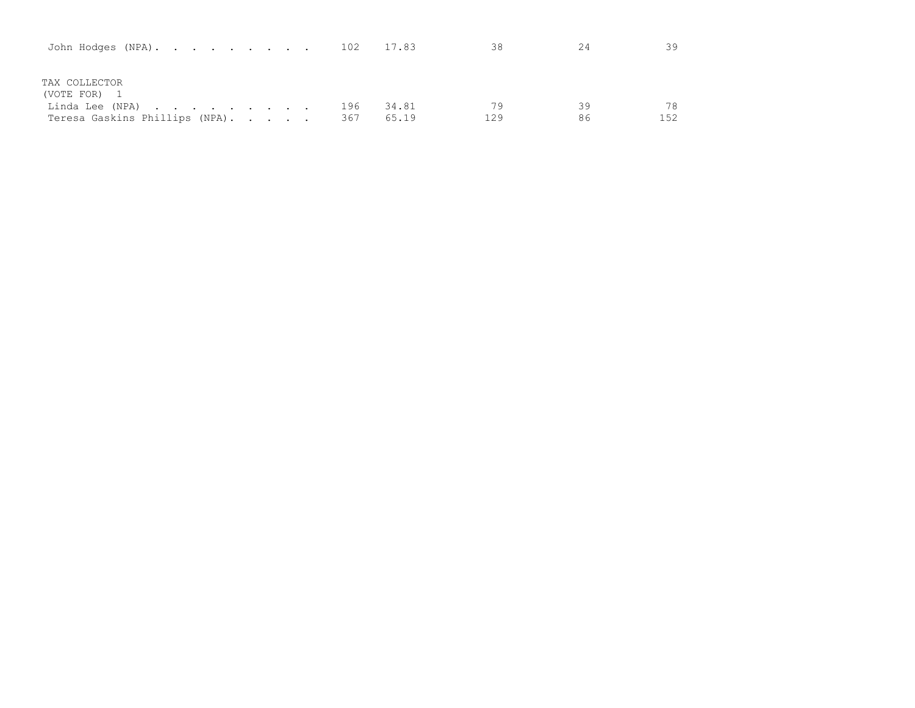| | | | | | |
|---|---|---|---|---|---|
| John Hodges (NPA) | 102 | 17.83 | 38 | 24 | 39 |

TAX COLLECTOR
(VOTE FOR) 1

| | | | | | |
|---|---|---|---|---|---|
| Linda Lee (NPA) | 196 | 34.81 | 79 | 39 | 78 |
| Teresa Gaskins Phillips (NPA) | 367 | 65.19 | 129 | 86 | 152 |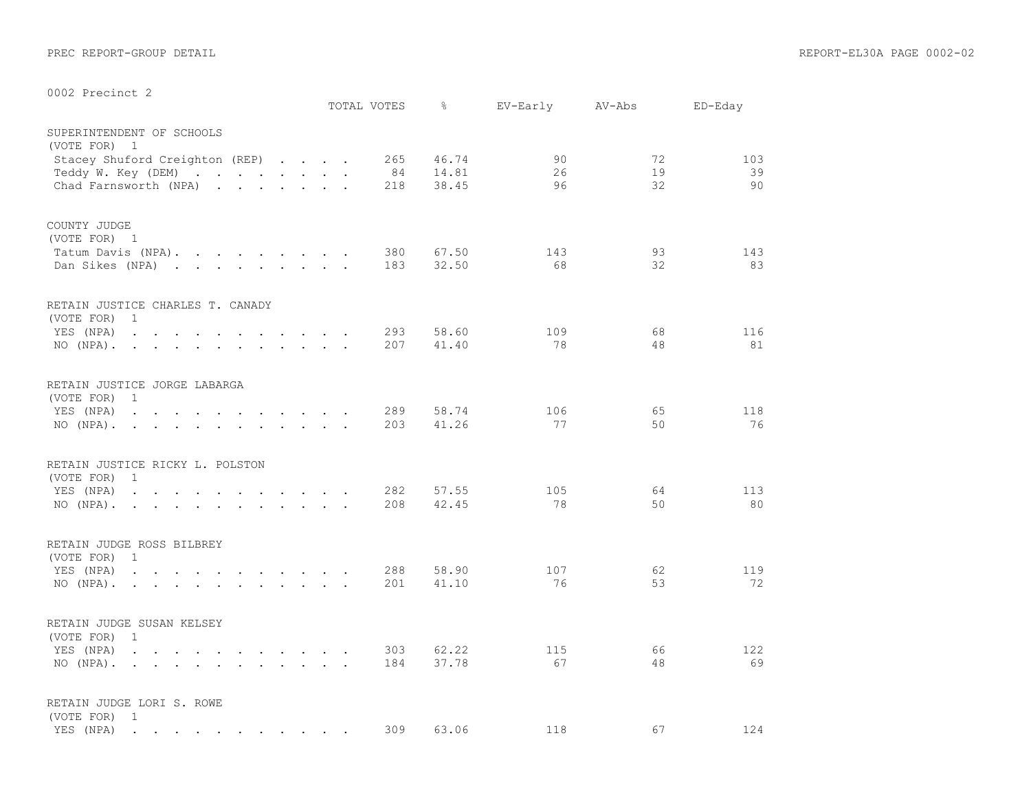0002 Precinct 2

| | TOTAL VOTES | % | EV-Early | AV-Abs | ED-Eday |
|---|---|---|---|---|---|
| **SUPERINTENDENT OF SCHOOLS** | | | | | |
| (VOTE FOR) 1 | | | | | |
| Stacey Shuford Creighton (REP) | 265 | 46.74 | 90 | 72 | 103 |
| Teddy W. Key (DEM) | 84 | 14.81 | 26 | 19 | 39 |
| Chad Farnsworth (NPA) | 218 | 38.45 | 96 | 32 | 90 |
| **COUNTY JUDGE** | | | | | |
| (VOTE FOR) 1 | | | | | |
| Tatum Davis (NPA). | 380 | 67.50 | 143 | 93 | 143 |
| Dan Sikes (NPA) | 183 | 32.50 | 68 | 32 | 83 |
| **RETAIN JUSTICE CHARLES T. CANADY** | | | | | |
| (VOTE FOR) 1 | | | | | |
| YES (NPA) | 293 | 58.60 | 109 | 68 | 116 |
| NO (NPA). | 207 | 41.40 | 78 | 48 | 81 |
| **RETAIN JUSTICE JORGE LABARGA** | | | | | |
| (VOTE FOR) 1 | | | | | |
| YES (NPA) | 289 | 58.74 | 106 | 65 | 118 |
| NO (NPA). | 203 | 41.26 | 77 | 50 | 76 |
| **RETAIN JUSTICE RICKY L. POLSTON** | | | | | |
| (VOTE FOR) 1 | | | | | |
| YES (NPA) | 282 | 57.55 | 105 | 64 | 113 |
| NO (NPA). | 208 | 42.45 | 78 | 50 | 80 |
| **RETAIN JUDGE ROSS BILBREY** | | | | | |
| (VOTE FOR) 1 | | | | | |
| YES (NPA) | 288 | 58.90 | 107 | 62 | 119 |
| NO (NPA). | 201 | 41.10 | 76 | 53 | 72 |
| **RETAIN JUDGE SUSAN KELSEY** | | | | | |
| (VOTE FOR) 1 | | | | | |
| YES (NPA) | 303 | 62.22 | 115 | 66 | 122 |
| NO (NPA). | 184 | 37.78 | 67 | 48 | 69 |
| **RETAIN JUDGE LORI S. ROWE** | | | | | |
| (VOTE FOR) 1 | | | | | |
| YES (NPA) | 309 | 63.06 | 118 | 67 | 124 |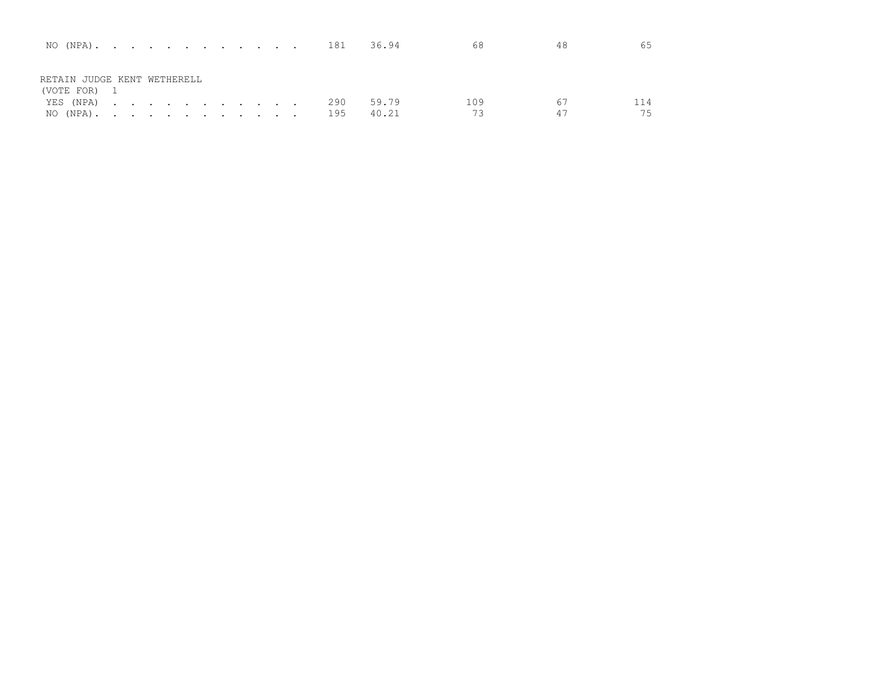| | | | | | |
|---|---|---|---|---|---|
| NO (NPA). . . . . . . . . . . . . | 181 | 36.94 | 68 | 48 | 65 |

RETAIN JUDGE KENT WETHERELL
(VOTE FOR) 1

| | | | | | |
|---|---|---|---|---|---|
| YES (NPA) . . . . . . . . . . . . | 290 | 59.79 | 109 | 67 | 114 |
| NO (NPA). . . . . . . . . . . . . | 195 | 40.21 | 73 | 47 | 75 |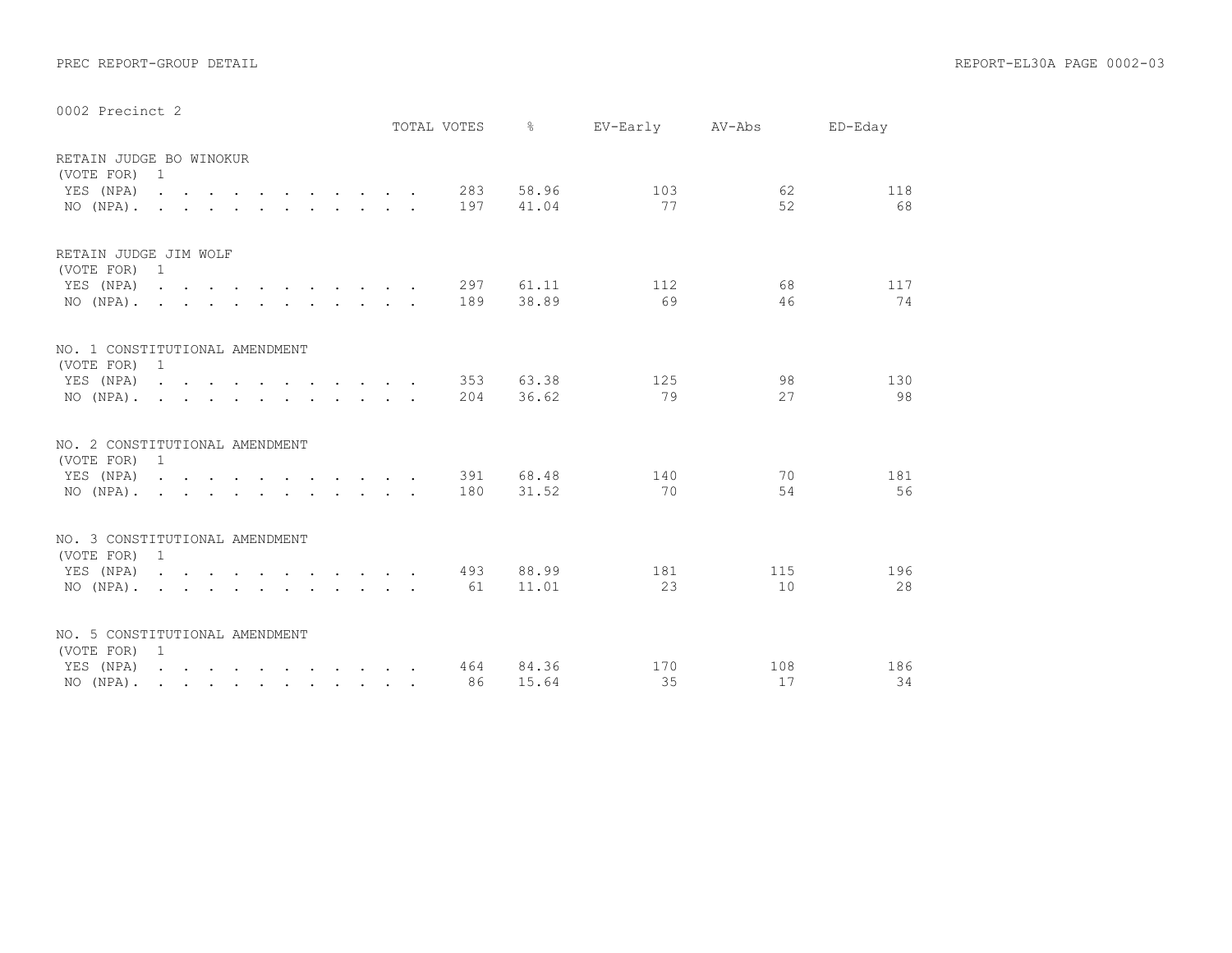0002 Precinct 2

| | TOTAL VOTES | % | EV-Early | AV-Abs | ED-Eday |
|---|---|---|---|---|---|
| **RETAIN JUDGE BO WINOKUR** | | | | | |
| (VOTE FOR) 1 | | | | | |
| YES (NPA) | 283 | 58.96 | 103 | 62 | 118 |
| NO (NPA) | 197 | 41.04 | 77 | 52 | 68 |
| **RETAIN JUDGE JIM WOLF** | | | | | |
| (VOTE FOR) 1 | | | | | |
| YES (NPA) | 297 | 61.11 | 112 | 68 | 117 |
| NO (NPA) | 189 | 38.89 | 69 | 46 | 74 |
| **NO. 1 CONSTITUTIONAL AMENDMENT** | | | | | |
| (VOTE FOR) 1 | | | | | |
| YES (NPA) | 353 | 63.38 | 125 | 98 | 130 |
| NO (NPA) | 204 | 36.62 | 79 | 27 | 98 |
| **NO. 2 CONSTITUTIONAL AMENDMENT** | | | | | |
| (VOTE FOR) 1 | | | | | |
| YES (NPA) | 391 | 68.48 | 140 | 70 | 181 |
| NO (NPA) | 180 | 31.52 | 70 | 54 | 56 |
| **NO. 3 CONSTITUTIONAL AMENDMENT** | | | | | |
| (VOTE FOR) 1 | | | | | |
| YES (NPA) | 493 | 88.99 | 181 | 115 | 196 |
| NO (NPA) | 61 | 11.01 | 23 | 10 | 28 |
| **NO. 5 CONSTITUTIONAL AMENDMENT** | | | | | |
| (VOTE FOR) 1 | | | | | |
| YES (NPA) | 464 | 84.36 | 170 | 108 | 186 |
| NO (NPA) | 86 | 15.64 | 35 | 17 | 34 |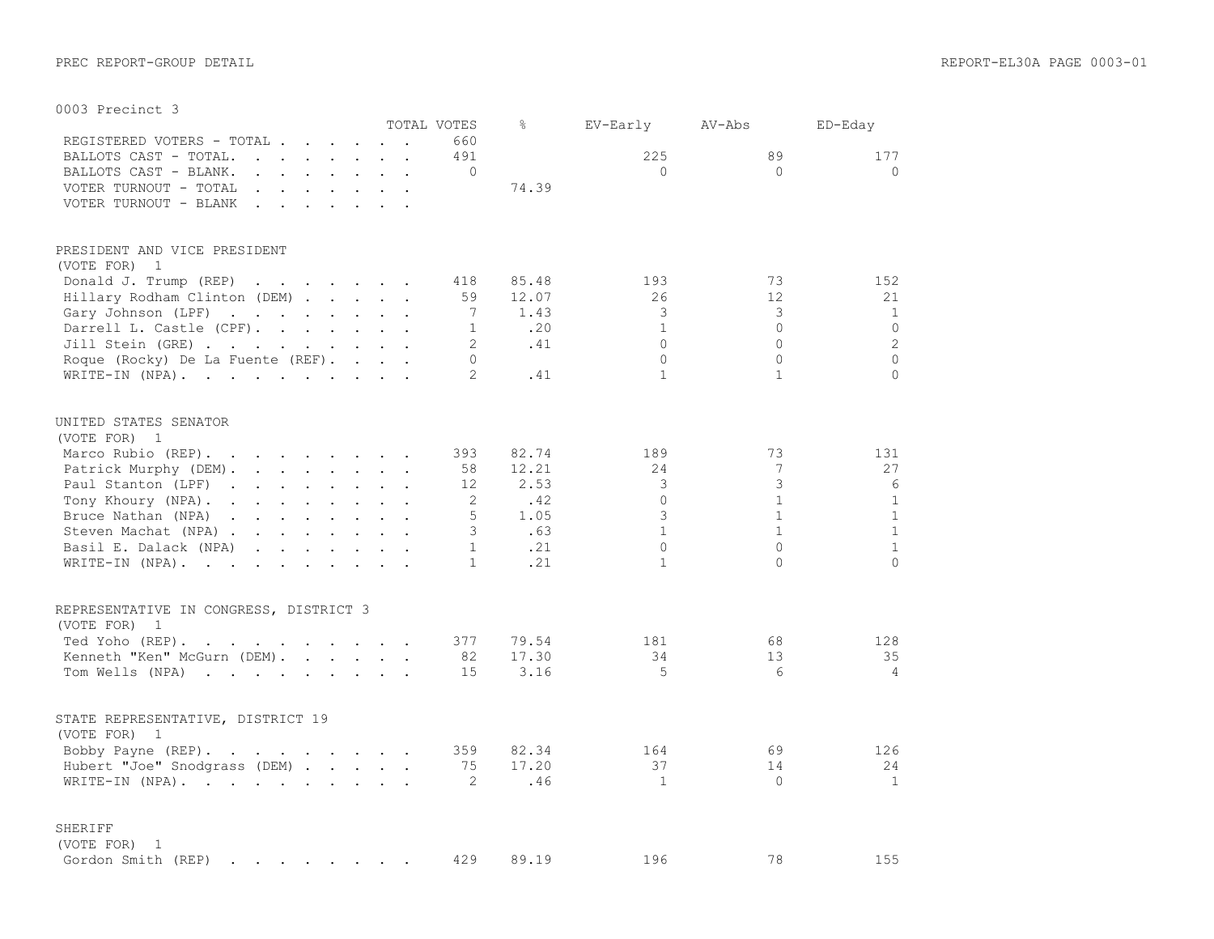0003 Precinct 3

| | TOTAL VOTES | % | EV-Early | AV-Abs | ED-Eday |
|---|---|---|---|---|---|
| REGISTERED VOTERS - TOTAL | 660 | | | | |
| BALLOTS CAST - TOTAL. | 491 | | 225 | 89 | 177 |
| BALLOTS CAST - BLANK. | 0 | | 0 | 0 | 0 |
| VOTER TURNOUT - TOTAL | | 74.39 | | | |
| VOTER TURNOUT - BLANK | | | | | |

PRESIDENT AND VICE PRESIDENT
(VOTE FOR) 1

| | TOTAL VOTES | % | EV-Early | AV-Abs | ED-Eday |
|---|---|---|---|---|---|
| Donald J. Trump (REP) | 418 | 85.48 | 193 | 73 | 152 |
| Hillary Rodham Clinton (DEM) | 59 | 12.07 | 26 | 12 | 21 |
| Gary Johnson (LPF) | 7 | 1.43 | 3 | 3 | 1 |
| Darrell L. Castle (CPF). | 1 | .20 | 1 | 0 | 0 |
| Jill Stein (GRE) | 2 | .41 | 0 | 0 | 2 |
| Roque (Rocky) De La Fuente (REF). | 0 | | 0 | 0 | 0 |
| WRITE-IN (NPA). | 2 | .41 | 1 | 1 | 0 |

UNITED STATES SENATOR
(VOTE FOR) 1

| | TOTAL VOTES | % | EV-Early | AV-Abs | ED-Eday |
|---|---|---|---|---|---|
| Marco Rubio (REP). | 393 | 82.74 | 189 | 73 | 131 |
| Patrick Murphy (DEM). | 58 | 12.21 | 24 | 7 | 27 |
| Paul Stanton (LPF) | 12 | 2.53 | 3 | 3 | 6 |
| Tony Khoury (NPA). | 2 | .42 | 0 | 1 | 1 |
| Bruce Nathan (NPA) | 5 | 1.05 | 3 | 1 | 1 |
| Steven Machat (NPA) | 3 | .63 | 1 | 1 | 1 |
| Basil E. Dalack (NPA) | 1 | .21 | 0 | 0 | 1 |
| WRITE-IN (NPA). | 1 | .21 | 1 | 0 | 0 |

REPRESENTATIVE IN CONGRESS, DISTRICT 3
(VOTE FOR) 1

| | TOTAL VOTES | % | EV-Early | AV-Abs | ED-Eday |
|---|---|---|---|---|---|
| Ted Yoho (REP). | 377 | 79.54 | 181 | 68 | 128 |
| Kenneth "Ken" McGurn (DEM). | 82 | 17.30 | 34 | 13 | 35 |
| Tom Wells (NPA) | 15 | 3.16 | 5 | 6 | 4 |

STATE REPRESENTATIVE, DISTRICT 19
(VOTE FOR) 1

| | TOTAL VOTES | % | EV-Early | AV-Abs | ED-Eday |
|---|---|---|---|---|---|
| Bobby Payne (REP). | 359 | 82.34 | 164 | 69 | 126 |
| Hubert "Joe" Snodgrass (DEM) | 75 | 17.20 | 37 | 14 | 24 |
| WRITE-IN (NPA). | 2 | .46 | 1 | 0 | 1 |

SHERIFF
(VOTE FOR) 1

| | TOTAL VOTES | % | EV-Early | AV-Abs | ED-Eday |
|---|---|---|---|---|---|
| Gordon Smith (REP) | 429 | 89.19 | 196 | 78 | 155 |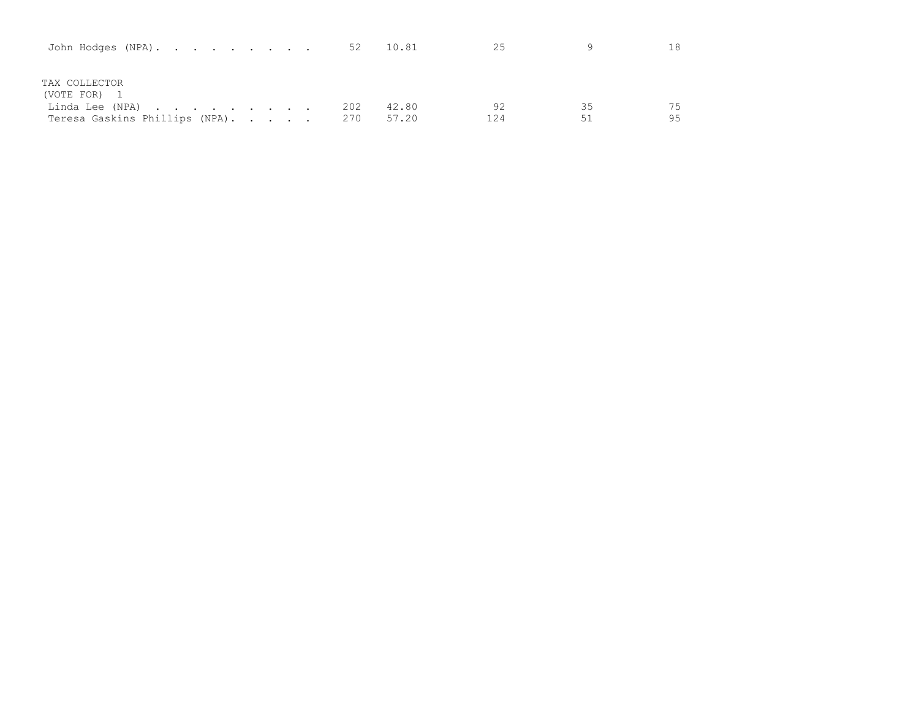| | | | | | |
|---|---|---|---|---|---|
| John Hodges (NPA) | 52 | 10.81 | 25 | 9 | 18 |

TAX COLLECTOR
(VOTE FOR) 1

| | | | | | |
|---|---|---|---|---|---|
| Linda Lee (NPA) | 202 | 42.80 | 92 | 35 | 75 |
| Teresa Gaskins Phillips (NPA) | 270 | 57.20 | 124 | 51 | 95 |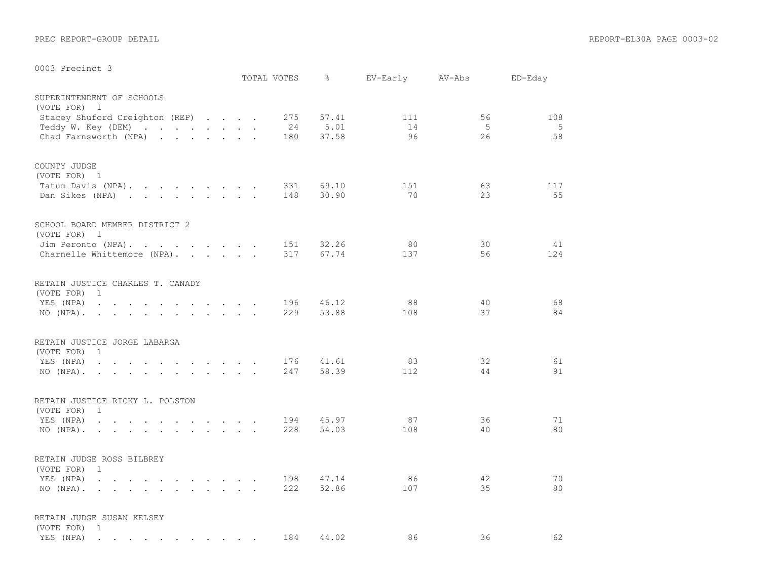0003 Precinct 3

| | TOTAL VOTES | % | EV-Early | AV-Abs | ED-Eday |
|---|---|---|---|---|---|
| **SUPERINTENDENT OF SCHOOLS** | | | | | |
| (VOTE FOR) 1 | | | | | |
| Stacey Shuford Creighton (REP) | 275 | 57.41 | 111 | 56 | 108 |
| Teddy W. Key (DEM) | 24 | 5.01 | 14 | 5 | 5 |
| Chad Farnsworth (NPA) | 180 | 37.58 | 96 | 26 | 58 |
| **COUNTY JUDGE** | | | | | |
| (VOTE FOR) 1 | | | | | |
| Tatum Davis (NPA). | 331 | 69.10 | 151 | 63 | 117 |
| Dan Sikes (NPA) | 148 | 30.90 | 70 | 23 | 55 |
| **SCHOOL BOARD MEMBER DISTRICT 2** | | | | | |
| (VOTE FOR) 1 | | | | | |
| Jim Peronto (NPA). | 151 | 32.26 | 80 | 30 | 41 |
| Charnelle Whittemore (NPA). | 317 | 67.74 | 137 | 56 | 124 |
| **RETAIN JUSTICE CHARLES T. CANADY** | | | | | |
| (VOTE FOR) 1 | | | | | |
| YES (NPA) | 196 | 46.12 | 88 | 40 | 68 |
| NO (NPA). | 229 | 53.88 | 108 | 37 | 84 |
| **RETAIN JUSTICE JORGE LABARGA** | | | | | |
| (VOTE FOR) 1 | | | | | |
| YES (NPA) | 176 | 41.61 | 83 | 32 | 61 |
| NO (NPA). | 247 | 58.39 | 112 | 44 | 91 |
| **RETAIN JUSTICE RICKY L. POLSTON** | | | | | |
| (VOTE FOR) 1 | | | | | |
| YES (NPA) | 194 | 45.97 | 87 | 36 | 71 |
| NO (NPA). | 228 | 54.03 | 108 | 40 | 80 |
| **RETAIN JUDGE ROSS BILBREY** | | | | | |
| (VOTE FOR) 1 | | | | | |
| YES (NPA) | 198 | 47.14 | 86 | 42 | 70 |
| NO (NPA). | 222 | 52.86 | 107 | 35 | 80 |
| **RETAIN JUDGE SUSAN KELSEY** | | | | | |
| (VOTE FOR) 1 | | | | | |
| YES (NPA) | 184 | 44.02 | 86 | 36 | 62 |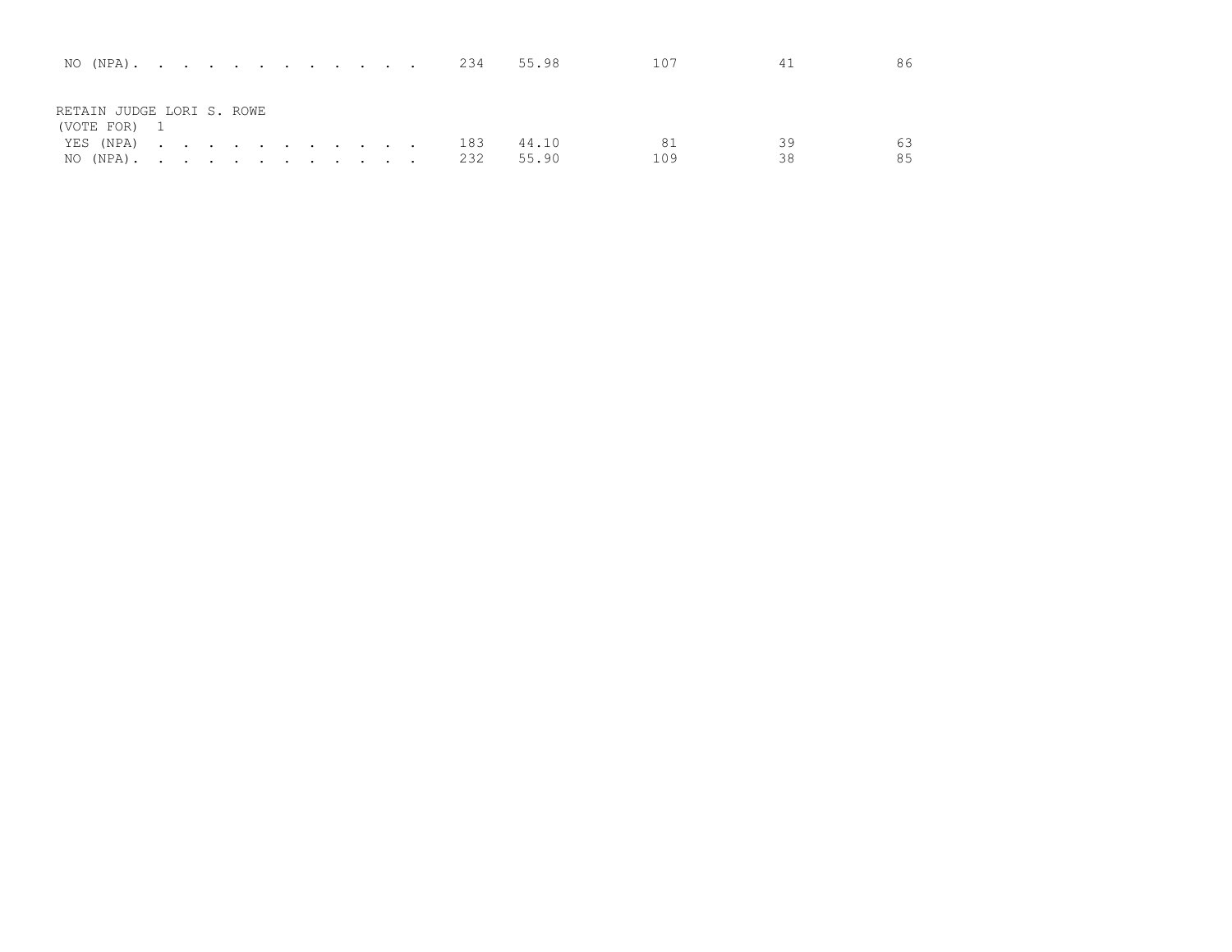| | | | | | |
|---|---|---|---|---|---|
| NO (NPA). . . . . . . . . . . . . | 234 | 55.98 | 107 | 41 | 86 |

RETAIN JUDGE LORI S. ROWE
(VOTE FOR) 1

| | | | | | |
|---|---|---|---|---|---|
| YES (NPA) . . . . . . . . . . . . | 183 | 44.10 | 81 | 39 | 63 |
| NO (NPA). . . . . . . . . . . . . | 232 | 55.90 | 109 | 38 | 85 |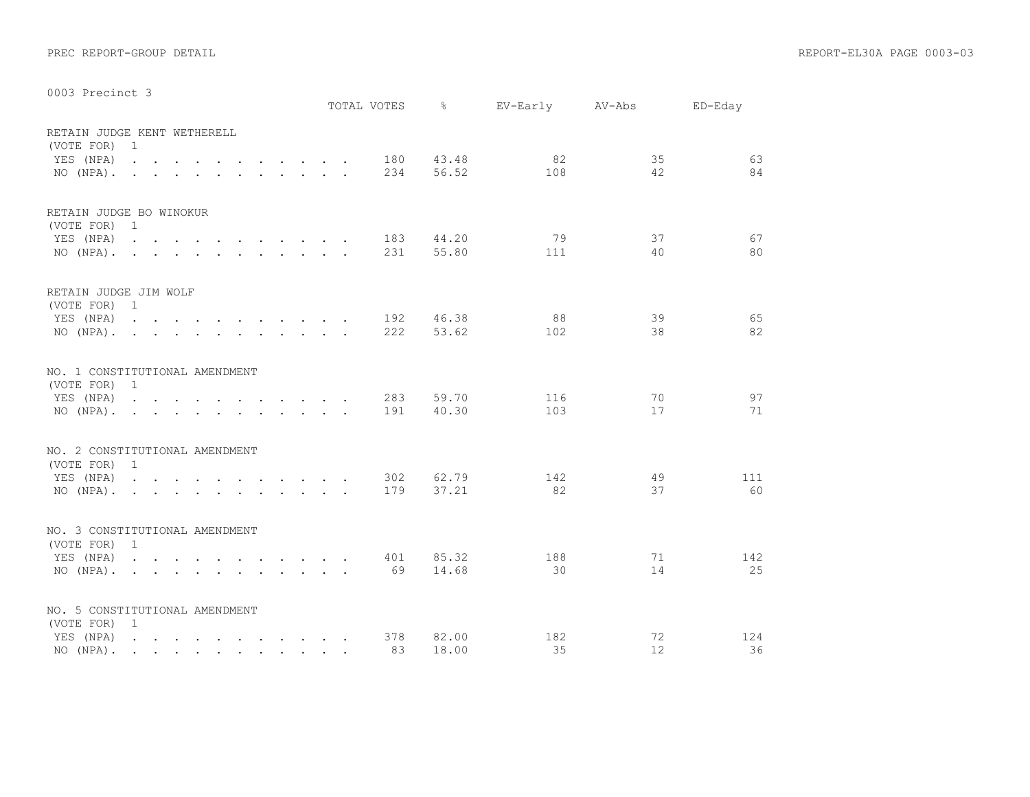0003 Precinct 3

| | TOTAL VOTES | % | EV-Early | AV-Abs | ED-Eday |
|---|---|---|---|---|---|
| **RETAIN JUDGE KENT WETHERELL** | | | | | |
| (VOTE FOR) 1 | | | | | |
| YES (NPA) | 180 | 43.48 | 82 | 35 | 63 |
| NO (NPA) | 234 | 56.52 | 108 | 42 | 84 |
| **RETAIN JUDGE BO WINOKUR** | | | | | |
| (VOTE FOR) 1 | | | | | |
| YES (NPA) | 183 | 44.20 | 79 | 37 | 67 |
| NO (NPA) | 231 | 55.80 | 111 | 40 | 80 |
| **RETAIN JUDGE JIM WOLF** | | | | | |
| (VOTE FOR) 1 | | | | | |
| YES (NPA) | 192 | 46.38 | 88 | 39 | 65 |
| NO (NPA) | 222 | 53.62 | 102 | 38 | 82 |
| **NO. 1 CONSTITUTIONAL AMENDMENT** | | | | | |
| (VOTE FOR) 1 | | | | | |
| YES (NPA) | 283 | 59.70 | 116 | 70 | 97 |
| NO (NPA) | 191 | 40.30 | 103 | 17 | 71 |
| **NO. 2 CONSTITUTIONAL AMENDMENT** | | | | | |
| (VOTE FOR) 1 | | | | | |
| YES (NPA) | 302 | 62.79 | 142 | 49 | 111 |
| NO (NPA) | 179 | 37.21 | 82 | 37 | 60 |
| **NO. 3 CONSTITUTIONAL AMENDMENT** | | | | | |
| (VOTE FOR) 1 | | | | | |
| YES (NPA) | 401 | 85.32 | 188 | 71 | 142 |
| NO (NPA) | 69 | 14.68 | 30 | 14 | 25 |
| **NO. 5 CONSTITUTIONAL AMENDMENT** | | | | | |
| (VOTE FOR) 1 | | | | | |
| YES (NPA) | 378 | 82.00 | 182 | 72 | 124 |
| NO (NPA) | 83 | 18.00 | 35 | 12 | 36 |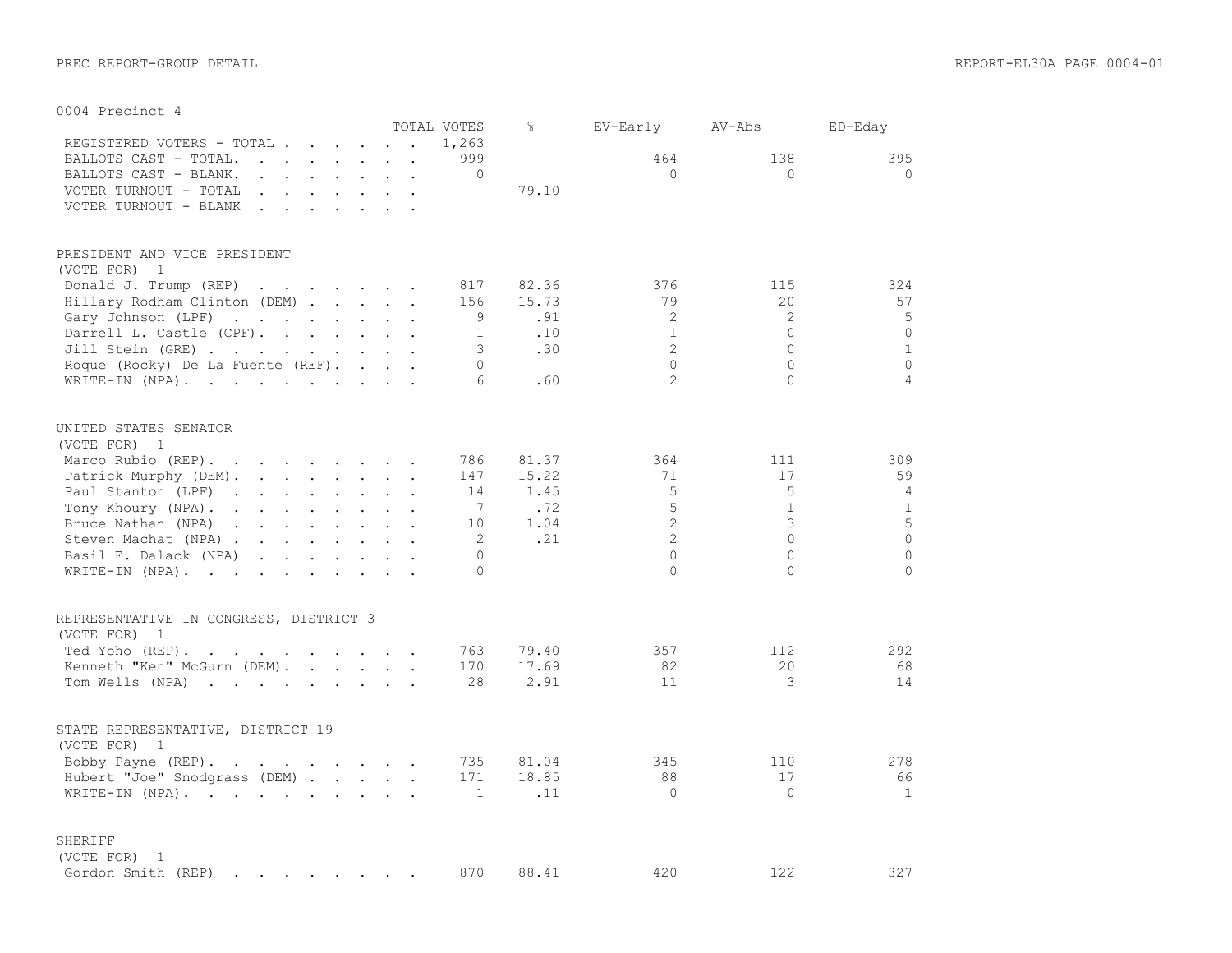0004 Precinct 4

| | TOTAL VOTES | % | EV-Early | AV-Abs | ED-Eday |
|---|---|---|---|---|---|
| REGISTERED VOTERS - TOTAL | 1,263 | | | | |
| BALLOTS CAST - TOTAL. | 999 | | 464 | 138 | 395 |
| BALLOTS CAST - BLANK. | 0 | | 0 | 0 | 0 |
| VOTER TURNOUT - TOTAL | | 79.10 | | | |
| VOTER TURNOUT - BLANK | | | | | |

PRESIDENT AND VICE PRESIDENT
(VOTE FOR) 1

| | TOTAL VOTES | % | EV-Early | AV-Abs | ED-Eday |
|---|---|---|---|---|---|
| Donald J. Trump (REP) | 817 | 82.36 | 376 | 115 | 324 |
| Hillary Rodham Clinton (DEM) | 156 | 15.73 | 79 | 20 | 57 |
| Gary Johnson (LPF) | 9 | .91 | 2 | 2 | 5 |
| Darrell L. Castle (CPF). | 1 | .10 | 1 | 0 | 0 |
| Jill Stein (GRE) | 3 | .30 | 2 | 0 | 1 |
| Roque (Rocky) De La Fuente (REF). | 0 | | 0 | 0 | 0 |
| WRITE-IN (NPA). | 6 | .60 | 2 | 0 | 4 |

UNITED STATES SENATOR
(VOTE FOR) 1

| | TOTAL VOTES | % | EV-Early | AV-Abs | ED-Eday |
|---|---|---|---|---|---|
| Marco Rubio (REP). | 786 | 81.37 | 364 | 111 | 309 |
| Patrick Murphy (DEM). | 147 | 15.22 | 71 | 17 | 59 |
| Paul Stanton (LPF) | 14 | 1.45 | 5 | 5 | 4 |
| Tony Khoury (NPA). | 7 | .72 | 5 | 1 | 1 |
| Bruce Nathan (NPA) | 10 | 1.04 | 2 | 3 | 5 |
| Steven Machat (NPA) | 2 | .21 | 2 | 0 | 0 |
| Basil E. Dalack (NPA) | 0 | | 0 | 0 | 0 |
| WRITE-IN (NPA). | 0 | | 0 | 0 | 0 |

REPRESENTATIVE IN CONGRESS, DISTRICT 3
(VOTE FOR) 1

| | TOTAL VOTES | % | EV-Early | AV-Abs | ED-Eday |
|---|---|---|---|---|---|
| Ted Yoho (REP). | 763 | 79.40 | 357 | 112 | 292 |
| Kenneth "Ken" McGurn (DEM). | 170 | 17.69 | 82 | 20 | 68 |
| Tom Wells (NPA) | 28 | 2.91 | 11 | 3 | 14 |

STATE REPRESENTATIVE, DISTRICT 19
(VOTE FOR) 1

| | TOTAL VOTES | % | EV-Early | AV-Abs | ED-Eday |
|---|---|---|---|---|---|
| Bobby Payne (REP). | 735 | 81.04 | 345 | 110 | 278 |
| Hubert "Joe" Snodgrass (DEM) | 171 | 18.85 | 88 | 17 | 66 |
| WRITE-IN (NPA). | 1 | .11 | 0 | 0 | 1 |

SHERIFF
(VOTE FOR) 1

| | TOTAL VOTES | % | EV-Early | AV-Abs | ED-Eday |
|---|---|---|---|---|---|
| Gordon Smith (REP) | 870 | 88.41 | 420 | 122 | 327 |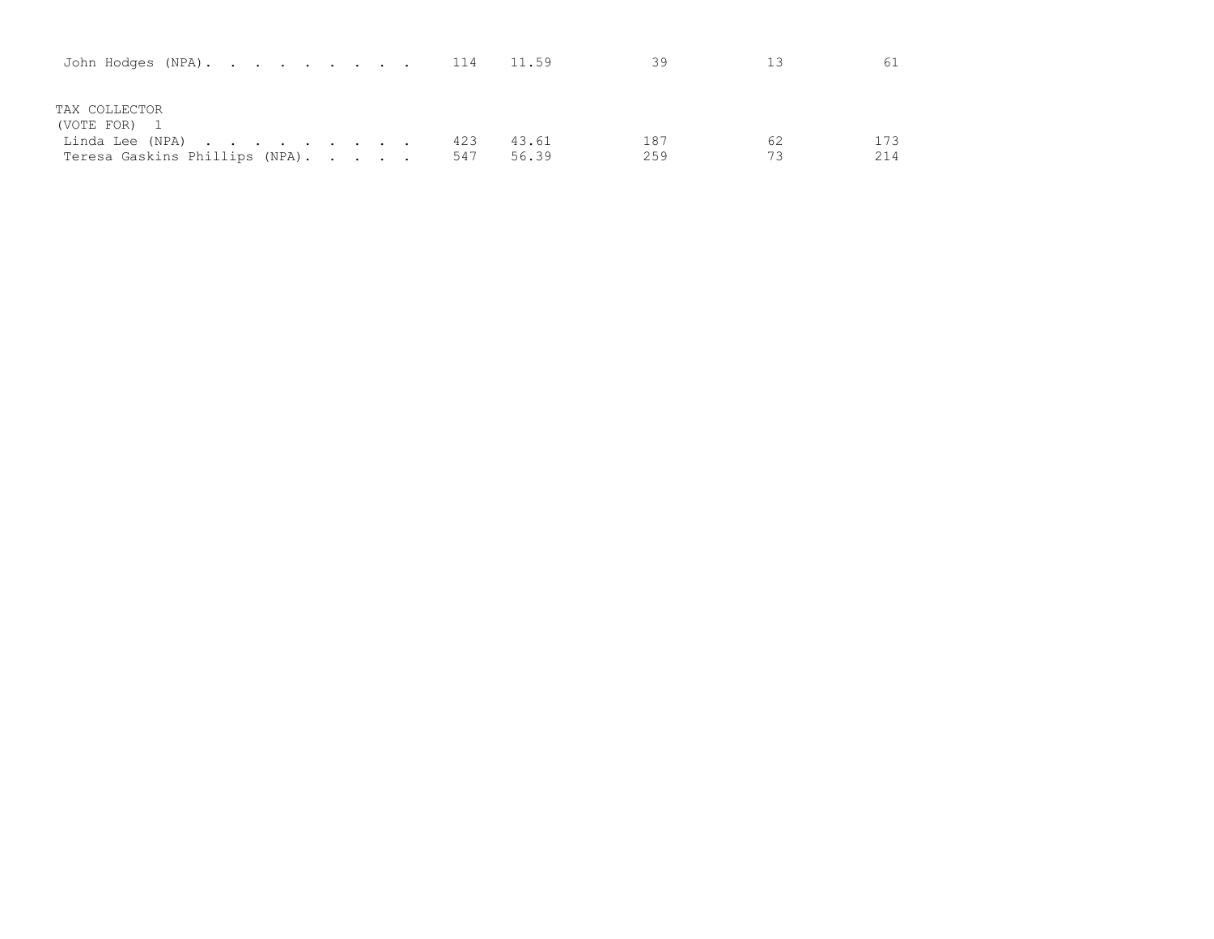| | | | | | |
|---|---|---|---|---|---|
| John Hodges (NPA). . . . . . . . . | 114 | 11.59 | 39 | 13 | 61 |

TAX COLLECTOR
(VOTE FOR) 1

| | | | | | |
|---|---|---|---|---|---|
| Linda Lee (NPA) . . . . . . . . . | 423 | 43.61 | 187 | 62 | 173 |
| Teresa Gaskins Phillips (NPA). . . . . | 547 | 56.39 | 259 | 73 | 214 |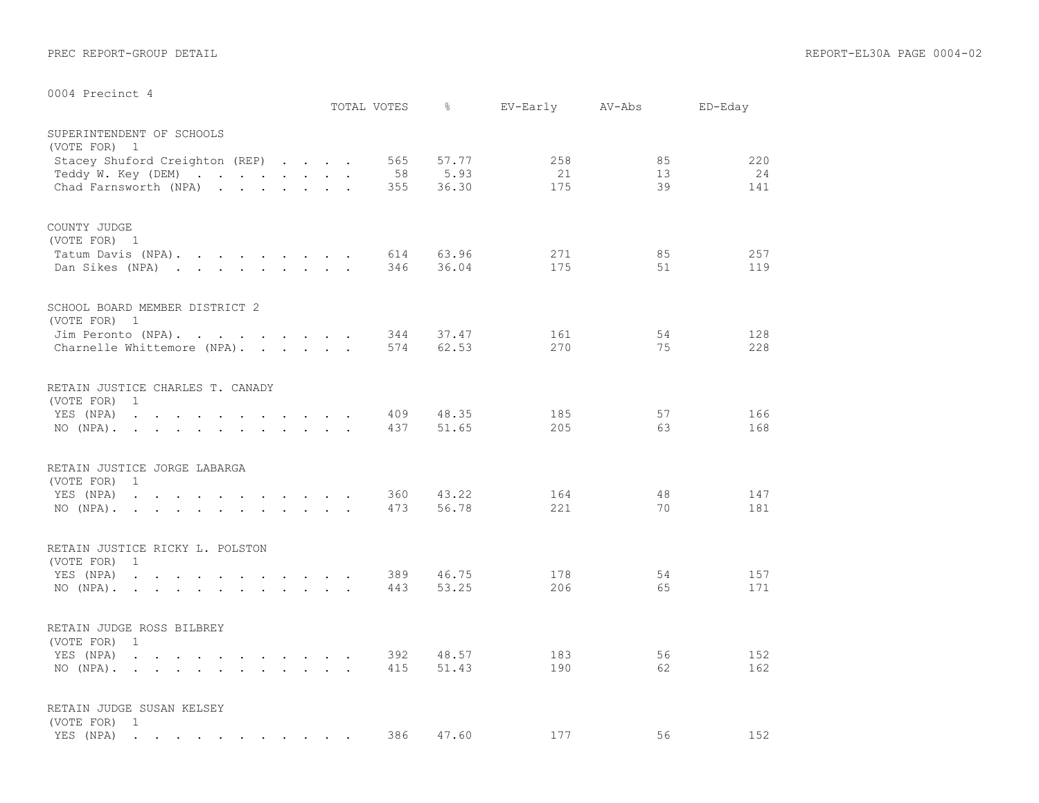0004 Precinct 4

| | TOTAL VOTES | % | EV-Early | AV-Abs | ED-Eday |
|---|---|---|---|---|---|
| **SUPERINTENDENT OF SCHOOLS** | | | | | |
| (VOTE FOR) 1 | | | | | |
| Stacey Shuford Creighton (REP) | 565 | 57.77 | 258 | 85 | 220 |
| Teddy W. Key (DEM) | 58 | 5.93 | 21 | 13 | 24 |
| Chad Farnsworth (NPA) | 355 | 36.30 | 175 | 39 | 141 |
| **COUNTY JUDGE** | | | | | |
| (VOTE FOR) 1 | | | | | |
| Tatum Davis (NPA) | 614 | 63.96 | 271 | 85 | 257 |
| Dan Sikes (NPA) | 346 | 36.04 | 175 | 51 | 119 |
| **SCHOOL BOARD MEMBER DISTRICT 2** | | | | | |
| (VOTE FOR) 1 | | | | | |
| Jim Peronto (NPA) | 344 | 37.47 | 161 | 54 | 128 |
| Charnelle Whittemore (NPA) | 574 | 62.53 | 270 | 75 | 228 |
| **RETAIN JUSTICE CHARLES T. CANADY** | | | | | |
| (VOTE FOR) 1 | | | | | |
| YES (NPA) | 409 | 48.35 | 185 | 57 | 166 |
| NO (NPA) | 437 | 51.65 | 205 | 63 | 168 |
| **RETAIN JUSTICE JORGE LABARGA** | | | | | |
| (VOTE FOR) 1 | | | | | |
| YES (NPA) | 360 | 43.22 | 164 | 48 | 147 |
| NO (NPA) | 473 | 56.78 | 221 | 70 | 181 |
| **RETAIN JUSTICE RICKY L. POLSTON** | | | | | |
| (VOTE FOR) 1 | | | | | |
| YES (NPA) | 389 | 46.75 | 178 | 54 | 157 |
| NO (NPA) | 443 | 53.25 | 206 | 65 | 171 |
| **RETAIN JUDGE ROSS BILBREY** | | | | | |
| (VOTE FOR) 1 | | | | | |
| YES (NPA) | 392 | 48.57 | 183 | 56 | 152 |
| NO (NPA) | 415 | 51.43 | 190 | 62 | 162 |
| **RETAIN JUDGE SUSAN KELSEY** | | | | | |
| (VOTE FOR) 1 | | | | | |
| YES (NPA) | 386 | 47.60 | 177 | 56 | 152 |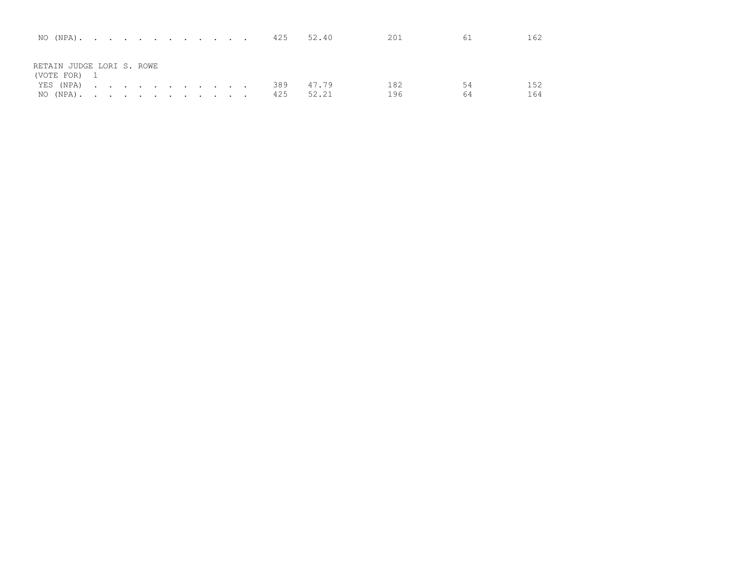| | | | | | |
|---|---|---|---|---|---|
| NO (NPA). . . . . . . . . . . . . | 425 | 52.40 | 201 | 61 | 162 |

RETAIN JUDGE LORI S. ROWE
(VOTE FOR) 1

| | | | | | |
|---|---|---|---|---|---|
| YES (NPA) . . . . . . . . . . . . | 389 | 47.79 | 182 | 54 | 152 |
| NO (NPA). . . . . . . . . . . . . | 425 | 52.21 | 196 | 64 | 164 |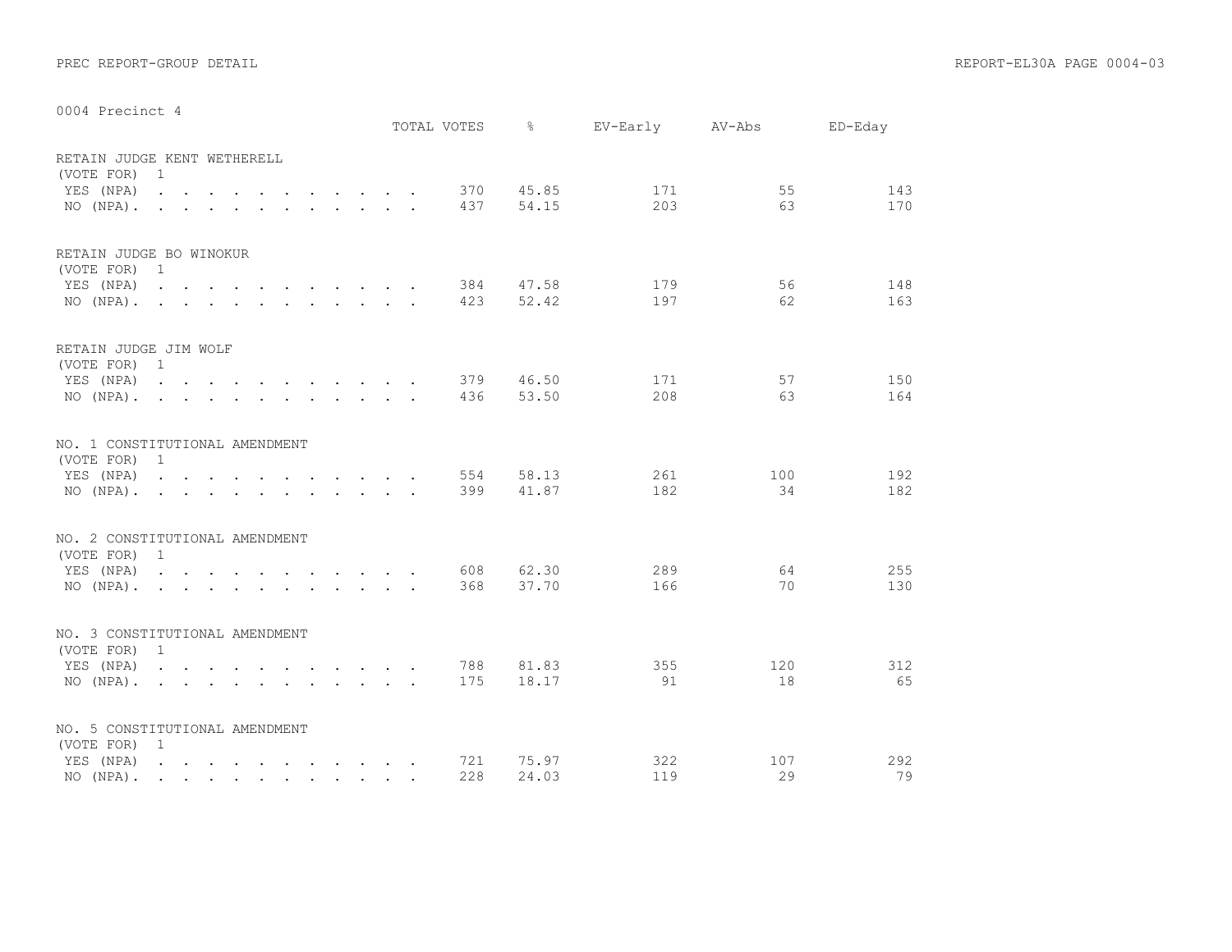0004 Precinct 4

| | TOTAL VOTES | % | EV-Early | AV-Abs | ED-Eday |
|---|---|---|---|---|---|
| **RETAIN JUDGE KENT WETHERELL** | | | | | |
| (VOTE FOR) 1 | | | | | |
| YES (NPA) | 370 | 45.85 | 171 | 55 | 143 |
| NO (NPA) | 437 | 54.15 | 203 | 63 | 170 |
| **RETAIN JUDGE BO WINOKUR** | | | | | |
| (VOTE FOR) 1 | | | | | |
| YES (NPA) | 384 | 47.58 | 179 | 56 | 148 |
| NO (NPA) | 423 | 52.42 | 197 | 62 | 163 |
| **RETAIN JUDGE JIM WOLF** | | | | | |
| (VOTE FOR) 1 | | | | | |
| YES (NPA) | 379 | 46.50 | 171 | 57 | 150 |
| NO (NPA) | 436 | 53.50 | 208 | 63 | 164 |
| **NO. 1 CONSTITUTIONAL AMENDMENT** | | | | | |
| (VOTE FOR) 1 | | | | | |
| YES (NPA) | 554 | 58.13 | 261 | 100 | 192 |
| NO (NPA) | 399 | 41.87 | 182 | 34 | 182 |
| **NO. 2 CONSTITUTIONAL AMENDMENT** | | | | | |
| (VOTE FOR) 1 | | | | | |
| YES (NPA) | 608 | 62.30 | 289 | 64 | 255 |
| NO (NPA) | 368 | 37.70 | 166 | 70 | 130 |
| **NO. 3 CONSTITUTIONAL AMENDMENT** | | | | | |
| (VOTE FOR) 1 | | | | | |
| YES (NPA) | 788 | 81.83 | 355 | 120 | 312 |
| NO (NPA) | 175 | 18.17 | 91 | 18 | 65 |
| **NO. 5 CONSTITUTIONAL AMENDMENT** | | | | | |
| (VOTE FOR) 1 | | | | | |
| YES (NPA) | 721 | 75.97 | 322 | 107 | 292 |
| NO (NPA) | 228 | 24.03 | 119 | 29 | 79 |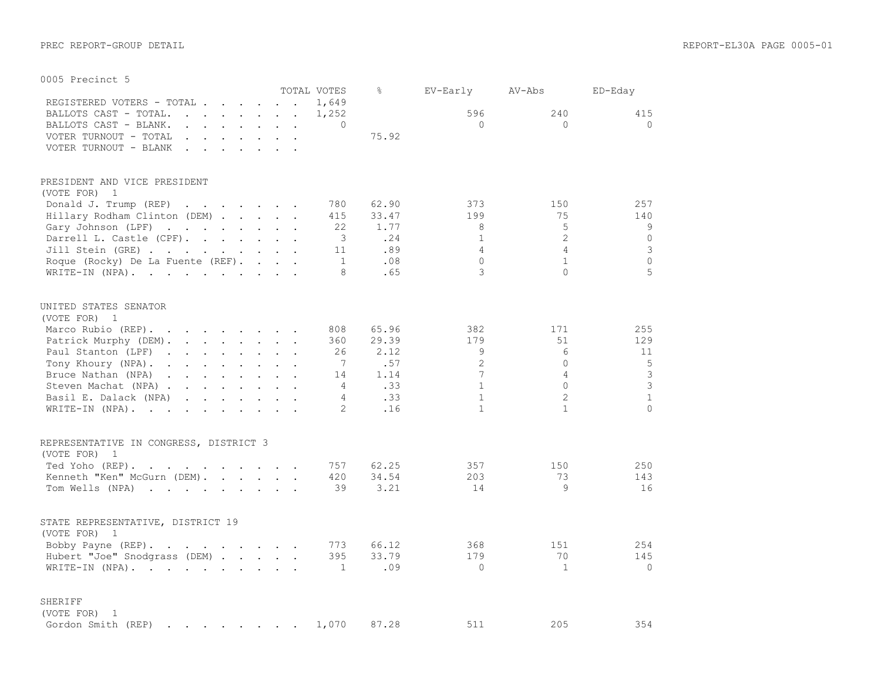0005 Precinct 5

| | TOTAL VOTES | % | EV-Early | AV-Abs | ED-Eday |
|---|---|---|---|---|---|
| REGISTERED VOTERS - TOTAL . . . . . . . | 1,649 | | | | |
| BALLOTS CAST - TOTAL. . . . . . . . . | 1,252 | | 596 | 240 | 415 |
| BALLOTS CAST - BLANK. . . . . . . . . | 0 | | 0 | 0 | 0 |
| VOTER TURNOUT - TOTAL . . . . . . . . | | 75.92 | | | |
| VOTER TURNOUT - BLANK . . . . . . . . | | | | | |

PRESIDENT AND VICE PRESIDENT
(VOTE FOR) 1

| | TOTAL VOTES | % | EV-Early | AV-Abs | ED-Eday |
|---|---|---|---|---|---|
| Donald J. Trump (REP) . . . . . . . . | 780 | 62.90 | 373 | 150 | 257 |
| Hillary Rodham Clinton (DEM) . . . . . | 415 | 33.47 | 199 | 75 | 140 |
| Gary Johnson (LPF) . . . . . . . . . | 22 | 1.77 | 8 | 5 | 9 |
| Darrell L. Castle (CPF). . . . . . . . | 3 | .24 | 1 | 2 | 0 |
| Jill Stein (GRE) . . . . . . . . . . | 11 | .89 | 4 | 4 | 3 |
| Roque (Rocky) De La Fuente (REF). . . . | 1 | .08 | 0 | 1 | 0 |
| WRITE-IN (NPA). . . . . . . . . . . | 8 | .65 | 3 | 0 | 5 |

UNITED STATES SENATOR
(VOTE FOR) 1

| | TOTAL VOTES | % | EV-Early | AV-Abs | ED-Eday |
|---|---|---|---|---|---|
| Marco Rubio (REP). . . . . . . . . . | 808 | 65.96 | 382 | 171 | 255 |
| Patrick Murphy (DEM). . . . . . . . . | 360 | 29.39 | 179 | 51 | 129 |
| Paul Stanton (LPF) . . . . . . . . . | 26 | 2.12 | 9 | 6 | 11 |
| Tony Khoury (NPA). . . . . . . . . . | 7 | .57 | 2 | 0 | 5 |
| Bruce Nathan (NPA) . . . . . . . . . | 14 | 1.14 | 7 | 4 | 3 |
| Steven Machat (NPA) . . . . . . . . . | 4 | .33 | 1 | 0 | 3 |
| Basil E. Dalack (NPA) . . . . . . . . | 4 | .33 | 1 | 2 | 1 |
| WRITE-IN (NPA). . . . . . . . . . . | 2 | .16 | 1 | 1 | 0 |

REPRESENTATIVE IN CONGRESS, DISTRICT 3
(VOTE FOR) 1

| | TOTAL VOTES | % | EV-Early | AV-Abs | ED-Eday |
|---|---|---|---|---|---|
| Ted Yoho (REP). . . . . . . . . . . | 757 | 62.25 | 357 | 150 | 250 |
| Kenneth "Ken" McGurn (DEM). . . . . . | 420 | 34.54 | 203 | 73 | 143 |
| Tom Wells (NPA) . . . . . . . . . . | 39 | 3.21 | 14 | 9 | 16 |

STATE REPRESENTATIVE, DISTRICT 19
(VOTE FOR) 1

| | TOTAL VOTES | % | EV-Early | AV-Abs | ED-Eday |
|---|---|---|---|---|---|
| Bobby Payne (REP). . . . . . . . . . | 773 | 66.12 | 368 | 151 | 254 |
| Hubert "Joe" Snodgrass (DEM) . . . . . | 395 | 33.79 | 179 | 70 | 145 |
| WRITE-IN (NPA). . . . . . . . . . . | 1 | .09 | 0 | 1 | 0 |

SHERIFF
(VOTE FOR) 1

| | TOTAL VOTES | % | EV-Early | AV-Abs | ED-Eday |
|---|---|---|---|---|---|
| Gordon Smith (REP) . . . . . . . . . | 1,070 | 87.28 | 511 | 205 | 354 |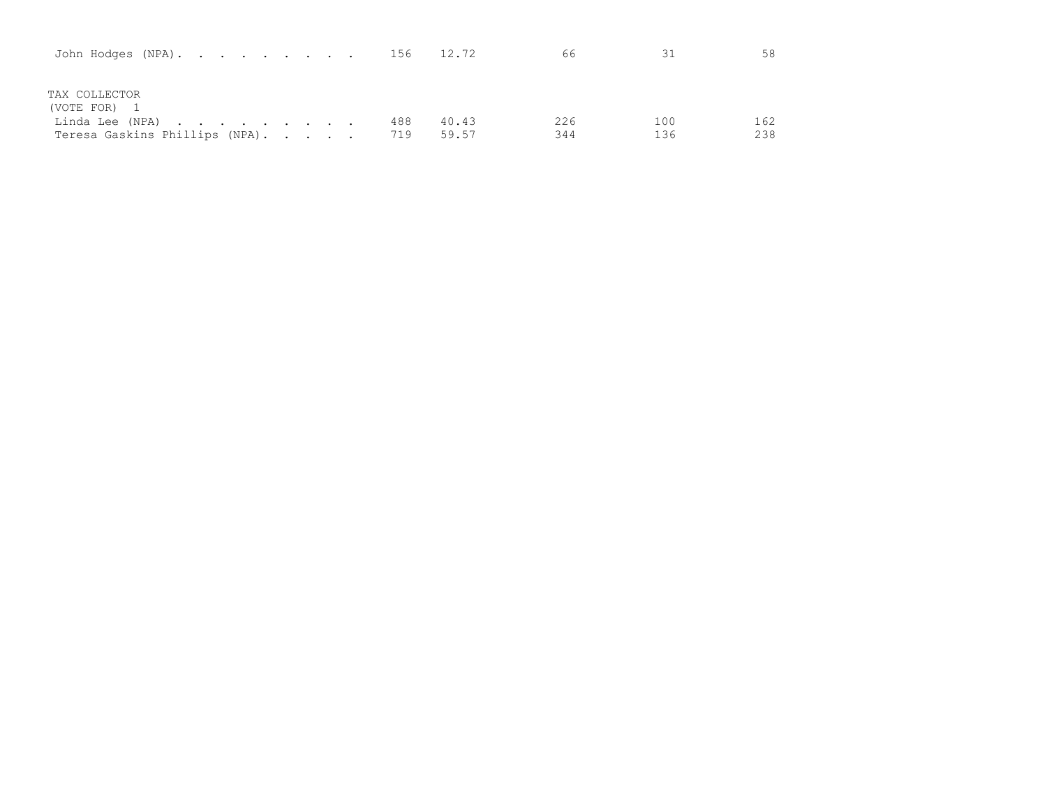| | | | | | |
|---|---|---|---|---|---|
| John Hodges (NPA). . . . . . . . . | 156 | 12.72 | 66 | 31 | 58 |

TAX COLLECTOR
(VOTE FOR) 1

| | | | | | |
|---|---|---|---|---|---|
| Linda Lee (NPA) . . . . . . . . . | 488 | 40.43 | 226 | 100 | 162 |
| Teresa Gaskins Phillips (NPA). . . . . | 719 | 59.57 | 344 | 136 | 238 |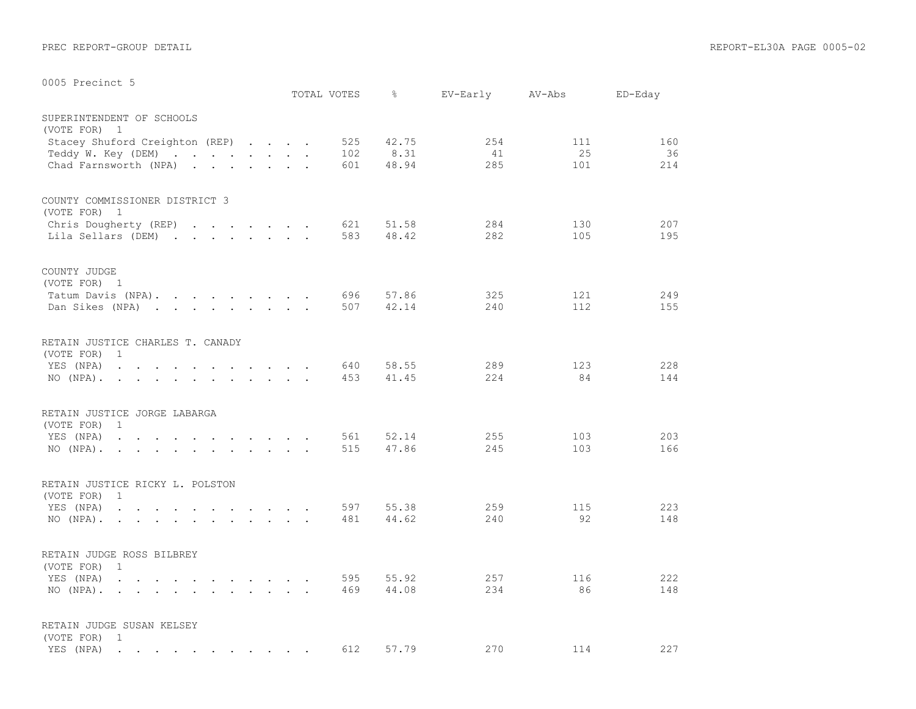0005 Precinct 5

| | TOTAL VOTES | % | EV-Early | AV-Abs | ED-Eday |
|---|---|---|---|---|---|
| **SUPERINTENDENT OF SCHOOLS** | | | | | |
| (VOTE FOR) 1 | | | | | |
| Stacey Shuford Creighton (REP) | 525 | 42.75 | 254 | 111 | 160 |
| Teddy W. Key (DEM) | 102 | 8.31 | 41 | 25 | 36 |
| Chad Farnsworth (NPA) | 601 | 48.94 | 285 | 101 | 214 |
| **COUNTY COMMISSIONER DISTRICT 3** | | | | | |
| (VOTE FOR) 1 | | | | | |
| Chris Dougherty (REP) | 621 | 51.58 | 284 | 130 | 207 |
| Lila Sellars (DEM) | 583 | 48.42 | 282 | 105 | 195 |
| **COUNTY JUDGE** | | | | | |
| (VOTE FOR) 1 | | | | | |
| Tatum Davis (NPA) | 696 | 57.86 | 325 | 121 | 249 |
| Dan Sikes (NPA) | 507 | 42.14 | 240 | 112 | 155 |
| **RETAIN JUSTICE CHARLES T. CANADY** | | | | | |
| (VOTE FOR) 1 | | | | | |
| YES (NPA) | 640 | 58.55 | 289 | 123 | 228 |
| NO (NPA) | 453 | 41.45 | 224 | 84 | 144 |
| **RETAIN JUSTICE JORGE LABARGA** | | | | | |
| (VOTE FOR) 1 | | | | | |
| YES (NPA) | 561 | 52.14 | 255 | 103 | 203 |
| NO (NPA) | 515 | 47.86 | 245 | 103 | 166 |
| **RETAIN JUSTICE RICKY L. POLSTON** | | | | | |
| (VOTE FOR) 1 | | | | | |
| YES (NPA) | 597 | 55.38 | 259 | 115 | 223 |
| NO (NPA) | 481 | 44.62 | 240 | 92 | 148 |
| **RETAIN JUDGE ROSS BILBREY** | | | | | |
| (VOTE FOR) 1 | | | | | |
| YES (NPA) | 595 | 55.92 | 257 | 116 | 222 |
| NO (NPA) | 469 | 44.08 | 234 | 86 | 148 |
| **RETAIN JUDGE SUSAN KELSEY** | | | | | |
| (VOTE FOR) 1 | | | | | |
| YES (NPA) | 612 | 57.79 | 270 | 114 | 227 |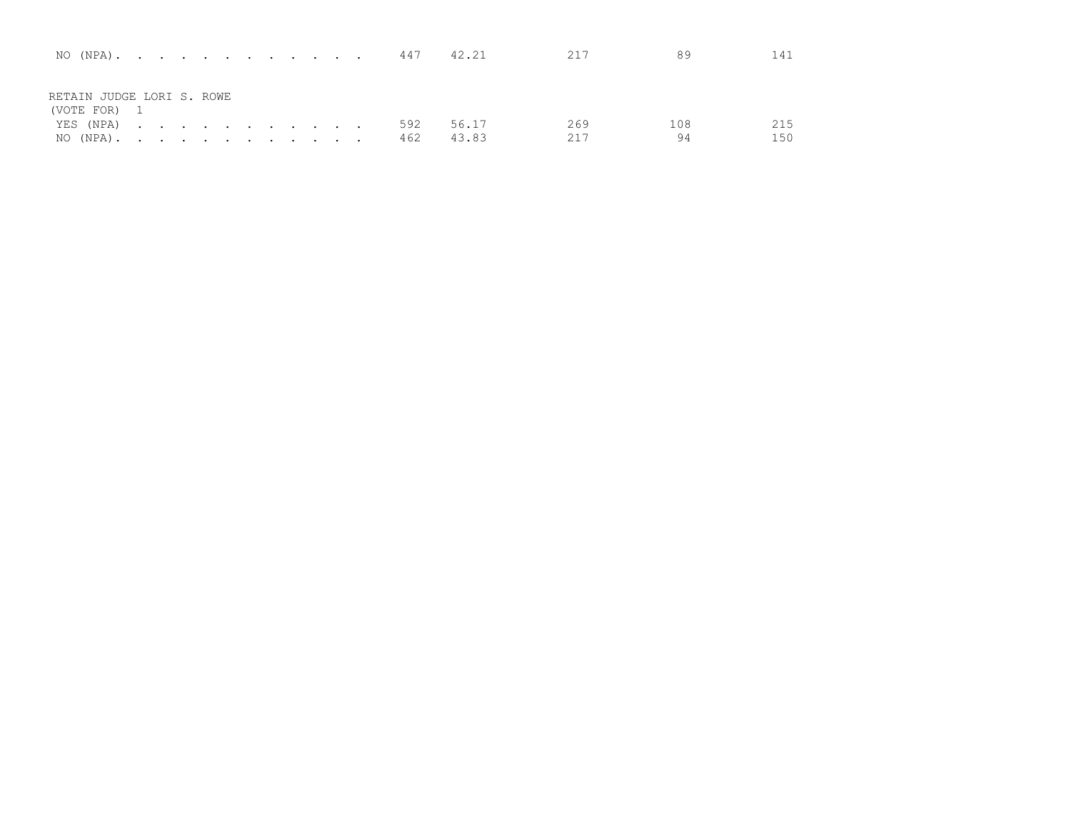| | | | | | |
|---|---|---|---|---|---|
| NO (NPA). . . . . . . . . . . . . | 447 | 42.21 | 217 | 89 | 141 |

RETAIN JUDGE LORI S. ROWE
(VOTE FOR) 1

| | | | | | |
|---|---|---|---|---|---|
| YES (NPA) . . . . . . . . . . . . | 592 | 56.17 | 269 | 108 | 215 |
| NO (NPA). . . . . . . . . . . . . | 462 | 43.83 | 217 | 94 | 150 |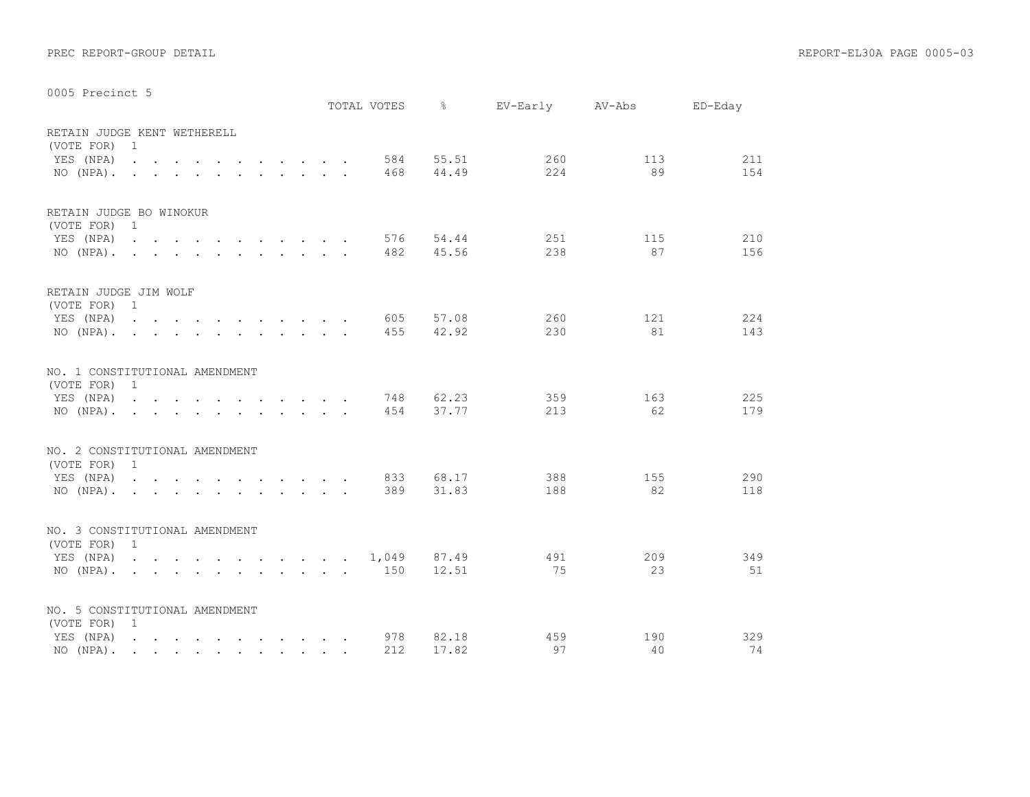0005 Precinct 5

| | TOTAL VOTES | % | EV-Early | AV-Abs | ED-Eday |
|---|---|---|---|---|---|
| **RETAIN JUDGE KENT WETHERELL** | | | | | |
| (VOTE FOR) 1 | | | | | |
| YES (NPA) | 584 | 55.51 | 260 | 113 | 211 |
| NO (NPA) | 468 | 44.49 | 224 | 89 | 154 |
| **RETAIN JUDGE BO WINOKUR** | | | | | |
| (VOTE FOR) 1 | | | | | |
| YES (NPA) | 576 | 54.44 | 251 | 115 | 210 |
| NO (NPA) | 482 | 45.56 | 238 | 87 | 156 |
| **RETAIN JUDGE JIM WOLF** | | | | | |
| (VOTE FOR) 1 | | | | | |
| YES (NPA) | 605 | 57.08 | 260 | 121 | 224 |
| NO (NPA) | 455 | 42.92 | 230 | 81 | 143 |
| **NO. 1 CONSTITUTIONAL AMENDMENT** | | | | | |
| (VOTE FOR) 1 | | | | | |
| YES (NPA) | 748 | 62.23 | 359 | 163 | 225 |
| NO (NPA) | 454 | 37.77 | 213 | 62 | 179 |
| **NO. 2 CONSTITUTIONAL AMENDMENT** | | | | | |
| (VOTE FOR) 1 | | | | | |
| YES (NPA) | 833 | 68.17 | 388 | 155 | 290 |
| NO (NPA) | 389 | 31.83 | 188 | 82 | 118 |
| **NO. 3 CONSTITUTIONAL AMENDMENT** | | | | | |
| (VOTE FOR) 1 | | | | | |
| YES (NPA) | 1,049 | 87.49 | 491 | 209 | 349 |
| NO (NPA) | 150 | 12.51 | 75 | 23 | 51 |
| **NO. 5 CONSTITUTIONAL AMENDMENT** | | | | | |
| (VOTE FOR) 1 | | | | | |
| YES (NPA) | 978 | 82.18 | 459 | 190 | 329 |
| NO (NPA) | 212 | 17.82 | 97 | 40 | 74 |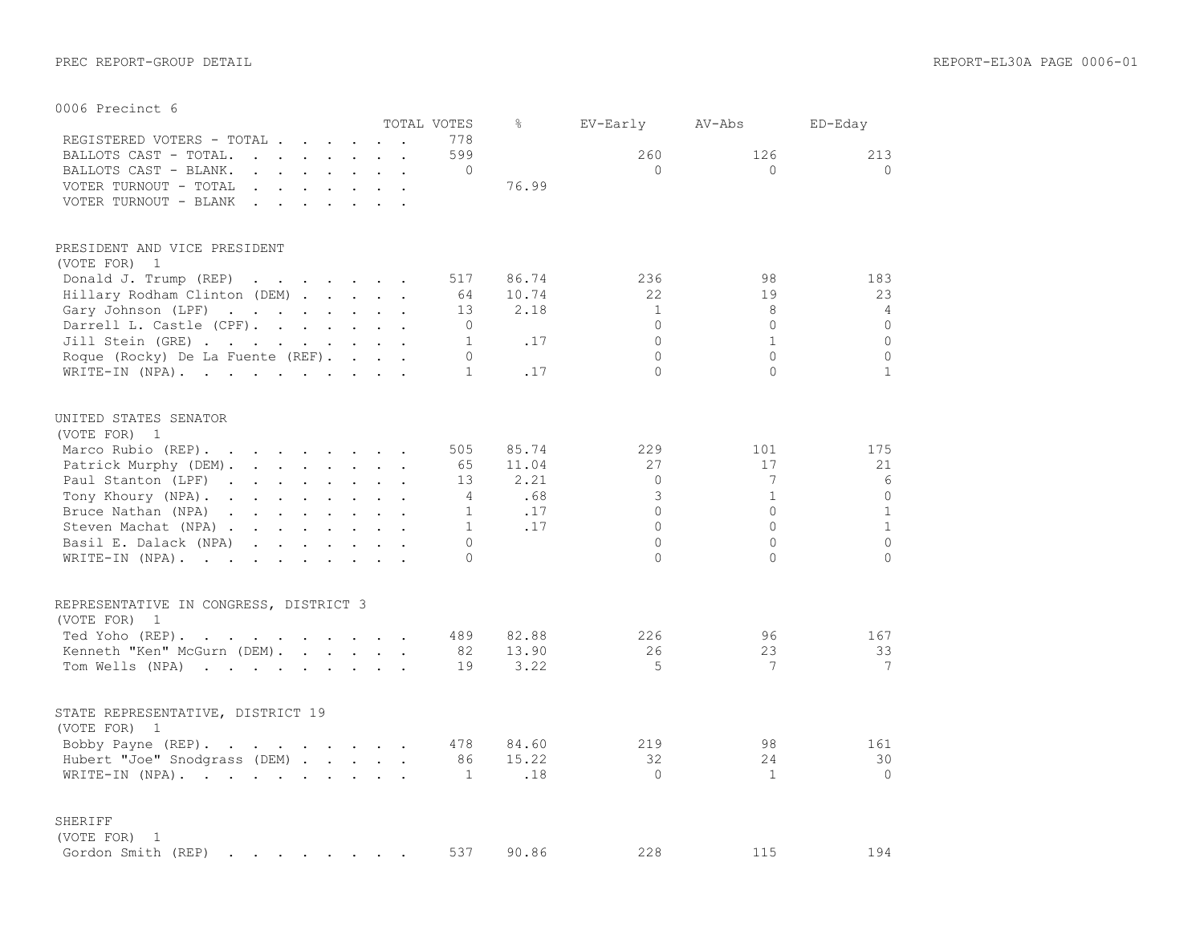0006 Precinct 6

| | TOTAL VOTES | % | EV-Early | AV-Abs | ED-Eday |
|---|---|---|---|---|---|
| REGISTERED VOTERS - TOTAL | 778 | | | | |
| BALLOTS CAST - TOTAL. | 599 | | 260 | 126 | 213 |
| BALLOTS CAST - BLANK. | 0 | | 0 | 0 | 0 |
| VOTER TURNOUT - TOTAL | | 76.99 | | | |
| VOTER TURNOUT - BLANK | | | | | |

PRESIDENT AND VICE PRESIDENT
(VOTE FOR) 1

| | TOTAL VOTES | % | EV-Early | AV-Abs | ED-Eday |
|---|---|---|---|---|---|
| Donald J. Trump (REP) | 517 | 86.74 | 236 | 98 | 183 |
| Hillary Rodham Clinton (DEM) | 64 | 10.74 | 22 | 19 | 23 |
| Gary Johnson (LPF) | 13 | 2.18 | 1 | 8 | 4 |
| Darrell L. Castle (CPF). | 0 | | 0 | 0 | 0 |
| Jill Stein (GRE) | 1 | .17 | 0 | 1 | 0 |
| Roque (Rocky) De La Fuente (REF). | 0 | | 0 | 0 | 0 |
| WRITE-IN (NPA). | 1 | .17 | 0 | 0 | 1 |

UNITED STATES SENATOR
(VOTE FOR) 1

| | TOTAL VOTES | % | EV-Early | AV-Abs | ED-Eday |
|---|---|---|---|---|---|
| Marco Rubio (REP). | 505 | 85.74 | 229 | 101 | 175 |
| Patrick Murphy (DEM). | 65 | 11.04 | 27 | 17 | 21 |
| Paul Stanton (LPF) | 13 | 2.21 | 0 | 7 | 6 |
| Tony Khoury (NPA). | 4 | .68 | 3 | 1 | 0 |
| Bruce Nathan (NPA) | 1 | .17 | 0 | 0 | 1 |
| Steven Machat (NPA) | 1 | .17 | 0 | 0 | 1 |
| Basil E. Dalack (NPA) | 0 | | 0 | 0 | 0 |
| WRITE-IN (NPA). | 0 | | 0 | 0 | 0 |

REPRESENTATIVE IN CONGRESS, DISTRICT 3
(VOTE FOR) 1

| | TOTAL VOTES | % | EV-Early | AV-Abs | ED-Eday |
|---|---|---|---|---|---|
| Ted Yoho (REP). | 489 | 82.88 | 226 | 96 | 167 |
| Kenneth "Ken" McGurn (DEM). | 82 | 13.90 | 26 | 23 | 33 |
| Tom Wells (NPA) | 19 | 3.22 | 5 | 7 | 7 |

STATE REPRESENTATIVE, DISTRICT 19
(VOTE FOR) 1

| | TOTAL VOTES | % | EV-Early | AV-Abs | ED-Eday |
|---|---|---|---|---|---|
| Bobby Payne (REP). | 478 | 84.60 | 219 | 98 | 161 |
| Hubert "Joe" Snodgrass (DEM) | 86 | 15.22 | 32 | 24 | 30 |
| WRITE-IN (NPA). | 1 | .18 | 0 | 1 | 0 |

SHERIFF
(VOTE FOR) 1

| | TOTAL VOTES | % | EV-Early | AV-Abs | ED-Eday |
|---|---|---|---|---|---|
| Gordon Smith (REP) | 537 | 90.86 | 228 | 115 | 194 |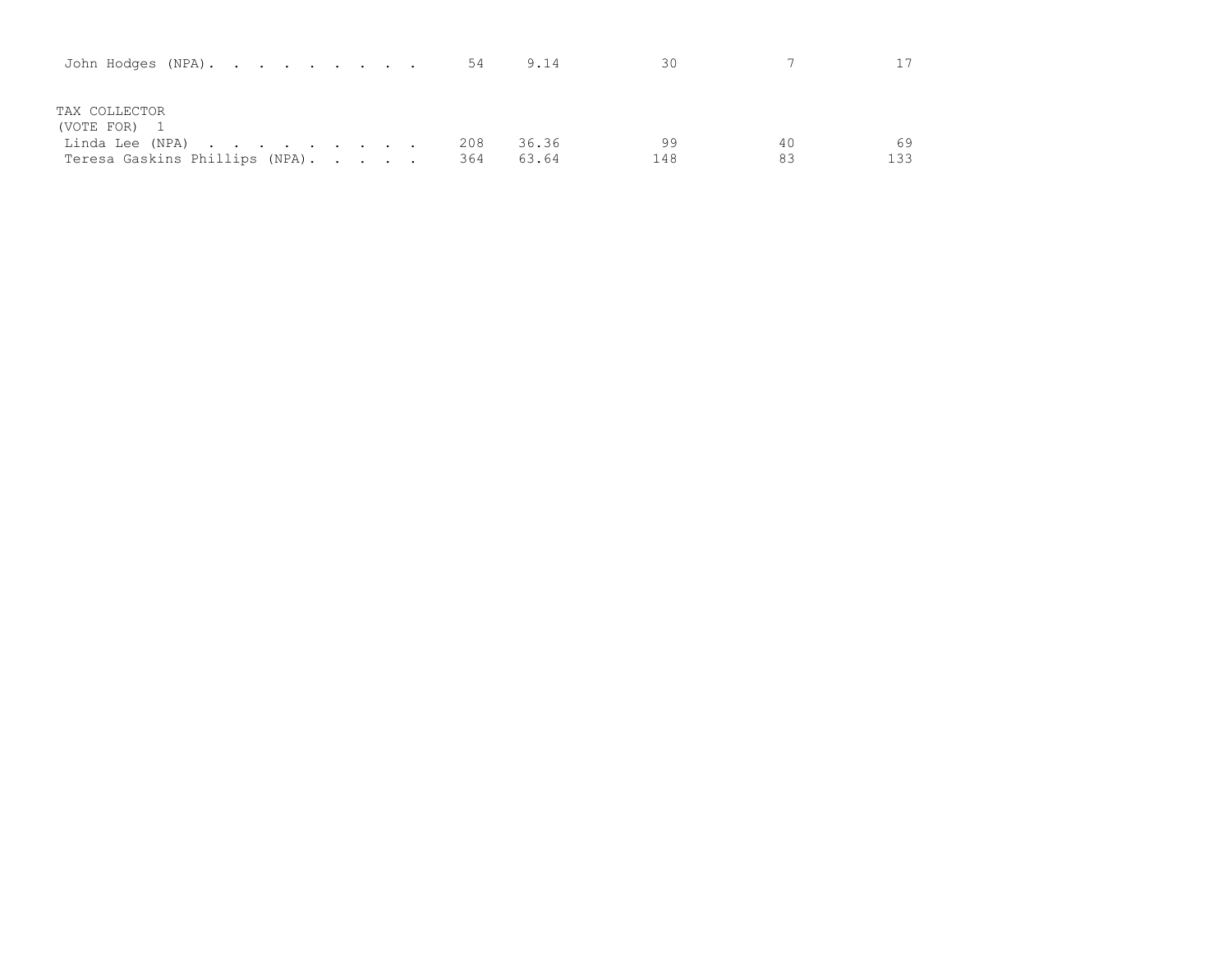| | | | | | |
|---|---|---|---|---|---|
| John Hodges (NPA). . . . . . . . . . | 54 | 9.14 | 30 | 7 | 17 |

TAX COLLECTOR
(VOTE FOR) 1

| | | | | | |
|---|---|---|---|---|---|
| Linda Lee (NPA) . . . . . . . . . . | 208 | 36.36 | 99 | 40 | 69 |
| Teresa Gaskins Phillips (NPA). . . . . | 364 | 63.64 | 148 | 83 | 133 |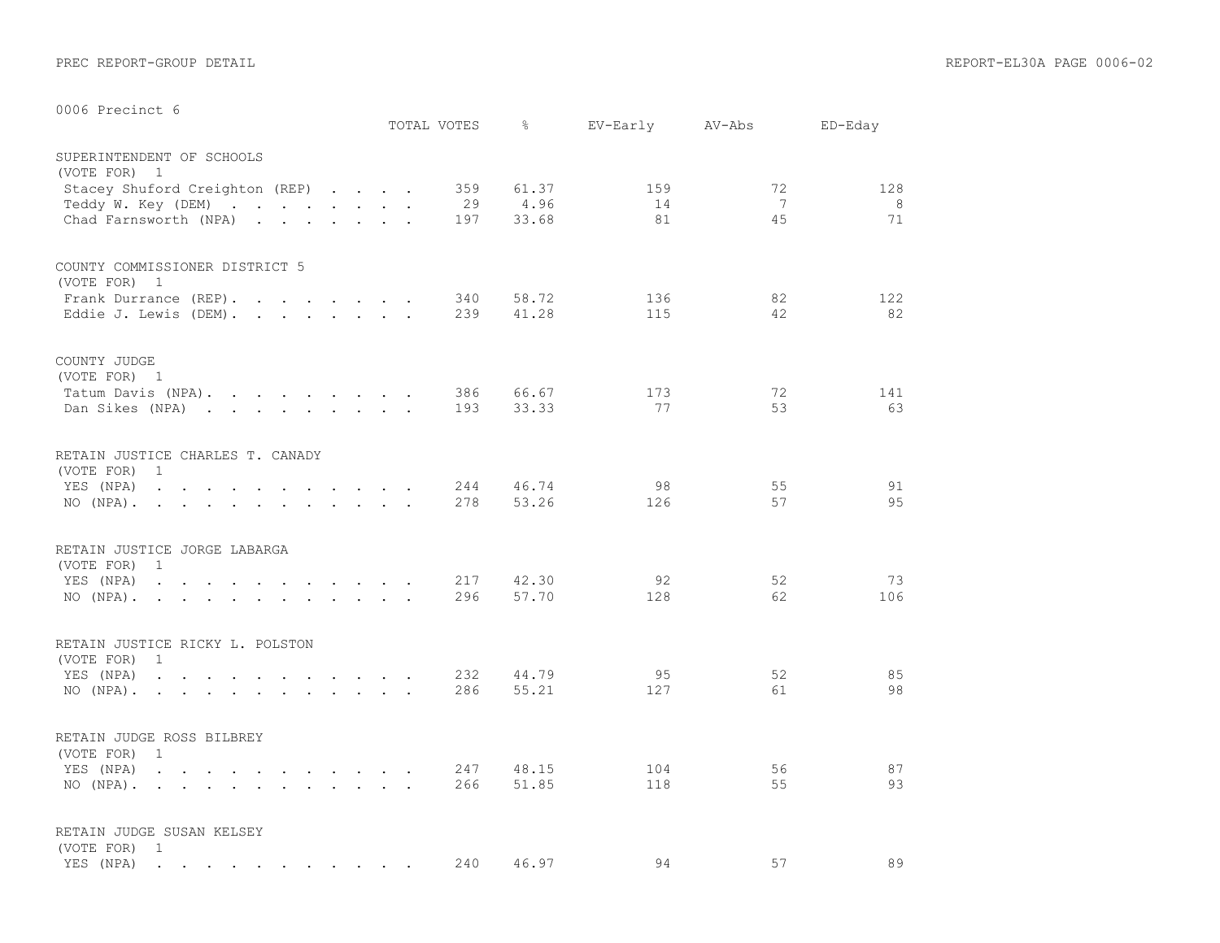0006 Precinct 6

| | TOTAL VOTES | % | EV-Early | AV-Abs | ED-Eday |
|---|---|---|---|---|---|
| **SUPERINTENDENT OF SCHOOLS** | | | | | |
| (VOTE FOR) 1 | | | | | |
| Stacey Shuford Creighton (REP) | 359 | 61.37 | 159 | 72 | 128 |
| Teddy W. Key (DEM) | 29 | 4.96 | 14 | 7 | 8 |
| Chad Farnsworth (NPA) | 197 | 33.68 | 81 | 45 | 71 |
| **COUNTY COMMISSIONER DISTRICT 5** | | | | | |
| (VOTE FOR) 1 | | | | | |
| Frank Durrance (REP) | 340 | 58.72 | 136 | 82 | 122 |
| Eddie J. Lewis (DEM) | 239 | 41.28 | 115 | 42 | 82 |
| **COUNTY JUDGE** | | | | | |
| (VOTE FOR) 1 | | | | | |
| Tatum Davis (NPA) | 386 | 66.67 | 173 | 72 | 141 |
| Dan Sikes (NPA) | 193 | 33.33 | 77 | 53 | 63 |
| **RETAIN JUSTICE CHARLES T. CANADY** | | | | | |
| (VOTE FOR) 1 | | | | | |
| YES (NPA) | 244 | 46.74 | 98 | 55 | 91 |
| NO (NPA) | 278 | 53.26 | 126 | 57 | 95 |
| **RETAIN JUSTICE JORGE LABARGA** | | | | | |
| (VOTE FOR) 1 | | | | | |
| YES (NPA) | 217 | 42.30 | 92 | 52 | 73 |
| NO (NPA) | 296 | 57.70 | 128 | 62 | 106 |
| **RETAIN JUSTICE RICKY L. POLSTON** | | | | | |
| (VOTE FOR) 1 | | | | | |
| YES (NPA) | 232 | 44.79 | 95 | 52 | 85 |
| NO (NPA) | 286 | 55.21 | 127 | 61 | 98 |
| **RETAIN JUDGE ROSS BILBREY** | | | | | |
| (VOTE FOR) 1 | | | | | |
| YES (NPA) | 247 | 48.15 | 104 | 56 | 87 |
| NO (NPA) | 266 | 51.85 | 118 | 55 | 93 |
| **RETAIN JUDGE SUSAN KELSEY** | | | | | |
| (VOTE FOR) 1 | | | | | |
| YES (NPA) | 240 | 46.97 | 94 | 57 | 89 |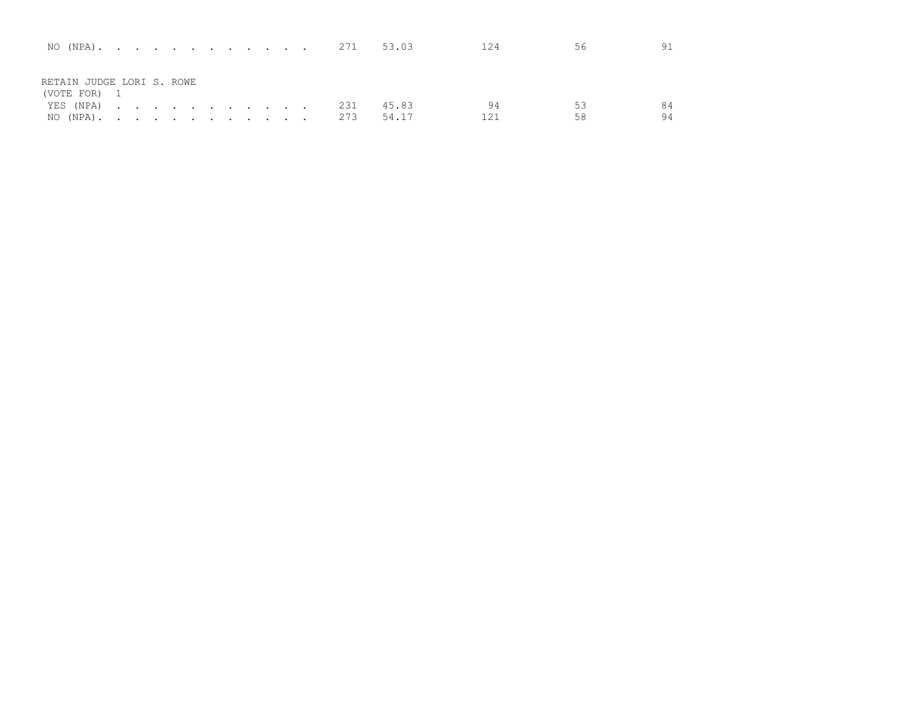| | | | | | |
|---|---|---|---|---|---|
| NO (NPA). . . . . . . . . . . . . | 271 | 53.03 | 124 | 56 | 91 |

RETAIN JUDGE LORI S. ROWE
(VOTE FOR) 1

| | | | | | |
|---|---|---|---|---|---|
| YES (NPA) . . . . . . . . . . . . | 231 | 45.83 | 94 | 53 | 84 |
| NO (NPA). . . . . . . . . . . . . | 273 | 54.17 | 121 | 58 | 94 |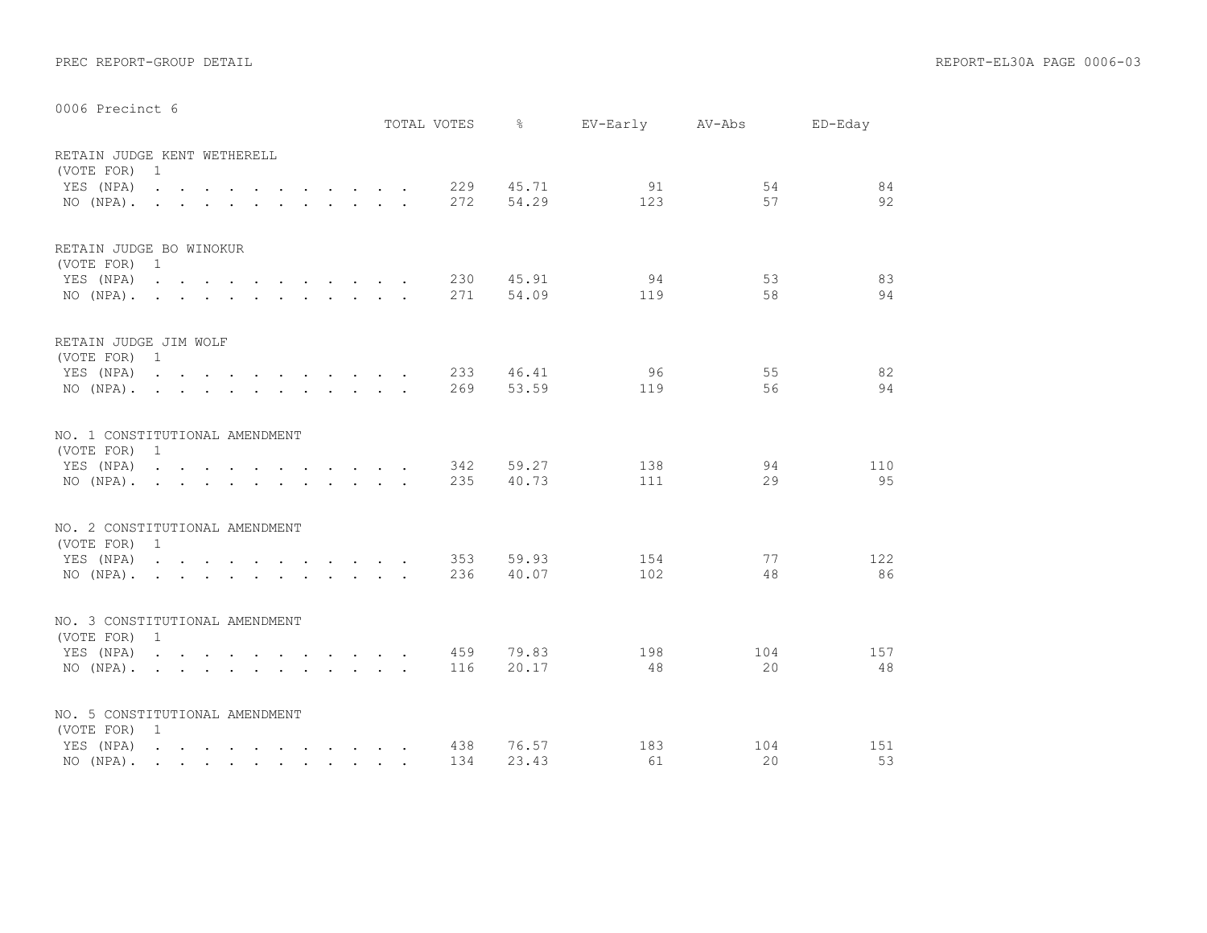0006 Precinct 6

| | TOTAL VOTES | % | EV-Early | AV-Abs | ED-Eday |
|---|---|---|---|---|---|
| **RETAIN JUDGE KENT WETHERELL** | | | | | |
| (VOTE FOR) 1 | | | | | |
| YES (NPA) | 229 | 45.71 | 91 | 54 | 84 |
| NO (NPA) | 272 | 54.29 | 123 | 57 | 92 |
| **RETAIN JUDGE BO WINOKUR** | | | | | |
| (VOTE FOR) 1 | | | | | |
| YES (NPA) | 230 | 45.91 | 94 | 53 | 83 |
| NO (NPA) | 271 | 54.09 | 119 | 58 | 94 |
| **RETAIN JUDGE JIM WOLF** | | | | | |
| (VOTE FOR) 1 | | | | | |
| YES (NPA) | 233 | 46.41 | 96 | 55 | 82 |
| NO (NPA) | 269 | 53.59 | 119 | 56 | 94 |
| **NO. 1 CONSTITUTIONAL AMENDMENT** | | | | | |
| (VOTE FOR) 1 | | | | | |
| YES (NPA) | 342 | 59.27 | 138 | 94 | 110 |
| NO (NPA) | 235 | 40.73 | 111 | 29 | 95 |
| **NO. 2 CONSTITUTIONAL AMENDMENT** | | | | | |
| (VOTE FOR) 1 | | | | | |
| YES (NPA) | 353 | 59.93 | 154 | 77 | 122 |
| NO (NPA) | 236 | 40.07 | 102 | 48 | 86 |
| **NO. 3 CONSTITUTIONAL AMENDMENT** | | | | | |
| (VOTE FOR) 1 | | | | | |
| YES (NPA) | 459 | 79.83 | 198 | 104 | 157 |
| NO (NPA) | 116 | 20.17 | 48 | 20 | 48 |
| **NO. 5 CONSTITUTIONAL AMENDMENT** | | | | | |
| (VOTE FOR) 1 | | | | | |
| YES (NPA) | 438 | 76.57 | 183 | 104 | 151 |
| NO (NPA) | 134 | 23.43 | 61 | 20 | 53 |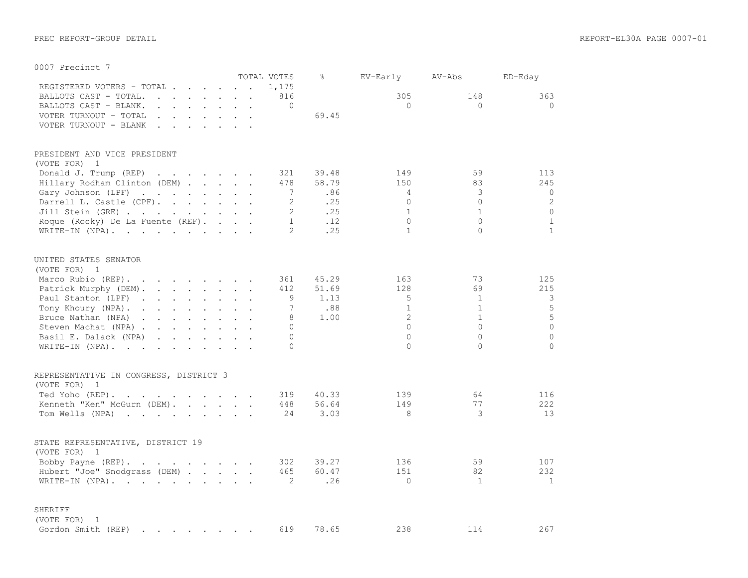0007 Precinct 7

| | TOTAL VOTES | % | EV-Early | AV-Abs | ED-Eday |
|---|---|---|---|---|---|
| REGISTERED VOTERS - TOTAL | 1,175 | | | | |
| BALLOTS CAST - TOTAL. | 816 | | 305 | 148 | 363 |
| BALLOTS CAST - BLANK. | 0 | | 0 | 0 | 0 |
| VOTER TURNOUT - TOTAL | | 69.45 | | | |
| VOTER TURNOUT - BLANK | | | | | |

PRESIDENT AND VICE PRESIDENT
(VOTE FOR) 1

| | TOTAL VOTES | % | EV-Early | AV-Abs | ED-Eday |
|---|---|---|---|---|---|
| Donald J. Trump (REP) | 321 | 39.48 | 149 | 59 | 113 |
| Hillary Rodham Clinton (DEM) | 478 | 58.79 | 150 | 83 | 245 |
| Gary Johnson (LPF) | 7 | .86 | 4 | 3 | 0 |
| Darrell L. Castle (CPF). | 2 | .25 | 0 | 0 | 2 |
| Jill Stein (GRE) | 2 | .25 | 1 | 1 | 0 |
| Roque (Rocky) De La Fuente (REF). | 1 | .12 | 0 | 0 | 1 |
| WRITE-IN (NPA). | 2 | .25 | 1 | 0 | 1 |

UNITED STATES SENATOR
(VOTE FOR) 1

| | TOTAL VOTES | % | EV-Early | AV-Abs | ED-Eday |
|---|---|---|---|---|---|
| Marco Rubio (REP). | 361 | 45.29 | 163 | 73 | 125 |
| Patrick Murphy (DEM). | 412 | 51.69 | 128 | 69 | 215 |
| Paul Stanton (LPF) | 9 | 1.13 | 5 | 1 | 3 |
| Tony Khoury (NPA). | 7 | .88 | 1 | 1 | 5 |
| Bruce Nathan (NPA) | 8 | 1.00 | 2 | 1 | 5 |
| Steven Machat (NPA) | 0 | | 0 | 0 | 0 |
| Basil E. Dalack (NPA) | 0 | | 0 | 0 | 0 |
| WRITE-IN (NPA). | 0 | | 0 | 0 | 0 |

REPRESENTATIVE IN CONGRESS, DISTRICT 3
(VOTE FOR) 1

| | TOTAL VOTES | % | EV-Early | AV-Abs | ED-Eday |
|---|---|---|---|---|---|
| Ted Yoho (REP). | 319 | 40.33 | 139 | 64 | 116 |
| Kenneth "Ken" McGurn (DEM). | 448 | 56.64 | 149 | 77 | 222 |
| Tom Wells (NPA) | 24 | 3.03 | 8 | 3 | 13 |

STATE REPRESENTATIVE, DISTRICT 19
(VOTE FOR) 1

| | TOTAL VOTES | % | EV-Early | AV-Abs | ED-Eday |
|---|---|---|---|---|---|
| Bobby Payne (REP). | 302 | 39.27 | 136 | 59 | 107 |
| Hubert "Joe" Snodgrass (DEM) | 465 | 60.47 | 151 | 82 | 232 |
| WRITE-IN (NPA). | 2 | .26 | 0 | 1 | 1 |

SHERIFF
(VOTE FOR) 1

| | TOTAL VOTES | % | EV-Early | AV-Abs | ED-Eday |
|---|---|---|---|---|---|
| Gordon Smith (REP) | 619 | 78.65 | 238 | 114 | 267 |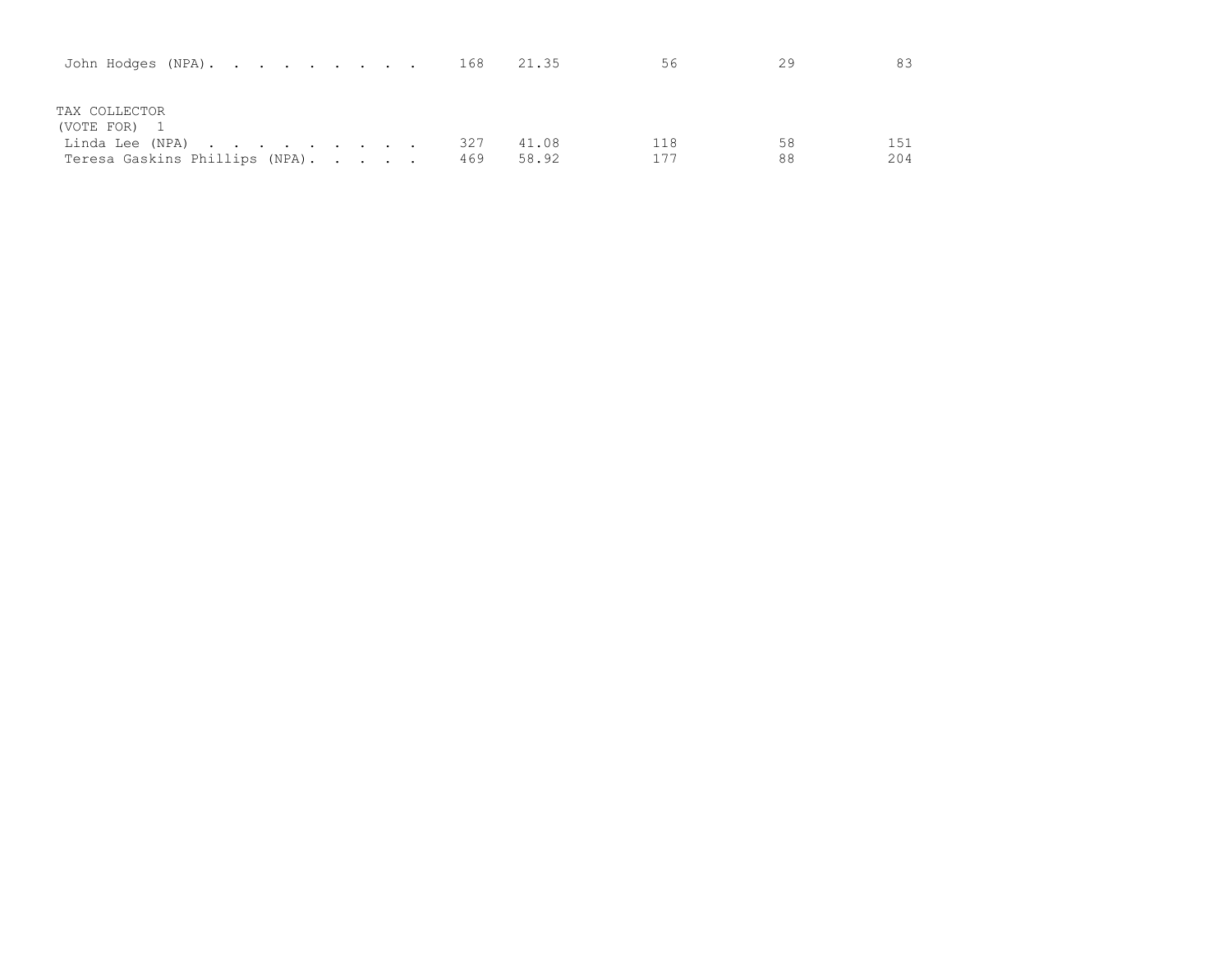| | | | | | |
|---|---|---|---|---|---|
| John Hodges (NPA). . . . . . . . . . | 168 | 21.35 | 56 | 29 | 83 |

TAX COLLECTOR
(VOTE FOR) 1

| | | | | | |
|---|---|---|---|---|---|
| Linda Lee (NPA) . . . . . . . . . . | 327 | 41.08 | 118 | 58 | 151 |
| Teresa Gaskins Phillips (NPA). . . . . | 469 | 58.92 | 177 | 88 | 204 |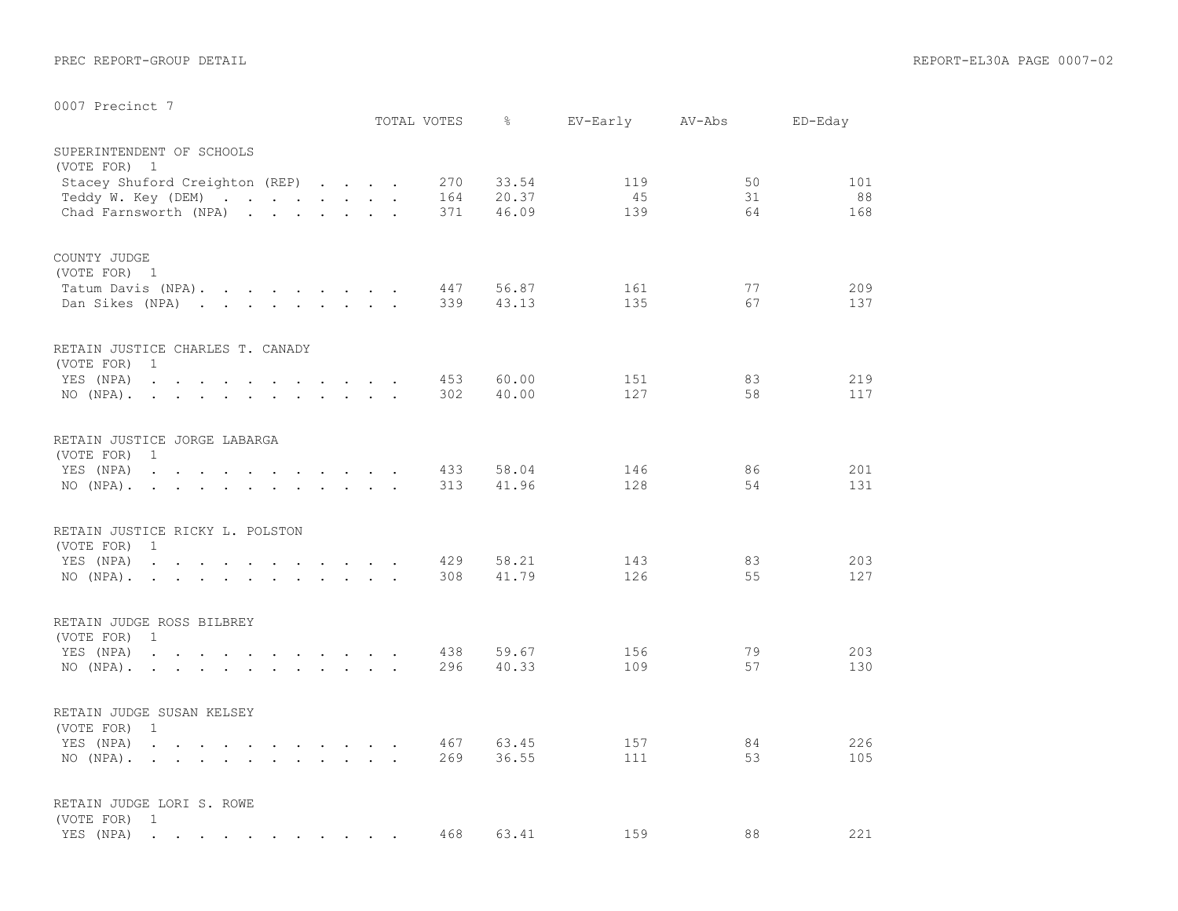0007 Precinct 7

| | TOTAL VOTES | % | EV-Early | AV-Abs | ED-Eday |
|---|---|---|---|---|---|
| **SUPERINTENDENT OF SCHOOLS** | | | | | |
| (VOTE FOR) 1 | | | | | |
| Stacey Shuford Creighton (REP) | 270 | 33.54 | 119 | 50 | 101 |
| Teddy W. Key (DEM) | 164 | 20.37 | 45 | 31 | 88 |
| Chad Farnsworth (NPA) | 371 | 46.09 | 139 | 64 | 168 |
| **COUNTY JUDGE** | | | | | |
| (VOTE FOR) 1 | | | | | |
| Tatum Davis (NPA) | 447 | 56.87 | 161 | 77 | 209 |
| Dan Sikes (NPA) | 339 | 43.13 | 135 | 67 | 137 |
| **RETAIN JUSTICE CHARLES T. CANADY** | | | | | |
| (VOTE FOR) 1 | | | | | |
| YES (NPA) | 453 | 60.00 | 151 | 83 | 219 |
| NO (NPA) | 302 | 40.00 | 127 | 58 | 117 |
| **RETAIN JUSTICE JORGE LABARGA** | | | | | |
| (VOTE FOR) 1 | | | | | |
| YES (NPA) | 433 | 58.04 | 146 | 86 | 201 |
| NO (NPA) | 313 | 41.96 | 128 | 54 | 131 |
| **RETAIN JUSTICE RICKY L. POLSTON** | | | | | |
| (VOTE FOR) 1 | | | | | |
| YES (NPA) | 429 | 58.21 | 143 | 83 | 203 |
| NO (NPA) | 308 | 41.79 | 126 | 55 | 127 |
| **RETAIN JUDGE ROSS BILBREY** | | | | | |
| (VOTE FOR) 1 | | | | | |
| YES (NPA) | 438 | 59.67 | 156 | 79 | 203 |
| NO (NPA) | 296 | 40.33 | 109 | 57 | 130 |
| **RETAIN JUDGE SUSAN KELSEY** | | | | | |
| (VOTE FOR) 1 | | | | | |
| YES (NPA) | 467 | 63.45 | 157 | 84 | 226 |
| NO (NPA) | 269 | 36.55 | 111 | 53 | 105 |
| **RETAIN JUDGE LORI S. ROWE** | | | | | |
| (VOTE FOR) 1 | | | | | |
| YES (NPA) | 468 | 63.41 | 159 | 88 | 221 |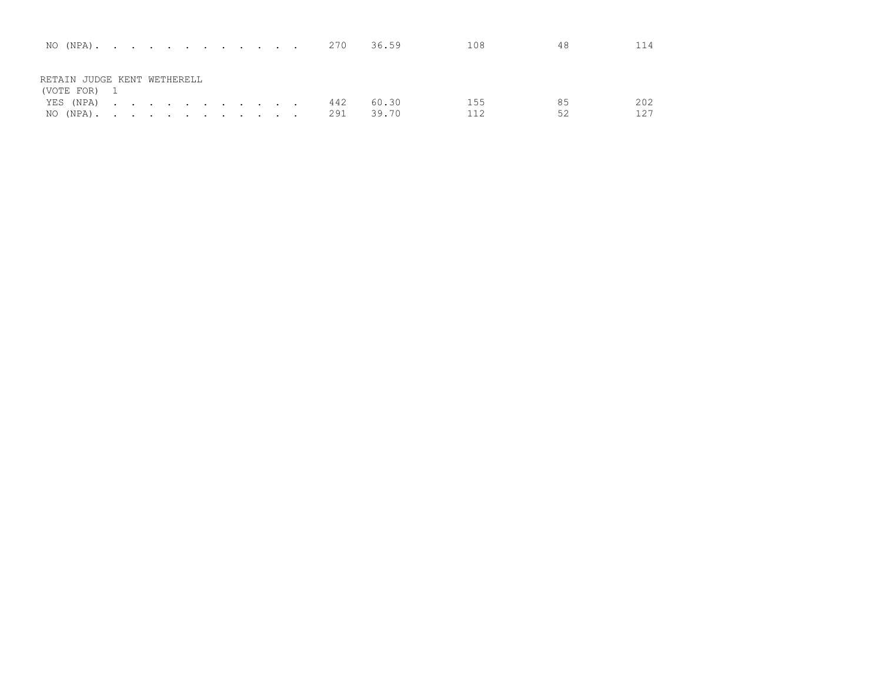| | | | | | |
|---|---|---|---|---|---|
| NO (NPA). . . . . . . . . . . . . | 270 | 36.59 | 108 | 48 | 114 |

RETAIN JUDGE KENT WETHERELL
(VOTE FOR) 1

| | | | | | |
|---|---|---|---|---|---|
| YES (NPA) . . . . . . . . . . . . | 442 | 60.30 | 155 | 85 | 202 |
| NO (NPA). . . . . . . . . . . . . | 291 | 39.70 | 112 | 52 | 127 |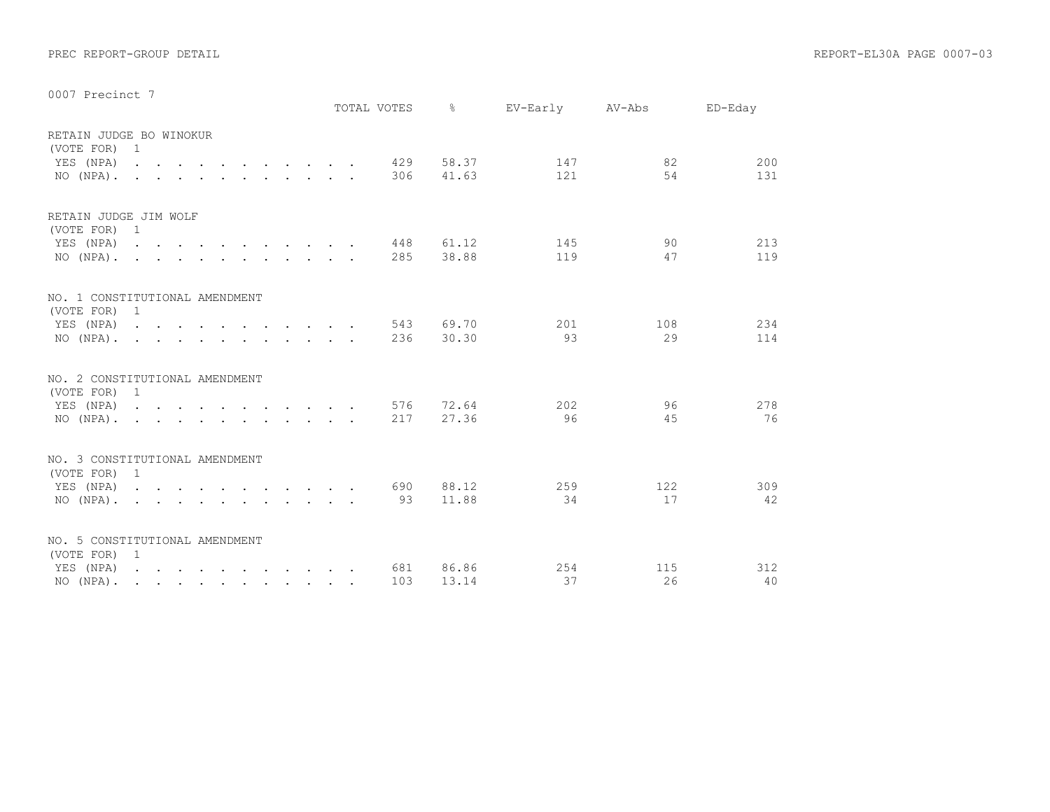0007 Precinct 7

| | TOTAL VOTES | % | EV-Early | AV-Abs | ED-Eday |
|---|---|---|---|---|---|
| **RETAIN JUDGE BO WINOKUR** | | | | | |
| (VOTE FOR) 1 | | | | | |
| YES (NPA) | 429 | 58.37 | 147 | 82 | 200 |
| NO (NPA) | 306 | 41.63 | 121 | 54 | 131 |
| **RETAIN JUDGE JIM WOLF** | | | | | |
| (VOTE FOR) 1 | | | | | |
| YES (NPA) | 448 | 61.12 | 145 | 90 | 213 |
| NO (NPA) | 285 | 38.88 | 119 | 47 | 119 |
| **NO. 1 CONSTITUTIONAL AMENDMENT** | | | | | |
| (VOTE FOR) 1 | | | | | |
| YES (NPA) | 543 | 69.70 | 201 | 108 | 234 |
| NO (NPA) | 236 | 30.30 | 93 | 29 | 114 |
| **NO. 2 CONSTITUTIONAL AMENDMENT** | | | | | |
| (VOTE FOR) 1 | | | | | |
| YES (NPA) | 576 | 72.64 | 202 | 96 | 278 |
| NO (NPA) | 217 | 27.36 | 96 | 45 | 76 |
| **NO. 3 CONSTITUTIONAL AMENDMENT** | | | | | |
| (VOTE FOR) 1 | | | | | |
| YES (NPA) | 690 | 88.12 | 259 | 122 | 309 |
| NO (NPA) | 93 | 11.88 | 34 | 17 | 42 |
| **NO. 5 CONSTITUTIONAL AMENDMENT** | | | | | |
| (VOTE FOR) 1 | | | | | |
| YES (NPA) | 681 | 86.86 | 254 | 115 | 312 |
| NO (NPA) | 103 | 13.14 | 37 | 26 | 40 |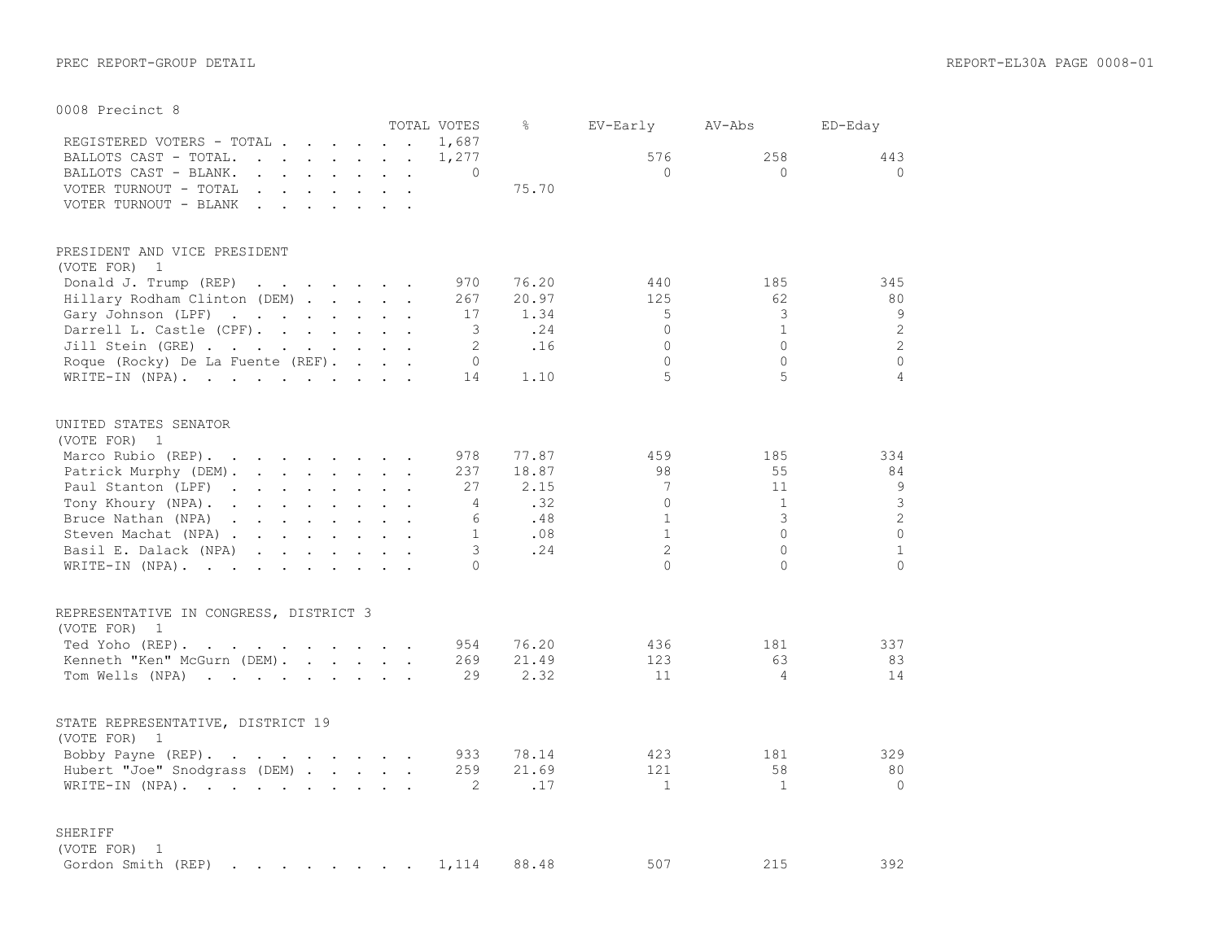0008 Precinct 8

| | TOTAL VOTES | % | EV-Early | AV-Abs | ED-Eday |
|---|---|---|---|---|---|
| REGISTERED VOTERS - TOTAL | 1,687 | | | | |
| BALLOTS CAST - TOTAL. | 1,277 | | 576 | 258 | 443 |
| BALLOTS CAST - BLANK. | 0 | | 0 | 0 | 0 |
| VOTER TURNOUT - TOTAL | | 75.70 | | | |
| VOTER TURNOUT - BLANK | | | | | |

PRESIDENT AND VICE PRESIDENT
(VOTE FOR) 1

| | TOTAL VOTES | % | EV-Early | AV-Abs | ED-Eday |
|---|---|---|---|---|---|
| Donald J. Trump (REP) | 970 | 76.20 | 440 | 185 | 345 |
| Hillary Rodham Clinton (DEM) | 267 | 20.97 | 125 | 62 | 80 |
| Gary Johnson (LPF) | 17 | 1.34 | 5 | 3 | 9 |
| Darrell L. Castle (CPF). | 3 | .24 | 0 | 1 | 2 |
| Jill Stein (GRE) | 2 | .16 | 0 | 0 | 2 |
| Roque (Rocky) De La Fuente (REF). | 0 | | 0 | 0 | 0 |
| WRITE-IN (NPA). | 14 | 1.10 | 5 | 5 | 4 |

UNITED STATES SENATOR
(VOTE FOR) 1

| | TOTAL VOTES | % | EV-Early | AV-Abs | ED-Eday |
|---|---|---|---|---|---|
| Marco Rubio (REP). | 978 | 77.87 | 459 | 185 | 334 |
| Patrick Murphy (DEM). | 237 | 18.87 | 98 | 55 | 84 |
| Paul Stanton (LPF) | 27 | 2.15 | 7 | 11 | 9 |
| Tony Khoury (NPA). | 4 | .32 | 0 | 1 | 3 |
| Bruce Nathan (NPA) | 6 | .48 | 1 | 3 | 2 |
| Steven Machat (NPA) | 1 | .08 | 1 | 0 | 0 |
| Basil E. Dalack (NPA) | 3 | .24 | 2 | 0 | 1 |
| WRITE-IN (NPA). | 0 | | 0 | 0 | 0 |

REPRESENTATIVE IN CONGRESS, DISTRICT 3
(VOTE FOR) 1

| | TOTAL VOTES | % | EV-Early | AV-Abs | ED-Eday |
|---|---|---|---|---|---|
| Ted Yoho (REP). | 954 | 76.20 | 436 | 181 | 337 |
| Kenneth "Ken" McGurn (DEM). | 269 | 21.49 | 123 | 63 | 83 |
| Tom Wells (NPA) | 29 | 2.32 | 11 | 4 | 14 |

STATE REPRESENTATIVE, DISTRICT 19
(VOTE FOR) 1

| | TOTAL VOTES | % | EV-Early | AV-Abs | ED-Eday |
|---|---|---|---|---|---|
| Bobby Payne (REP). | 933 | 78.14 | 423 | 181 | 329 |
| Hubert "Joe" Snodgrass (DEM) | 259 | 21.69 | 121 | 58 | 80 |
| WRITE-IN (NPA). | 2 | .17 | 1 | 1 | 0 |

SHERIFF
(VOTE FOR) 1

| | TOTAL VOTES | % | EV-Early | AV-Abs | ED-Eday |
|---|---|---|---|---|---|
| Gordon Smith (REP) | 1,114 | 88.48 | 507 | 215 | 392 |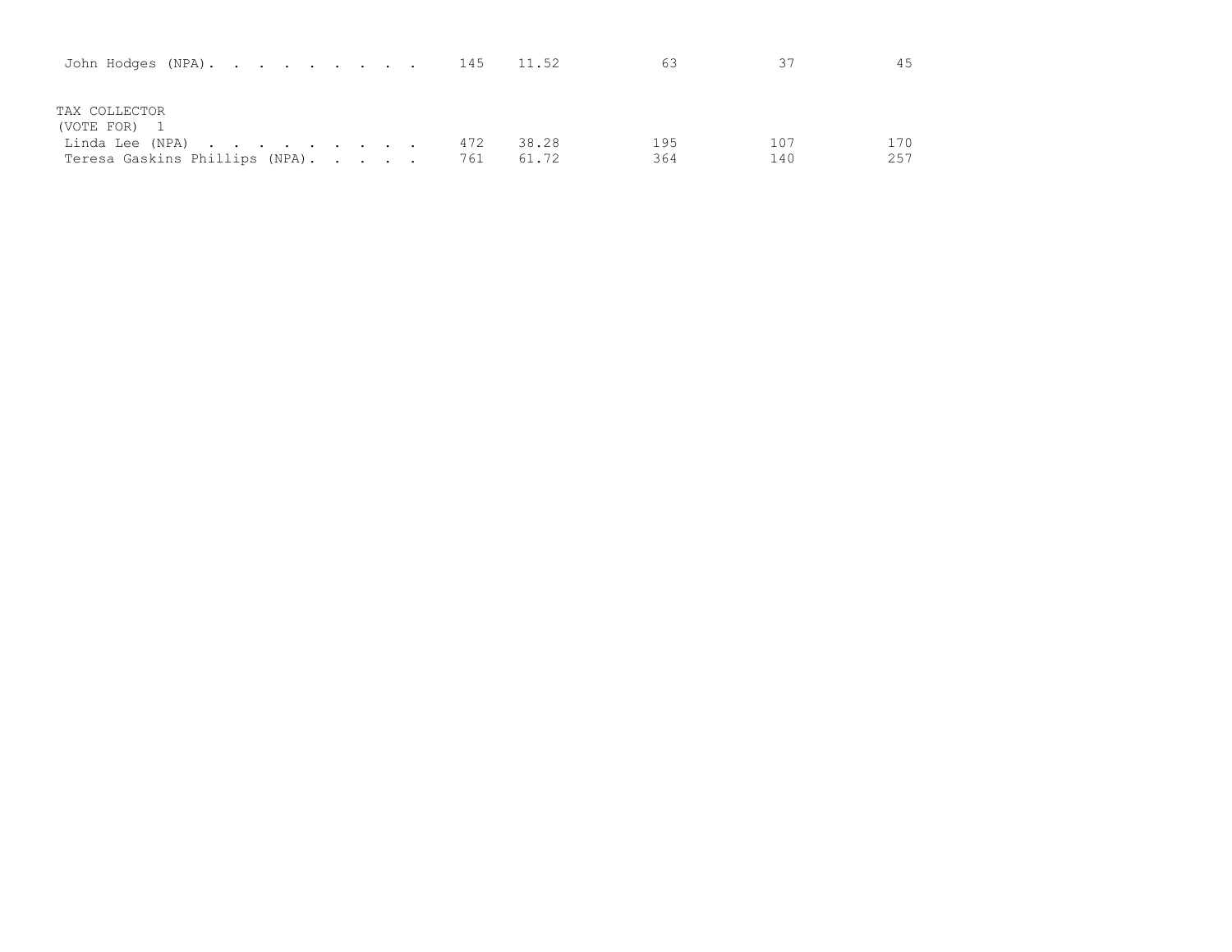| | | | | | |
|---|---|---|---|---|---|
| John Hodges (NPA) | 145 | 11.52 | 63 | 37 | 45 |

TAX COLLECTOR
(VOTE FOR) 1

| | | | | | |
|---|---|---|---|---|---|
| Linda Lee (NPA) | 472 | 38.28 | 195 | 107 | 170 |
| Teresa Gaskins Phillips (NPA) | 761 | 61.72 | 364 | 140 | 257 |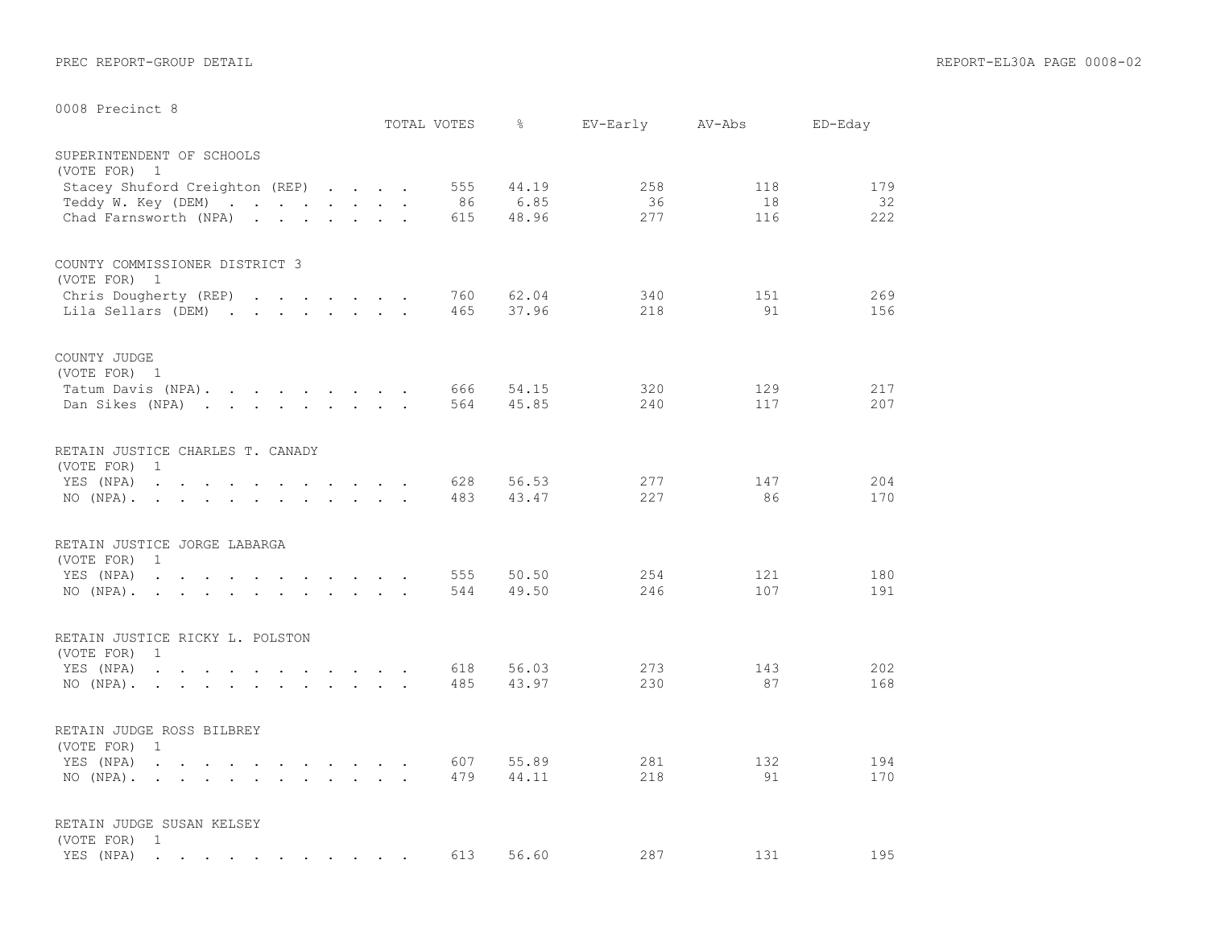0008 Precinct 8

| | TOTAL VOTES | % | EV-Early | AV-Abs | ED-Eday |
|---|---|---|---|---|---|
| **SUPERINTENDENT OF SCHOOLS** | | | | | |
| (VOTE FOR) 1 | | | | | |
| Stacey Shuford Creighton (REP) | 555 | 44.19 | 258 | 118 | 179 |
| Teddy W. Key (DEM) | 86 | 6.85 | 36 | 18 | 32 |
| Chad Farnsworth (NPA) | 615 | 48.96 | 277 | 116 | 222 |
| **COUNTY COMMISSIONER DISTRICT 3** | | | | | |
| (VOTE FOR) 1 | | | | | |
| Chris Dougherty (REP) | 760 | 62.04 | 340 | 151 | 269 |
| Lila Sellars (DEM) | 465 | 37.96 | 218 | 91 | 156 |
| **COUNTY JUDGE** | | | | | |
| (VOTE FOR) 1 | | | | | |
| Tatum Davis (NPA) | 666 | 54.15 | 320 | 129 | 217 |
| Dan Sikes (NPA) | 564 | 45.85 | 240 | 117 | 207 |
| **RETAIN JUSTICE CHARLES T. CANADY** | | | | | |
| (VOTE FOR) 1 | | | | | |
| YES (NPA) | 628 | 56.53 | 277 | 147 | 204 |
| NO (NPA) | 483 | 43.47 | 227 | 86 | 170 |
| **RETAIN JUSTICE JORGE LABARGA** | | | | | |
| (VOTE FOR) 1 | | | | | |
| YES (NPA) | 555 | 50.50 | 254 | 121 | 180 |
| NO (NPA) | 544 | 49.50 | 246 | 107 | 191 |
| **RETAIN JUSTICE RICKY L. POLSTON** | | | | | |
| (VOTE FOR) 1 | | | | | |
| YES (NPA) | 618 | 56.03 | 273 | 143 | 202 |
| NO (NPA) | 485 | 43.97 | 230 | 87 | 168 |
| **RETAIN JUDGE ROSS BILBREY** | | | | | |
| (VOTE FOR) 1 | | | | | |
| YES (NPA) | 607 | 55.89 | 281 | 132 | 194 |
| NO (NPA) | 479 | 44.11 | 218 | 91 | 170 |
| **RETAIN JUDGE SUSAN KELSEY** | | | | | |
| (VOTE FOR) 1 | | | | | |
| YES (NPA) | 613 | 56.60 | 287 | 131 | 195 |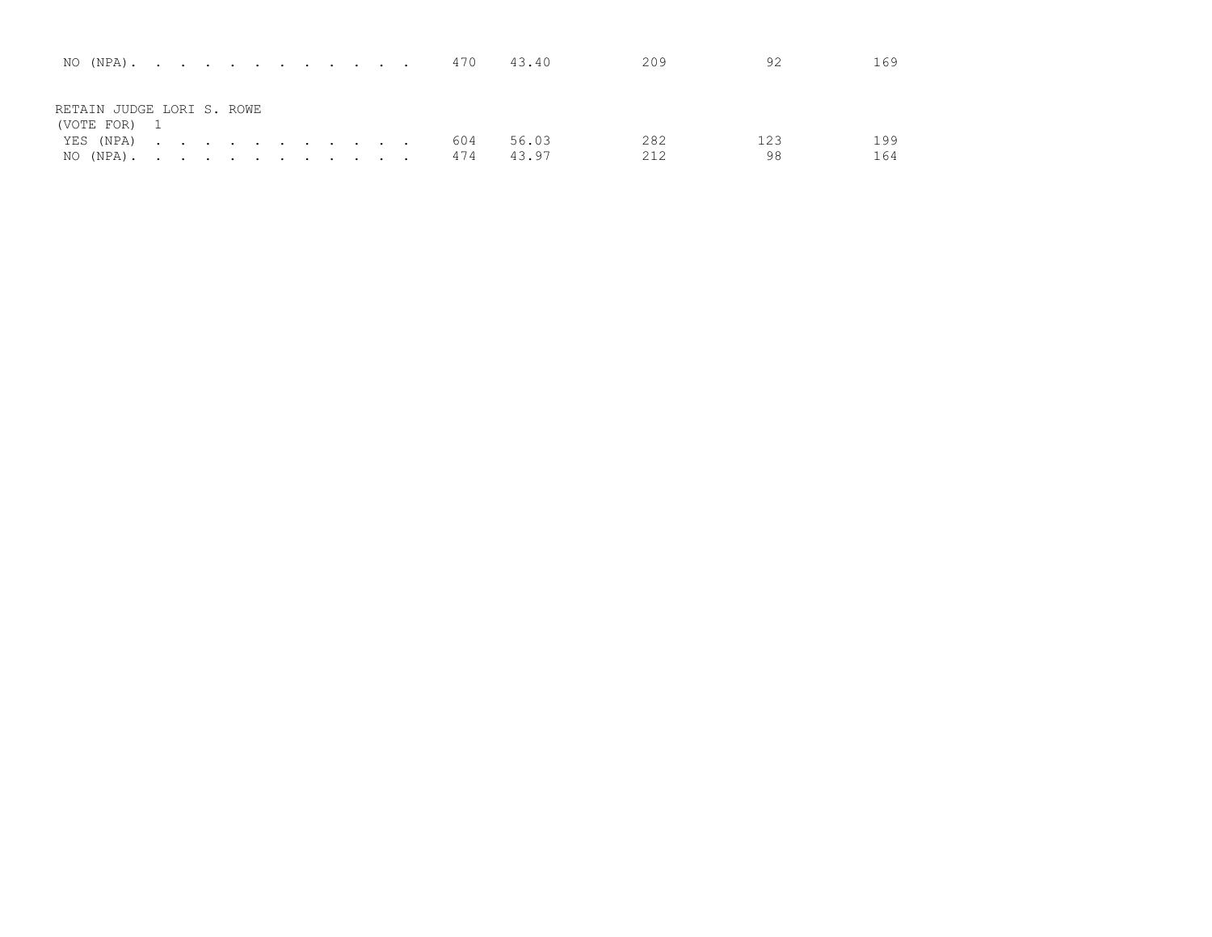| | | | | | |
|---|---|---|---|---|---|
| NO (NPA). . . . . . . . . . . . . | 470 | 43.40 | 209 | 92 | 169 |

RETAIN JUDGE LORI S. ROWE
(VOTE FOR) 1

| | | | | | |
|---|---|---|---|---|---|
| YES (NPA) . . . . . . . . . . . . | 604 | 56.03 | 282 | 123 | 199 |
| NO (NPA). . . . . . . . . . . . . | 474 | 43.97 | 212 | 98 | 164 |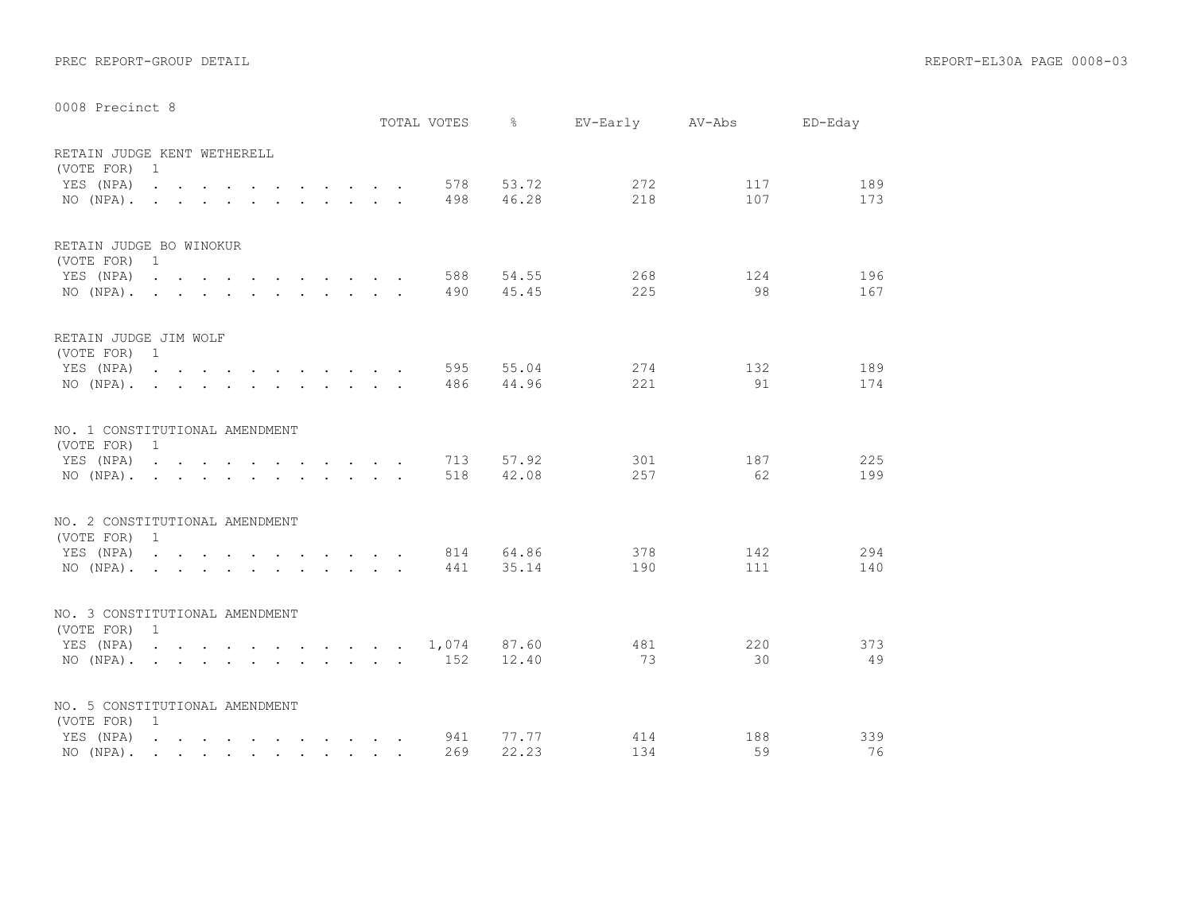0008 Precinct 8

| | TOTAL VOTES | % | EV-Early | AV-Abs | ED-Eday |
|---|---|---|---|---|---|
| **RETAIN JUDGE KENT WETHERELL** | | | | | |
| (VOTE FOR) 1 | | | | | |
| YES (NPA) | 578 | 53.72 | 272 | 117 | 189 |
| NO (NPA) | 498 | 46.28 | 218 | 107 | 173 |
| **RETAIN JUDGE BO WINOKUR** | | | | | |
| (VOTE FOR) 1 | | | | | |
| YES (NPA) | 588 | 54.55 | 268 | 124 | 196 |
| NO (NPA) | 490 | 45.45 | 225 | 98 | 167 |
| **RETAIN JUDGE JIM WOLF** | | | | | |
| (VOTE FOR) 1 | | | | | |
| YES (NPA) | 595 | 55.04 | 274 | 132 | 189 |
| NO (NPA) | 486 | 44.96 | 221 | 91 | 174 |
| **NO. 1 CONSTITUTIONAL AMENDMENT** | | | | | |
| (VOTE FOR) 1 | | | | | |
| YES (NPA) | 713 | 57.92 | 301 | 187 | 225 |
| NO (NPA) | 518 | 42.08 | 257 | 62 | 199 |
| **NO. 2 CONSTITUTIONAL AMENDMENT** | | | | | |
| (VOTE FOR) 1 | | | | | |
| YES (NPA) | 814 | 64.86 | 378 | 142 | 294 |
| NO (NPA) | 441 | 35.14 | 190 | 111 | 140 |
| **NO. 3 CONSTITUTIONAL AMENDMENT** | | | | | |
| (VOTE FOR) 1 | | | | | |
| YES (NPA) | 1,074 | 87.60 | 481 | 220 | 373 |
| NO (NPA) | 152 | 12.40 | 73 | 30 | 49 |
| **NO. 5 CONSTITUTIONAL AMENDMENT** | | | | | |
| (VOTE FOR) 1 | | | | | |
| YES (NPA) | 941 | 77.77 | 414 | 188 | 339 |
| NO (NPA) | 269 | 22.23 | 134 | 59 | 76 |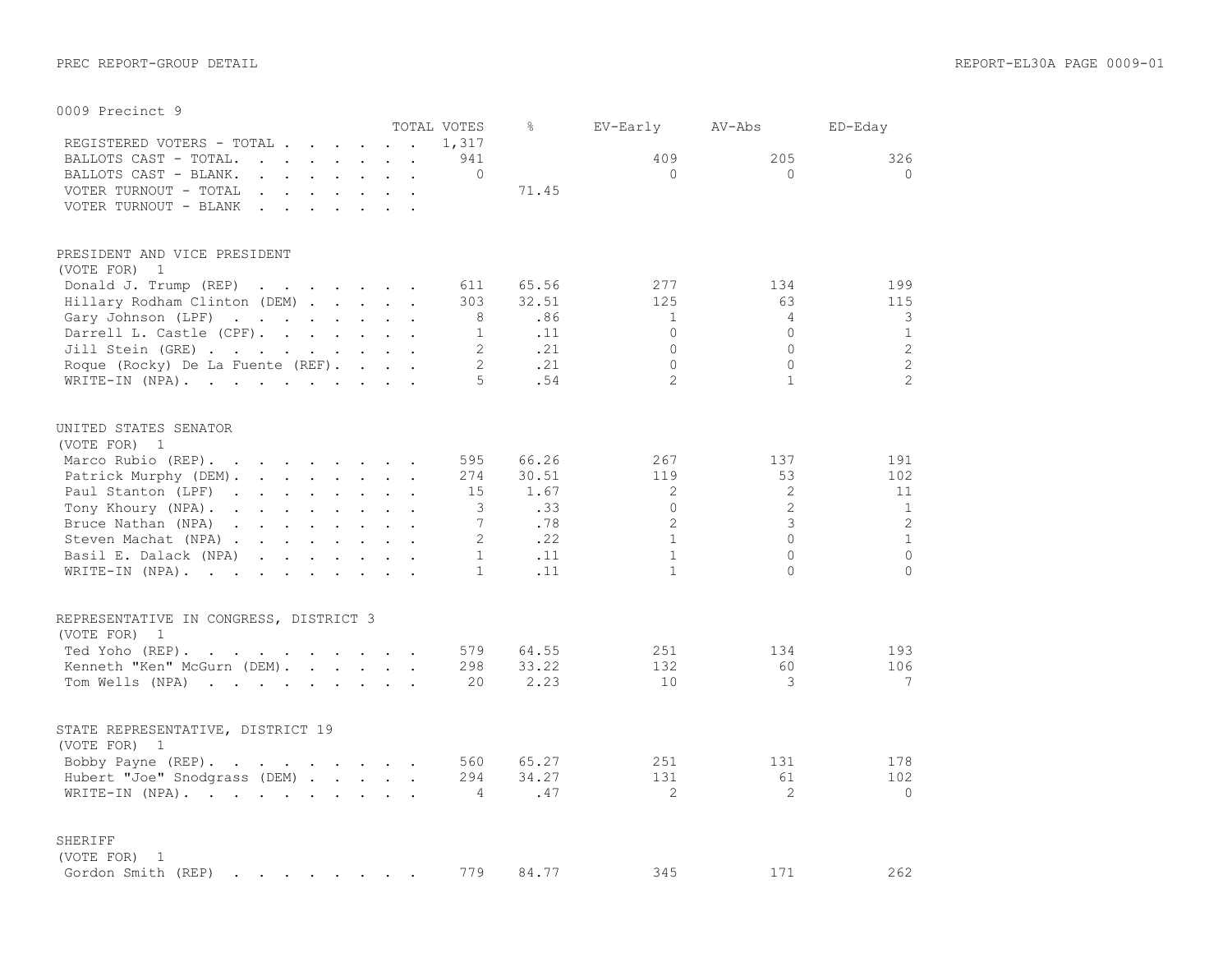PREC REPORT-GROUP DETAIL

REPORT-EL30A PAGE 0009-01

0009 Precinct 9

| | TOTAL VOTES | % | EV-Early | AV-Abs | ED-Eday |
|---|---|---|---|---|---|
| REGISTERED VOTERS - TOTAL | 1,317 | | | | |
| BALLOTS CAST - TOTAL. | 941 | | 409 | 205 | 326 |
| BALLOTS CAST - BLANK. | 0 | | 0 | 0 | 0 |
| VOTER TURNOUT - TOTAL | | 71.45 | | | |
| VOTER TURNOUT - BLANK | | | | | |

PRESIDENT AND VICE PRESIDENT
(VOTE FOR) 1

| | TOTAL VOTES | % | EV-Early | AV-Abs | ED-Eday |
|---|---|---|---|---|---|
| Donald J. Trump (REP) | 611 | 65.56 | 277 | 134 | 199 |
| Hillary Rodham Clinton (DEM) | 303 | 32.51 | 125 | 63 | 115 |
| Gary Johnson (LPF) | 8 | .86 | 1 | 4 | 3 |
| Darrell L. Castle (CPF). | 1 | .11 | 0 | 0 | 1 |
| Jill Stein (GRE) | 2 | .21 | 0 | 0 | 2 |
| Roque (Rocky) De La Fuente (REF). | 2 | .21 | 0 | 0 | 2 |
| WRITE-IN (NPA). | 5 | .54 | 2 | 1 | 2 |

UNITED STATES SENATOR
(VOTE FOR) 1

| | TOTAL VOTES | % | EV-Early | AV-Abs | ED-Eday |
|---|---|---|---|---|---|
| Marco Rubio (REP). | 595 | 66.26 | 267 | 137 | 191 |
| Patrick Murphy (DEM). | 274 | 30.51 | 119 | 53 | 102 |
| Paul Stanton (LPF) | 15 | 1.67 | 2 | 2 | 11 |
| Tony Khoury (NPA). | 3 | .33 | 0 | 2 | 1 |
| Bruce Nathan (NPA) | 7 | .78 | 2 | 3 | 2 |
| Steven Machat (NPA) | 2 | .22 | 1 | 0 | 1 |
| Basil E. Dalack (NPA) | 1 | .11 | 1 | 0 | 0 |
| WRITE-IN (NPA). | 1 | .11 | 1 | 0 | 0 |

REPRESENTATIVE IN CONGRESS, DISTRICT 3
(VOTE FOR) 1

| | TOTAL VOTES | % | EV-Early | AV-Abs | ED-Eday |
|---|---|---|---|---|---|
| Ted Yoho (REP). | 579 | 64.55 | 251 | 134 | 193 |
| Kenneth "Ken" McGurn (DEM). | 298 | 33.22 | 132 | 60 | 106 |
| Tom Wells (NPA) | 20 | 2.23 | 10 | 3 | 7 |

STATE REPRESENTATIVE, DISTRICT 19
(VOTE FOR) 1

| | TOTAL VOTES | % | EV-Early | AV-Abs | ED-Eday |
|---|---|---|---|---|---|
| Bobby Payne (REP). | 560 | 65.27 | 251 | 131 | 178 |
| Hubert "Joe" Snodgrass (DEM) | 294 | 34.27 | 131 | 61 | 102 |
| WRITE-IN (NPA). | 4 | .47 | 2 | 2 | 0 |

SHERIFF
(VOTE FOR) 1

| | TOTAL VOTES | % | EV-Early | AV-Abs | ED-Eday |
|---|---|---|---|---|---|
| Gordon Smith (REP) | 779 | 84.77 | 345 | 171 | 262 |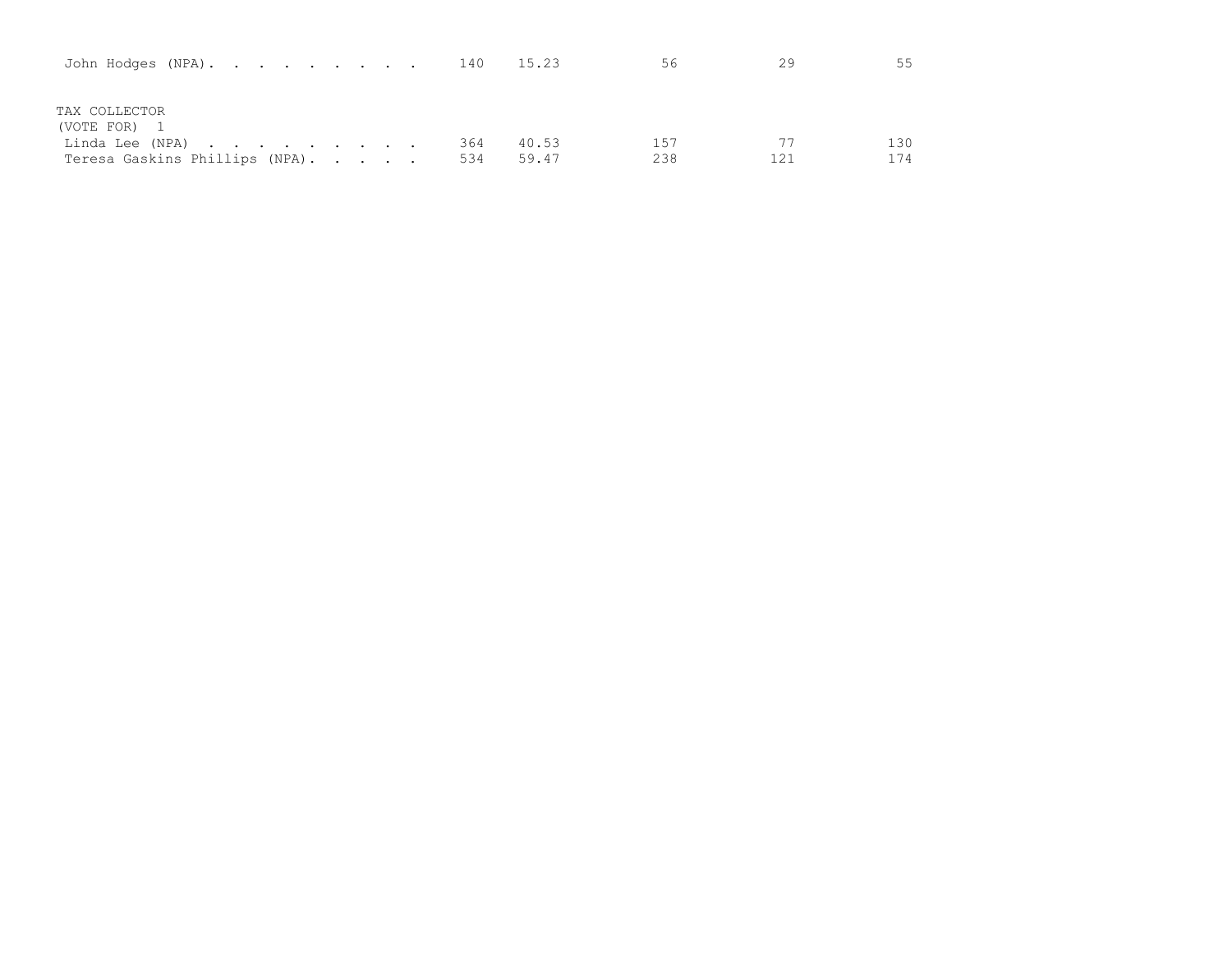| | | | | | |
|---|---|---|---|---|---|
| John Hodges (NPA). . . . . . . . . . | 140 | 15.23 | 56 | 29 | 55 |

TAX COLLECTOR
(VOTE FOR) 1

| | | | | | |
|---|---|---|---|---|---|
| Linda Lee (NPA) . . . . . . . . . . | 364 | 40.53 | 157 | 77 | 130 |
| Teresa Gaskins Phillips (NPA). . . . . | 534 | 59.47 | 238 | 121 | 174 |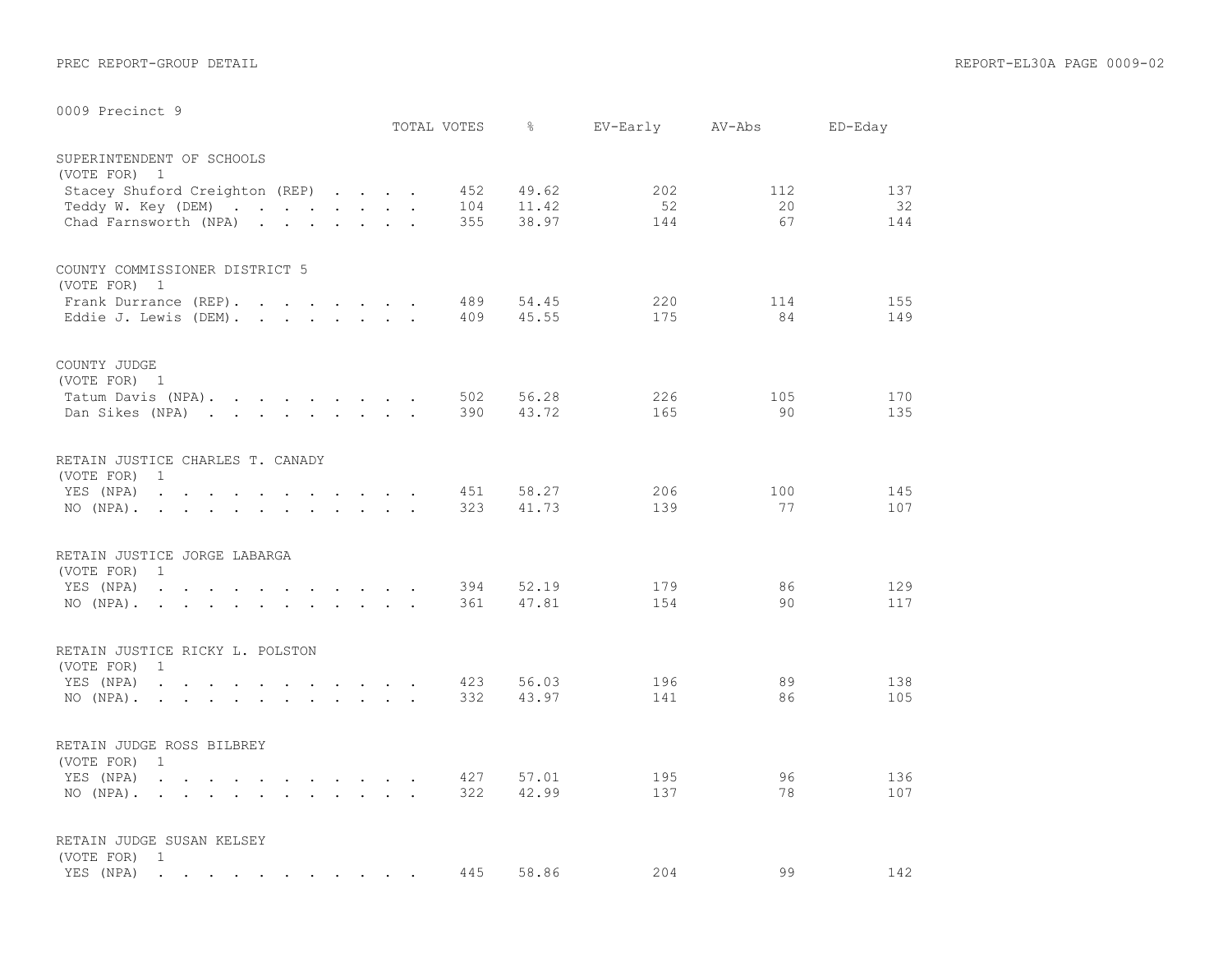0009 Precinct 9

| | TOTAL VOTES | % | EV-Early | AV-Abs | ED-Eday |
|---|---|---|---|---|---|
| **SUPERINTENDENT OF SCHOOLS** | | | | | |
| (VOTE FOR) 1 | | | | | |
| Stacey Shuford Creighton (REP) | 452 | 49.62 | 202 | 112 | 137 |
| Teddy W. Key (DEM) | 104 | 11.42 | 52 | 20 | 32 |
| Chad Farnsworth (NPA) | 355 | 38.97 | 144 | 67 | 144 |
| **COUNTY COMMISSIONER DISTRICT 5** | | | | | |
| (VOTE FOR) 1 | | | | | |
| Frank Durrance (REP) | 489 | 54.45 | 220 | 114 | 155 |
| Eddie J. Lewis (DEM) | 409 | 45.55 | 175 | 84 | 149 |
| **COUNTY JUDGE** | | | | | |
| (VOTE FOR) 1 | | | | | |
| Tatum Davis (NPA) | 502 | 56.28 | 226 | 105 | 170 |
| Dan Sikes (NPA) | 390 | 43.72 | 165 | 90 | 135 |
| **RETAIN JUSTICE CHARLES T. CANADY** | | | | | |
| (VOTE FOR) 1 | | | | | |
| YES (NPA) | 451 | 58.27 | 206 | 100 | 145 |
| NO (NPA) | 323 | 41.73 | 139 | 77 | 107 |
| **RETAIN JUSTICE JORGE LABARGA** | | | | | |
| (VOTE FOR) 1 | | | | | |
| YES (NPA) | 394 | 52.19 | 179 | 86 | 129 |
| NO (NPA) | 361 | 47.81 | 154 | 90 | 117 |
| **RETAIN JUSTICE RICKY L. POLSTON** | | | | | |
| (VOTE FOR) 1 | | | | | |
| YES (NPA) | 423 | 56.03 | 196 | 89 | 138 |
| NO (NPA) | 332 | 43.97 | 141 | 86 | 105 |
| **RETAIN JUDGE ROSS BILBREY** | | | | | |
| (VOTE FOR) 1 | | | | | |
| YES (NPA) | 427 | 57.01 | 195 | 96 | 136 |
| NO (NPA) | 322 | 42.99 | 137 | 78 | 107 |
| **RETAIN JUDGE SUSAN KELSEY** | | | | | |
| (VOTE FOR) 1 | | | | | |
| YES (NPA) | 445 | 58.86 | 204 | 99 | 142 |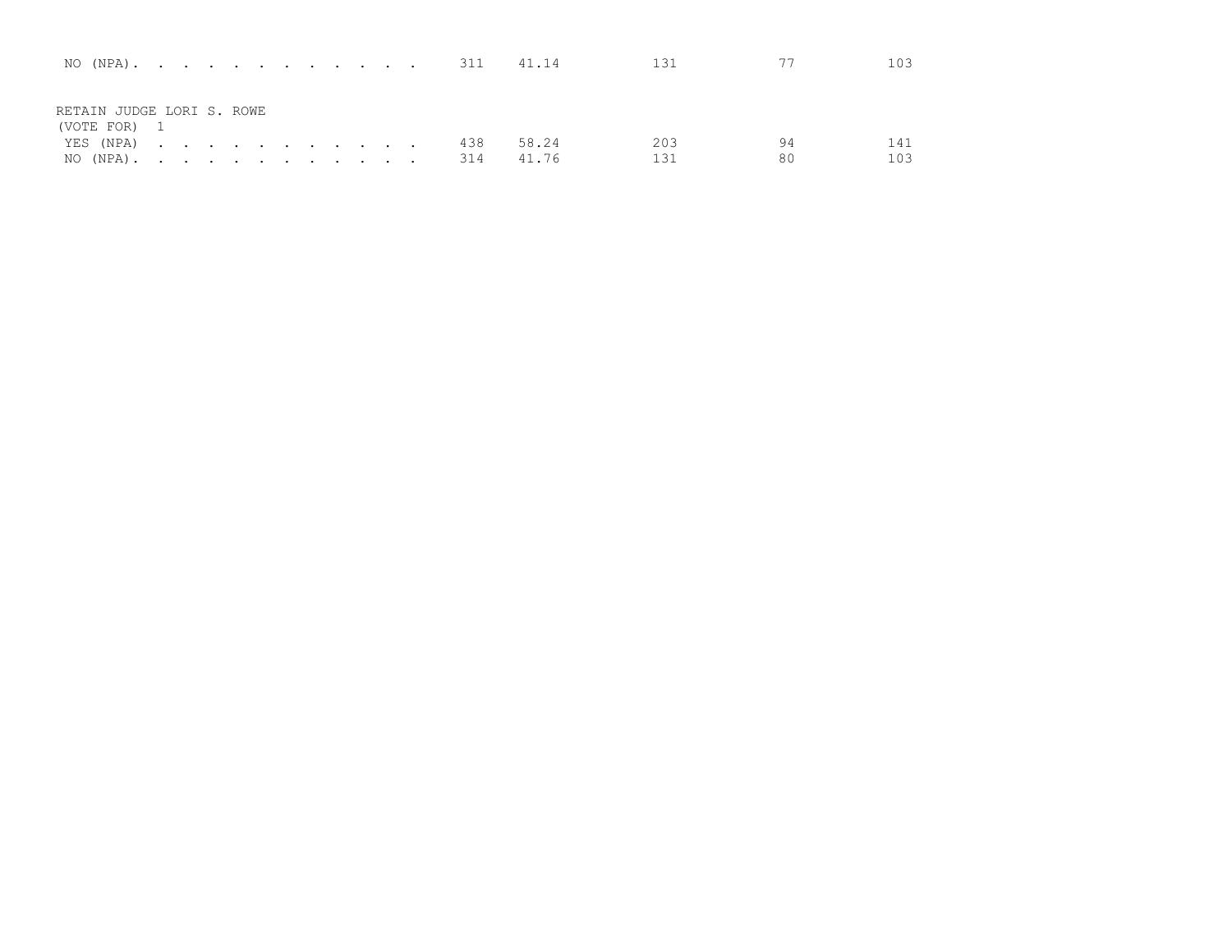| | | | | | |
|---|---|---|---|---|---|
| NO (NPA). . . . . . . . . . . . . | 311 | 41.14 | 131 | 77 | 103 |

RETAIN JUDGE LORI S. ROWE
(VOTE FOR) 1

| | | | | | |
|---|---|---|---|---|---|
| YES (NPA) . . . . . . . . . . . . | 438 | 58.24 | 203 | 94 | 141 |
| NO (NPA). . . . . . . . . . . . . | 314 | 41.76 | 131 | 80 | 103 |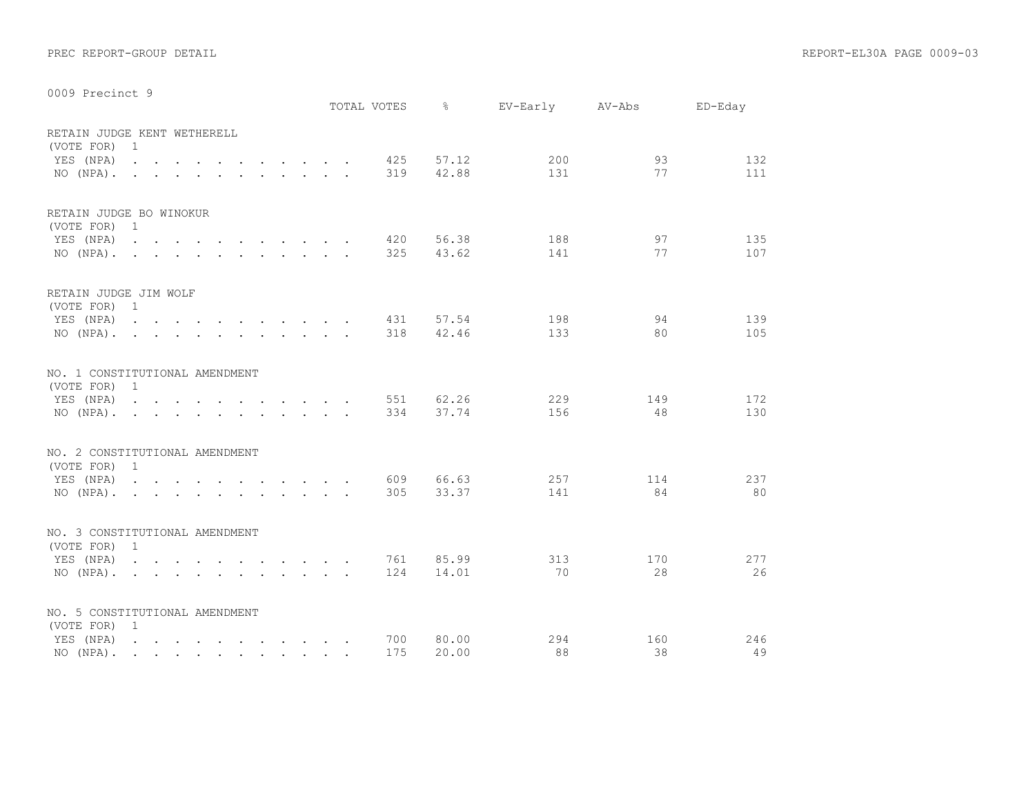0009 Precinct 9

| | TOTAL VOTES | % | EV-Early | AV-Abs | ED-Eday |
|---|---|---|---|---|---|
| **RETAIN JUDGE KENT WETHERELL** | | | | | |
| (VOTE FOR) 1 | | | | | |
| YES (NPA) | 425 | 57.12 | 200 | 93 | 132 |
| NO (NPA) | 319 | 42.88 | 131 | 77 | 111 |
| **RETAIN JUDGE BO WINOKUR** | | | | | |
| (VOTE FOR) 1 | | | | | |
| YES (NPA) | 420 | 56.38 | 188 | 97 | 135 |
| NO (NPA) | 325 | 43.62 | 141 | 77 | 107 |
| **RETAIN JUDGE JIM WOLF** | | | | | |
| (VOTE FOR) 1 | | | | | |
| YES (NPA) | 431 | 57.54 | 198 | 94 | 139 |
| NO (NPA) | 318 | 42.46 | 133 | 80 | 105 |
| **NO. 1 CONSTITUTIONAL AMENDMENT** | | | | | |
| (VOTE FOR) 1 | | | | | |
| YES (NPA) | 551 | 62.26 | 229 | 149 | 172 |
| NO (NPA) | 334 | 37.74 | 156 | 48 | 130 |
| **NO. 2 CONSTITUTIONAL AMENDMENT** | | | | | |
| (VOTE FOR) 1 | | | | | |
| YES (NPA) | 609 | 66.63 | 257 | 114 | 237 |
| NO (NPA) | 305 | 33.37 | 141 | 84 | 80 |
| **NO. 3 CONSTITUTIONAL AMENDMENT** | | | | | |
| (VOTE FOR) 1 | | | | | |
| YES (NPA) | 761 | 85.99 | 313 | 170 | 277 |
| NO (NPA) | 124 | 14.01 | 70 | 28 | 26 |
| **NO. 5 CONSTITUTIONAL AMENDMENT** | | | | | |
| (VOTE FOR) 1 | | | | | |
| YES (NPA) | 700 | 80.00 | 294 | 160 | 246 |
| NO (NPA) | 175 | 20.00 | 88 | 38 | 49 |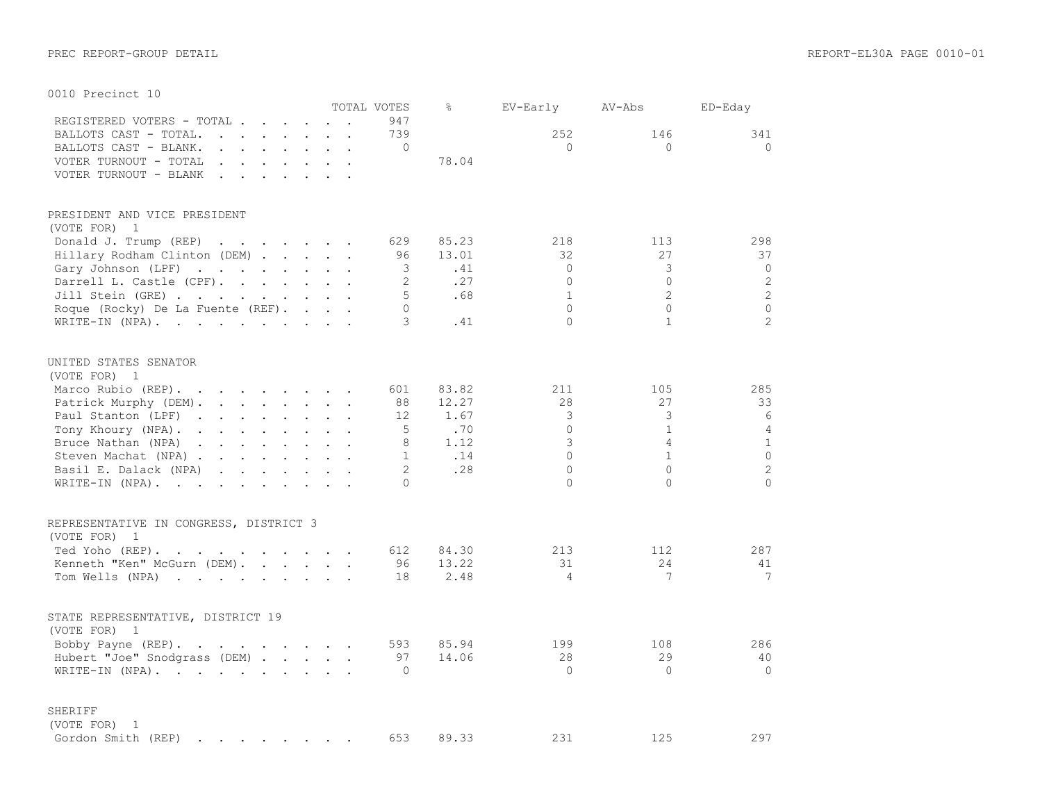PREC REPORT-GROUP DETAIL

REPORT-EL30A PAGE 0010-01

0010 Precinct 10

| | TOTAL VOTES | % | EV-Early | AV-Abs | ED-Eday |
|---|---|---|---|---|---|
| REGISTERED VOTERS - TOTAL | 947 | | | | |
| BALLOTS CAST - TOTAL. | 739 | | 252 | 146 | 341 |
| BALLOTS CAST - BLANK. | 0 | | 0 | 0 | 0 |
| VOTER TURNOUT - TOTAL | | 78.04 | | | |
| VOTER TURNOUT - BLANK | | | | | |

PRESIDENT AND VICE PRESIDENT
(VOTE FOR) 1

| | TOTAL VOTES | % | EV-Early | AV-Abs | ED-Eday |
|---|---|---|---|---|---|
| Donald J. Trump (REP) | 629 | 85.23 | 218 | 113 | 298 |
| Hillary Rodham Clinton (DEM) | 96 | 13.01 | 32 | 27 | 37 |
| Gary Johnson (LPF) | 3 | .41 | 0 | 3 | 0 |
| Darrell L. Castle (CPF) | 2 | .27 | 0 | 0 | 2 |
| Jill Stein (GRE) | 5 | .68 | 1 | 2 | 2 |
| Roque (Rocky) De La Fuente (REF) | 0 | | 0 | 0 | 0 |
| WRITE-IN (NPA) | 3 | .41 | 0 | 1 | 2 |

UNITED STATES SENATOR
(VOTE FOR) 1

| | TOTAL VOTES | % | EV-Early | AV-Abs | ED-Eday |
|---|---|---|---|---|---|
| Marco Rubio (REP) | 601 | 83.82 | 211 | 105 | 285 |
| Patrick Murphy (DEM) | 88 | 12.27 | 28 | 27 | 33 |
| Paul Stanton (LPF) | 12 | 1.67 | 3 | 3 | 6 |
| Tony Khoury (NPA) | 5 | .70 | 0 | 1 | 4 |
| Bruce Nathan (NPA) | 8 | 1.12 | 3 | 4 | 1 |
| Steven Machat (NPA) | 1 | .14 | 0 | 1 | 0 |
| Basil E. Dalack (NPA) | 2 | .28 | 0 | 0 | 2 |
| WRITE-IN (NPA) | 0 | | 0 | 0 | 0 |

REPRESENTATIVE IN CONGRESS, DISTRICT 3
(VOTE FOR) 1

| | TOTAL VOTES | % | EV-Early | AV-Abs | ED-Eday |
|---|---|---|---|---|---|
| Ted Yoho (REP) | 612 | 84.30 | 213 | 112 | 287 |
| Kenneth "Ken" McGurn (DEM) | 96 | 13.22 | 31 | 24 | 41 |
| Tom Wells (NPA) | 18 | 2.48 | 4 | 7 | 7 |

STATE REPRESENTATIVE, DISTRICT 19
(VOTE FOR) 1

| | TOTAL VOTES | % | EV-Early | AV-Abs | ED-Eday |
|---|---|---|---|---|---|
| Bobby Payne (REP) | 593 | 85.94 | 199 | 108 | 286 |
| Hubert "Joe" Snodgrass (DEM) | 97 | 14.06 | 28 | 29 | 40 |
| WRITE-IN (NPA) | 0 | | 0 | 0 | 0 |

SHERIFF
(VOTE FOR) 1

| | TOTAL VOTES | % | EV-Early | AV-Abs | ED-Eday |
|---|---|---|---|---|---|
| Gordon Smith (REP) | 653 | 89.33 | 231 | 125 | 297 |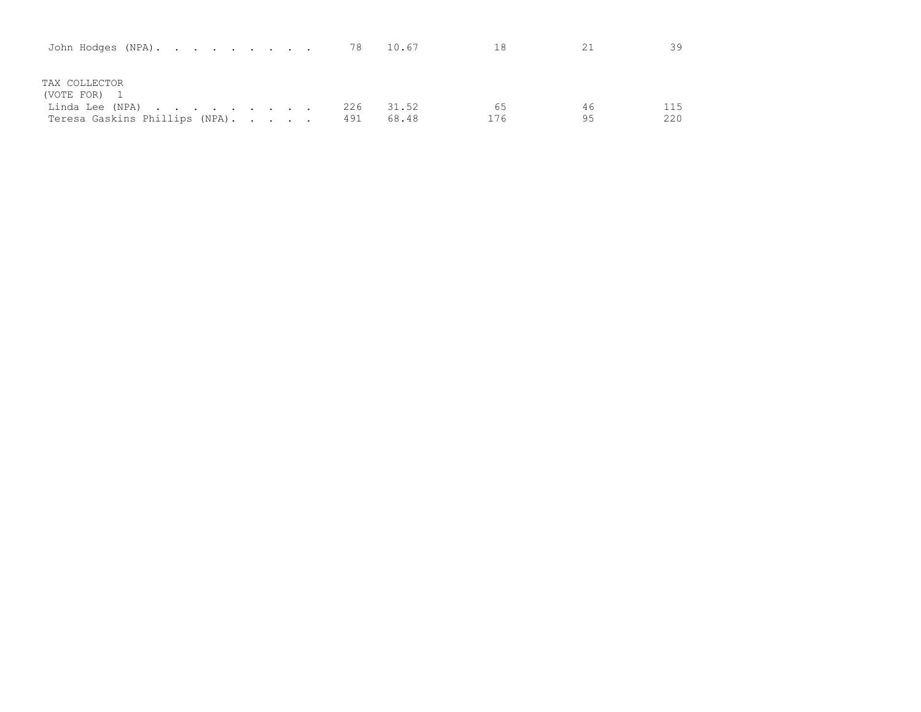| | | | | | |
|---|---|---|---|---|---|
| John Hodges (NPA). . . . . . . . . | 78 | 10.67 | 18 | 21 | 39 |

TAX COLLECTOR
(VOTE FOR) 1

| | | | | | |
|---|---|---|---|---|---|
| Linda Lee (NPA) . . . . . . . . . | 226 | 31.52 | 65 | 46 | 115 |
| Teresa Gaskins Phillips (NPA). . . . . | 491 | 68.48 | 176 | 95 | 220 |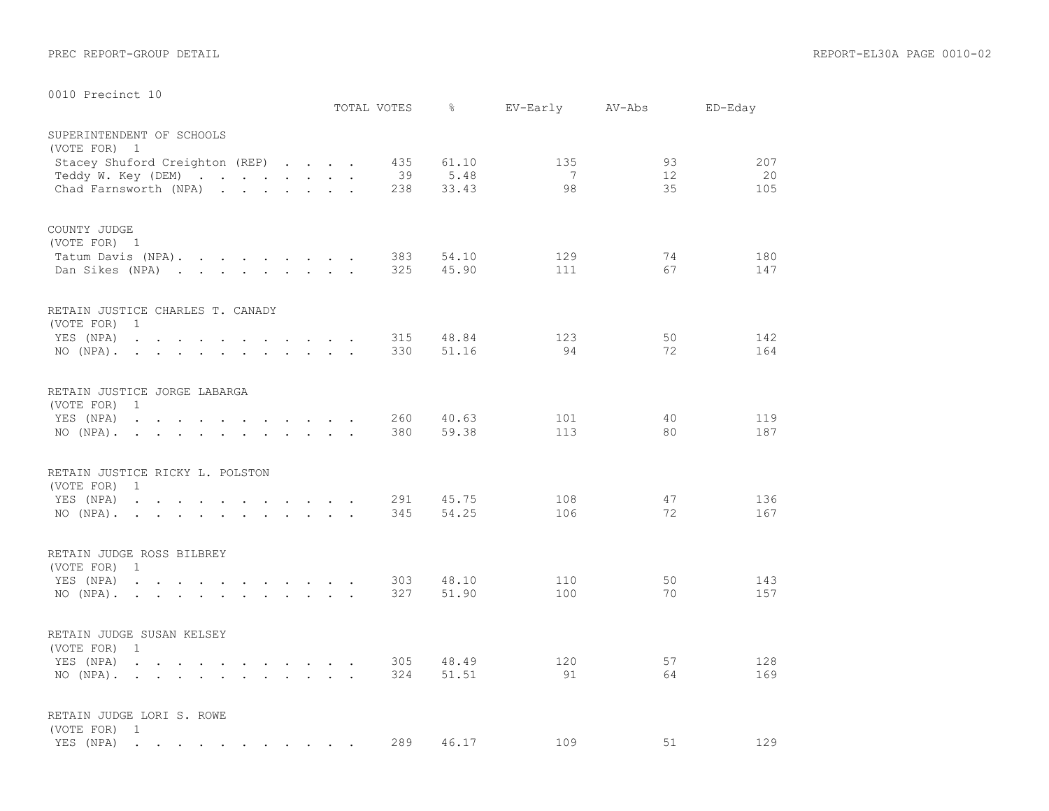0010 Precinct 10

| | TOTAL VOTES | % | EV-Early | AV-Abs | ED-Eday |
|---|---|---|---|---|---|
| **SUPERINTENDENT OF SCHOOLS** | | | | | |
| (VOTE FOR) 1 | | | | | |
| Stacey Shuford Creighton (REP) | 435 | 61.10 | 135 | 93 | 207 |
| Teddy W. Key (DEM) | 39 | 5.48 | 7 | 12 | 20 |
| Chad Farnsworth (NPA) | 238 | 33.43 | 98 | 35 | 105 |
| **COUNTY JUDGE** | | | | | |
| (VOTE FOR) 1 | | | | | |
| Tatum Davis (NPA) | 383 | 54.10 | 129 | 74 | 180 |
| Dan Sikes (NPA) | 325 | 45.90 | 111 | 67 | 147 |
| **RETAIN JUSTICE CHARLES T. CANADY** | | | | | |
| (VOTE FOR) 1 | | | | | |
| YES (NPA) | 315 | 48.84 | 123 | 50 | 142 |
| NO (NPA) | 330 | 51.16 | 94 | 72 | 164 |
| **RETAIN JUSTICE JORGE LABARGA** | | | | | |
| (VOTE FOR) 1 | | | | | |
| YES (NPA) | 260 | 40.63 | 101 | 40 | 119 |
| NO (NPA) | 380 | 59.38 | 113 | 80 | 187 |
| **RETAIN JUSTICE RICKY L. POLSTON** | | | | | |
| (VOTE FOR) 1 | | | | | |
| YES (NPA) | 291 | 45.75 | 108 | 47 | 136 |
| NO (NPA) | 345 | 54.25 | 106 | 72 | 167 |
| **RETAIN JUDGE ROSS BILBREY** | | | | | |
| (VOTE FOR) 1 | | | | | |
| YES (NPA) | 303 | 48.10 | 110 | 50 | 143 |
| NO (NPA) | 327 | 51.90 | 100 | 70 | 157 |
| **RETAIN JUDGE SUSAN KELSEY** | | | | | |
| (VOTE FOR) 1 | | | | | |
| YES (NPA) | 305 | 48.49 | 120 | 57 | 128 |
| NO (NPA) | 324 | 51.51 | 91 | 64 | 169 |
| **RETAIN JUDGE LORI S. ROWE** | | | | | |
| (VOTE FOR) 1 | | | | | |
| YES (NPA) | 289 | 46.17 | 109 | 51 | 129 |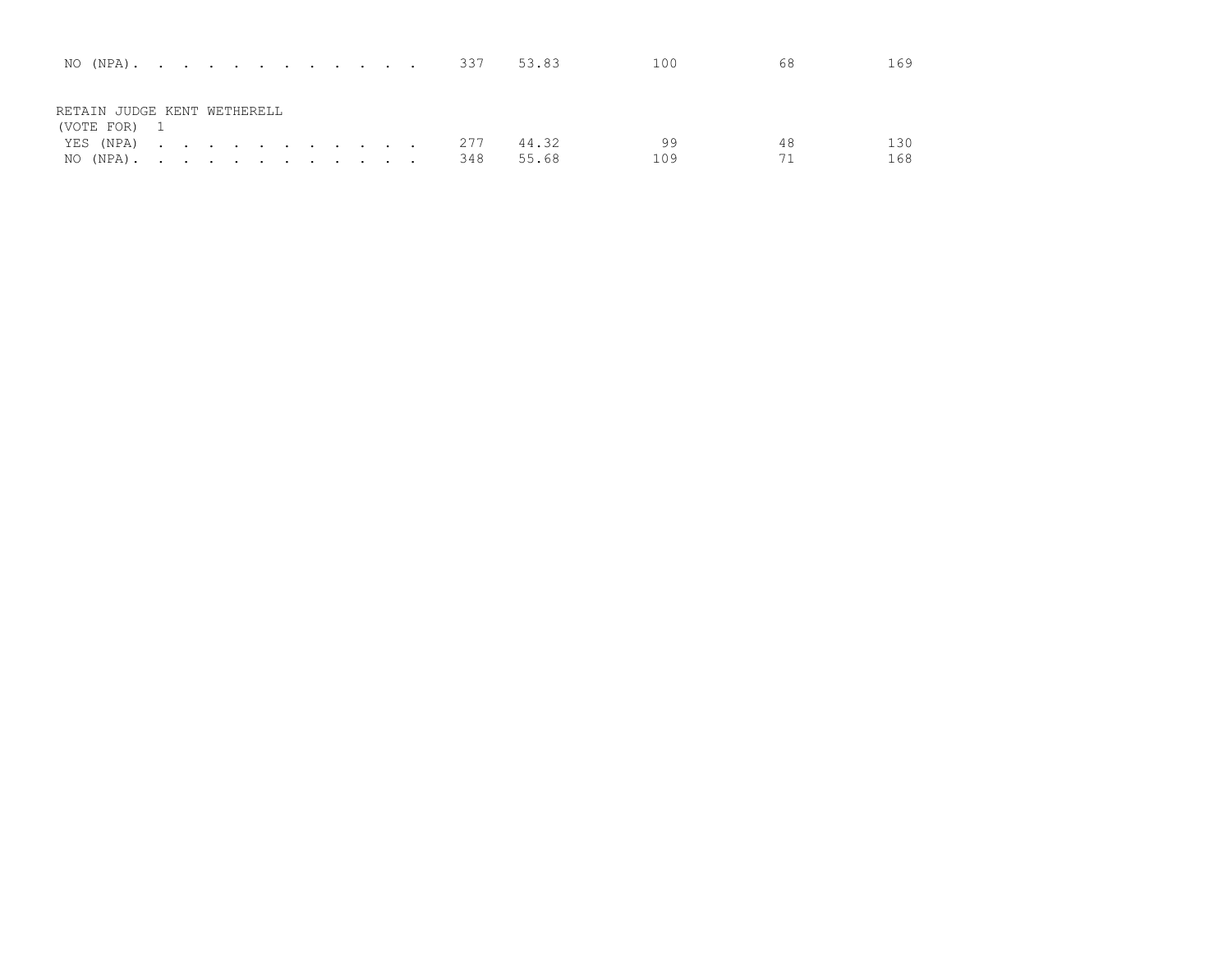| | | | | | |
|---|---|---|---|---|---|
| NO (NPA). . . . . . . . . . . . . | 337 | 53.83 | 100 | 68 | 169 |

RETAIN JUDGE KENT WETHERELL
(VOTE FOR) 1

| | | | | | |
|---|---|---|---|---|---|
| YES (NPA) . . . . . . . . . . . . | 277 | 44.32 | 99 | 48 | 130 |
| NO (NPA). . . . . . . . . . . . . | 348 | 55.68 | 109 | 71 | 168 |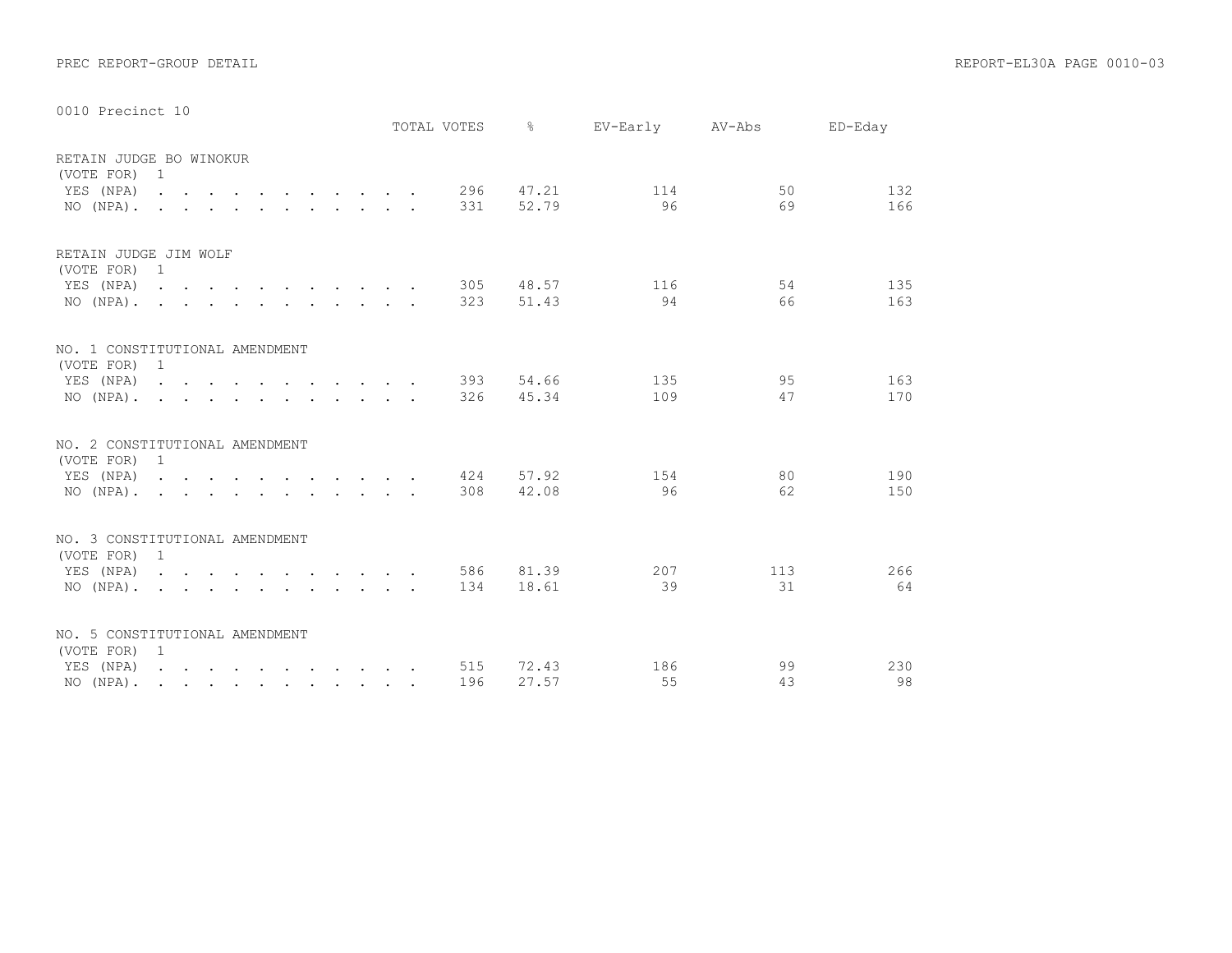## 0010 Precinct 10

| | TOTAL VOTES | % | EV-Early | AV-Abs | ED-Eday |
|---|---|---|---|---|---|
| **RETAIN JUDGE BO WINOKUR** | | | | | |
| (VOTE FOR) 1 | | | | | |
| YES (NPA) | 296 | 47.21 | 114 | 50 | 132 |
| NO (NPA) | 331 | 52.79 | 96 | 69 | 166 |
| **RETAIN JUDGE JIM WOLF** | | | | | |
| (VOTE FOR) 1 | | | | | |
| YES (NPA) | 305 | 48.57 | 116 | 54 | 135 |
| NO (NPA) | 323 | 51.43 | 94 | 66 | 163 |
| **NO. 1 CONSTITUTIONAL AMENDMENT** | | | | | |
| (VOTE FOR) 1 | | | | | |
| YES (NPA) | 393 | 54.66 | 135 | 95 | 163 |
| NO (NPA) | 326 | 45.34 | 109 | 47 | 170 |
| **NO. 2 CONSTITUTIONAL AMENDMENT** | | | | | |
| (VOTE FOR) 1 | | | | | |
| YES (NPA) | 424 | 57.92 | 154 | 80 | 190 |
| NO (NPA) | 308 | 42.08 | 96 | 62 | 150 |
| **NO. 3 CONSTITUTIONAL AMENDMENT** | | | | | |
| (VOTE FOR) 1 | | | | | |
| YES (NPA) | 586 | 81.39 | 207 | 113 | 266 |
| NO (NPA) | 134 | 18.61 | 39 | 31 | 64 |
| **NO. 5 CONSTITUTIONAL AMENDMENT** | | | | | |
| (VOTE FOR) 1 | | | | | |
| YES (NPA) | 515 | 72.43 | 186 | 99 | 230 |
| NO (NPA) | 196 | 27.57 | 55 | 43 | 98 |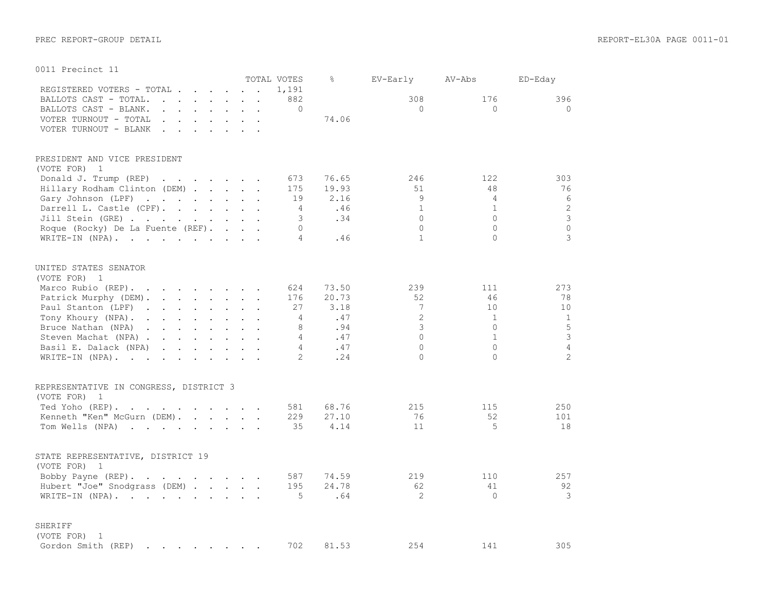## 0011 Precinct 11

| | TOTAL VOTES | % | EV-Early | AV-Abs | ED-Eday |
|---|---|---|---|---|---|
| REGISTERED VOTERS - TOTAL | 1,191 | | | | |
| BALLOTS CAST - TOTAL. | 882 | | 308 | 176 | 396 |
| BALLOTS CAST - BLANK. | 0 | | 0 | 0 | 0 |
| VOTER TURNOUT - TOTAL | | 74.06 | | | |
| VOTER TURNOUT - BLANK | | | | | |

### PRESIDENT AND VICE PRESIDENT
(VOTE FOR) 1

| | TOTAL VOTES | % | EV-Early | AV-Abs | ED-Eday |
|---|---|---|---|---|---|
| Donald J. Trump (REP) | 673 | 76.65 | 246 | 122 | 303 |
| Hillary Rodham Clinton (DEM) | 175 | 19.93 | 51 | 48 | 76 |
| Gary Johnson (LPF) | 19 | 2.16 | 9 | 4 | 6 |
| Darrell L. Castle (CPF). | 4 | .46 | 1 | 1 | 2 |
| Jill Stein (GRE) | 3 | .34 | 0 | 0 | 3 |
| Roque (Rocky) De La Fuente (REF). | 0 | | 0 | 0 | 0 |
| WRITE-IN (NPA). | 4 | .46 | 1 | 0 | 3 |

### UNITED STATES SENATOR
(VOTE FOR) 1

| | TOTAL VOTES | % | EV-Early | AV-Abs | ED-Eday |
|---|---|---|---|---|---|
| Marco Rubio (REP). | 624 | 73.50 | 239 | 111 | 273 |
| Patrick Murphy (DEM). | 176 | 20.73 | 52 | 46 | 78 |
| Paul Stanton (LPF) | 27 | 3.18 | 7 | 10 | 10 |
| Tony Khoury (NPA). | 4 | .47 | 2 | 1 | 1 |
| Bruce Nathan (NPA) | 8 | .94 | 3 | 0 | 5 |
| Steven Machat (NPA) | 4 | .47 | 0 | 1 | 3 |
| Basil E. Dalack (NPA) | 4 | .47 | 0 | 0 | 4 |
| WRITE-IN (NPA). | 2 | .24 | 0 | 0 | 2 |

### REPRESENTATIVE IN CONGRESS, DISTRICT 3
(VOTE FOR) 1

| | TOTAL VOTES | % | EV-Early | AV-Abs | ED-Eday |
|---|---|---|---|---|---|
| Ted Yoho (REP). | 581 | 68.76 | 215 | 115 | 250 |
| Kenneth "Ken" McGurn (DEM). | 229 | 27.10 | 76 | 52 | 101 |
| Tom Wells (NPA) | 35 | 4.14 | 11 | 5 | 18 |

### STATE REPRESENTATIVE, DISTRICT 19
(VOTE FOR) 1

| | TOTAL VOTES | % | EV-Early | AV-Abs | ED-Eday |
|---|---|---|---|---|---|
| Bobby Payne (REP). | 587 | 74.59 | 219 | 110 | 257 |
| Hubert "Joe" Snodgrass (DEM) | 195 | 24.78 | 62 | 41 | 92 |
| WRITE-IN (NPA). | 5 | .64 | 2 | 0 | 3 |

### SHERIFF
(VOTE FOR) 1

| | TOTAL VOTES | % | EV-Early | AV-Abs | ED-Eday |
|---|---|---|---|---|---|
| Gordon Smith (REP) | 702 | 81.53 | 254 | 141 | 305 |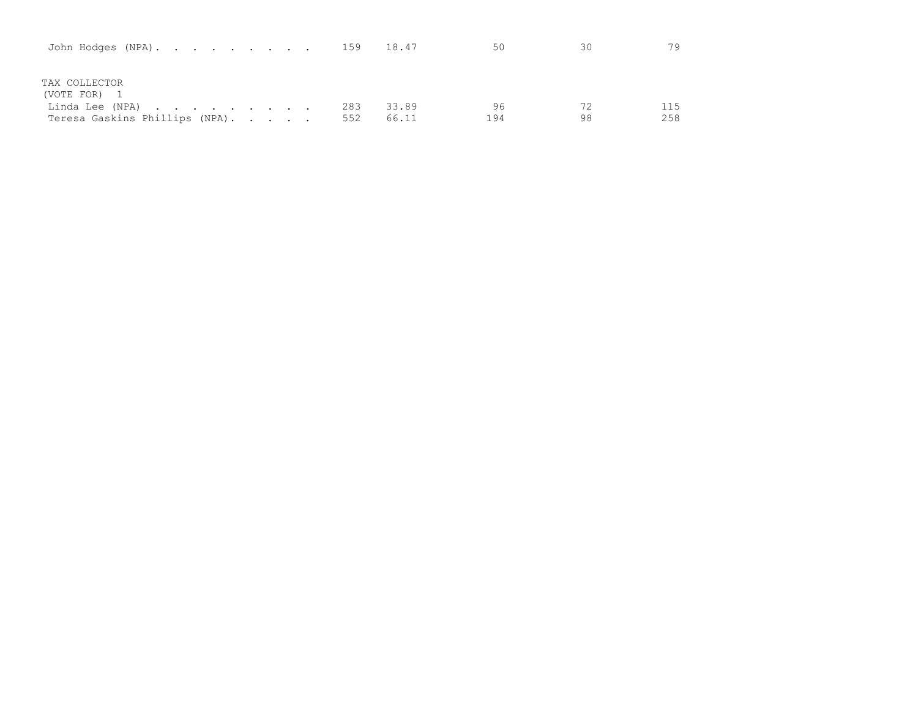| | | | | | |
|---|---|---|---|---|---|
| John Hodges (NPA). . . . . . . . . . | 159 | 18.47 | 50 | 30 | 79 |

TAX COLLECTOR
(VOTE FOR) 1

| | | | | | |
|---|---|---|---|---|---|
| Linda Lee (NPA) . . . . . . . . . . | 283 | 33.89 | 96 | 72 | 115 |
| Teresa Gaskins Phillips (NPA). . . . . | 552 | 66.11 | 194 | 98 | 258 |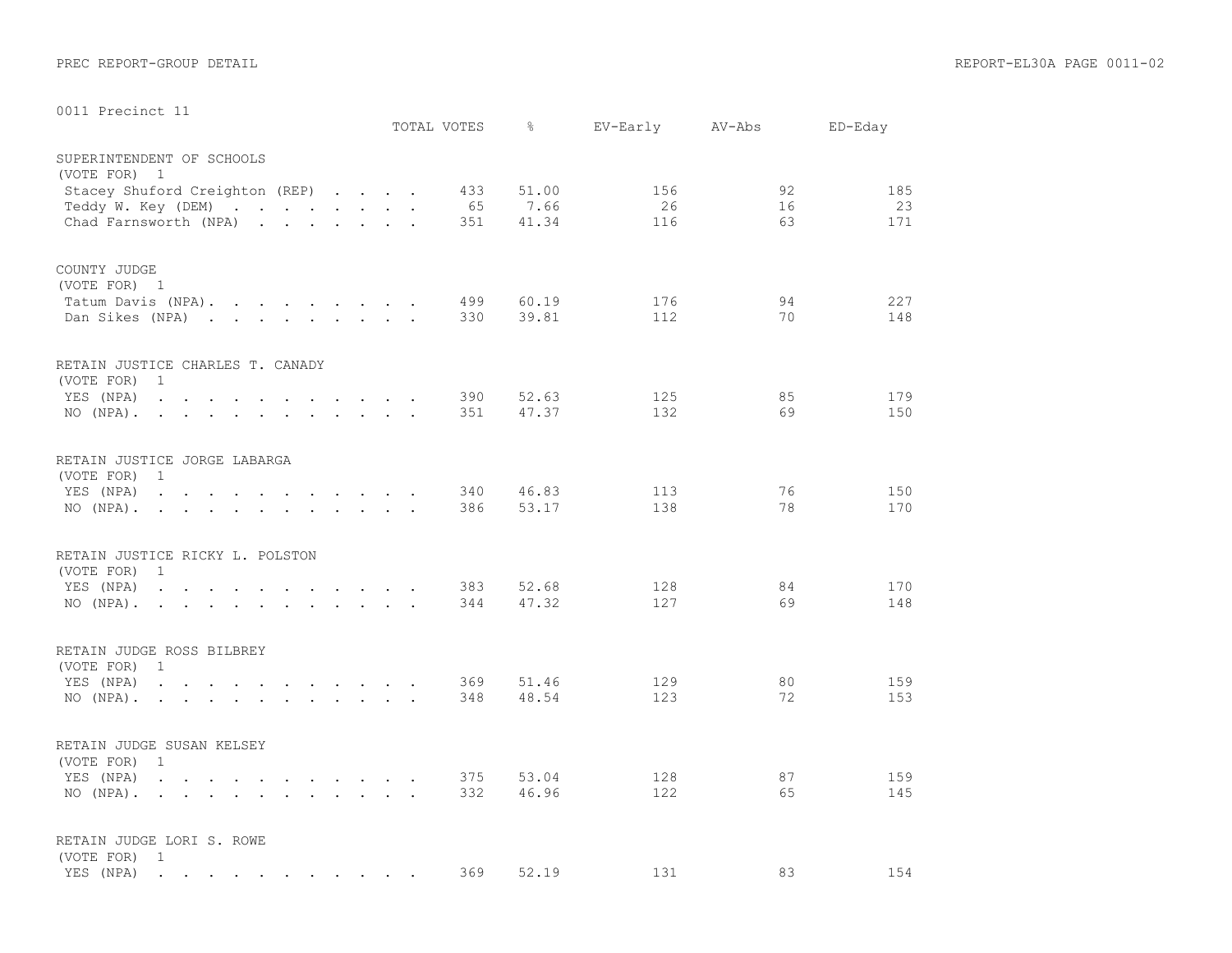0011 Precinct 11

| | TOTAL VOTES | % | EV-Early | AV-Abs | ED-Eday |
|---|---|---|---|---|---|
| **SUPERINTENDENT OF SCHOOLS** | | | | | |
| (VOTE FOR) 1 | | | | | |
| Stacey Shuford Creighton (REP) | 433 | 51.00 | 156 | 92 | 185 |
| Teddy W. Key (DEM) | 65 | 7.66 | 26 | 16 | 23 |
| Chad Farnsworth (NPA) | 351 | 41.34 | 116 | 63 | 171 |
| **COUNTY JUDGE** | | | | | |
| (VOTE FOR) 1 | | | | | |
| Tatum Davis (NPA) | 499 | 60.19 | 176 | 94 | 227 |
| Dan Sikes (NPA) | 330 | 39.81 | 112 | 70 | 148 |
| **RETAIN JUSTICE CHARLES T. CANADY** | | | | | |
| (VOTE FOR) 1 | | | | | |
| YES (NPA) | 390 | 52.63 | 125 | 85 | 179 |
| NO (NPA) | 351 | 47.37 | 132 | 69 | 150 |
| **RETAIN JUSTICE JORGE LABARGA** | | | | | |
| (VOTE FOR) 1 | | | | | |
| YES (NPA) | 340 | 46.83 | 113 | 76 | 150 |
| NO (NPA) | 386 | 53.17 | 138 | 78 | 170 |
| **RETAIN JUSTICE RICKY L. POLSTON** | | | | | |
| (VOTE FOR) 1 | | | | | |
| YES (NPA) | 383 | 52.68 | 128 | 84 | 170 |
| NO (NPA) | 344 | 47.32 | 127 | 69 | 148 |
| **RETAIN JUDGE ROSS BILBREY** | | | | | |
| (VOTE FOR) 1 | | | | | |
| YES (NPA) | 369 | 51.46 | 129 | 80 | 159 |
| NO (NPA) | 348 | 48.54 | 123 | 72 | 153 |
| **RETAIN JUDGE SUSAN KELSEY** | | | | | |
| (VOTE FOR) 1 | | | | | |
| YES (NPA) | 375 | 53.04 | 128 | 87 | 159 |
| NO (NPA) | 332 | 46.96 | 122 | 65 | 145 |
| **RETAIN JUDGE LORI S. ROWE** | | | | | |
| (VOTE FOR) 1 | | | | | |
| YES (NPA) | 369 | 52.19 | 131 | 83 | 154 |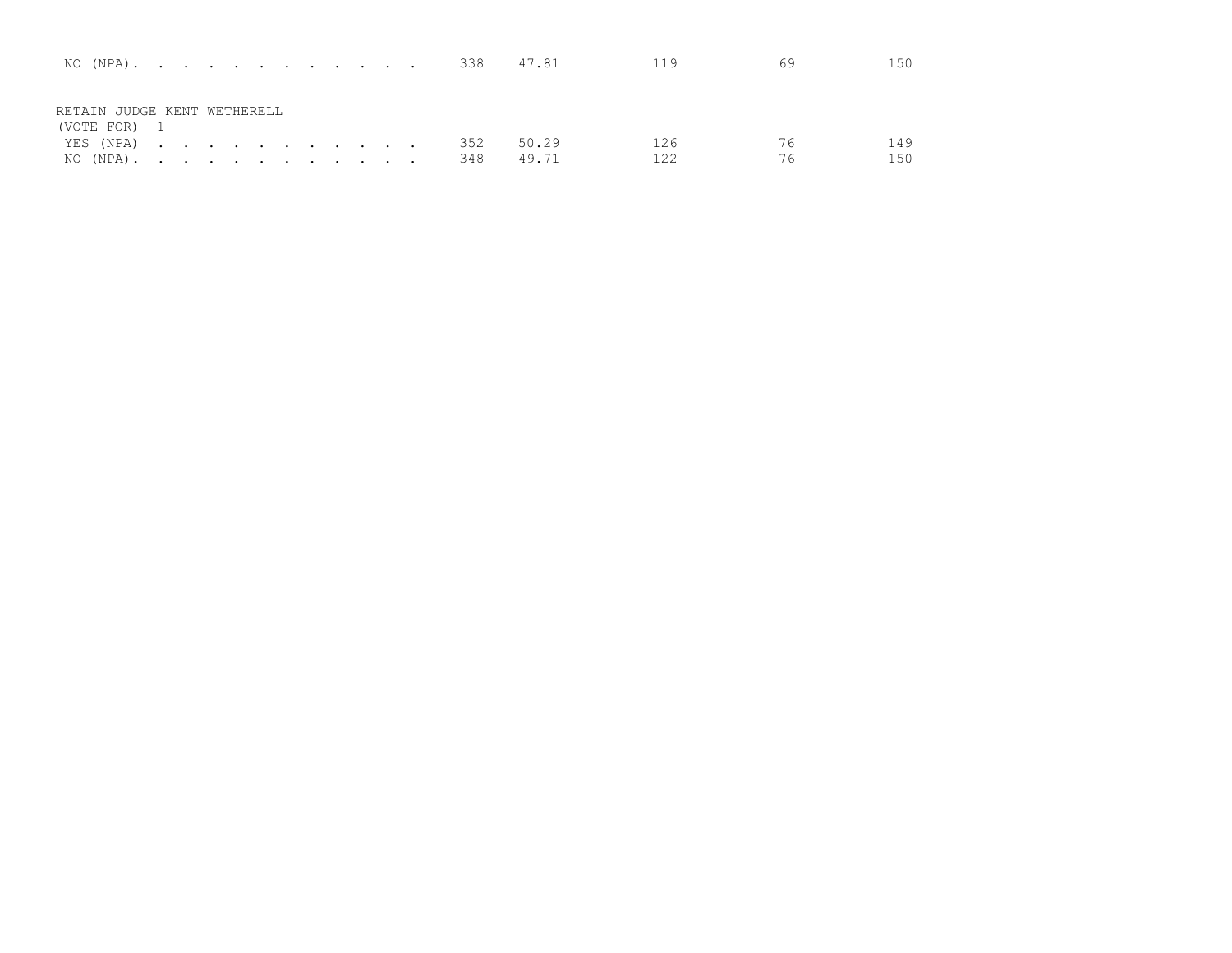| | | | | | |
|---|---|---|---|---|---|
| NO (NPA). . . . . . . . . . . . . | 338 | 47.81 | 119 | 69 | 150 |

RETAIN JUDGE KENT WETHERELL
(VOTE FOR) 1

| | | | | | |
|---|---|---|---|---|---|
| YES (NPA) . . . . . . . . . . . . | 352 | 50.29 | 126 | 76 | 149 |
| NO (NPA). . . . . . . . . . . . . | 348 | 49.71 | 122 | 76 | 150 |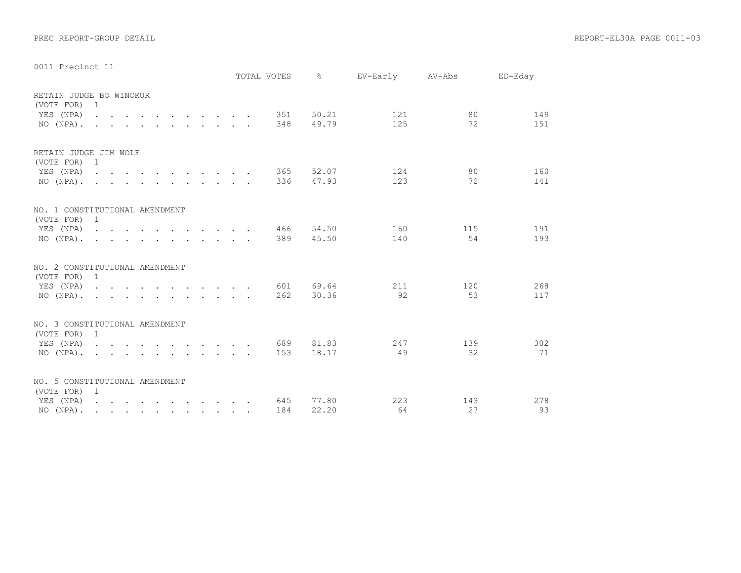## 0011 Precinct 11

| | TOTAL VOTES | % | EV-Early | AV-Abs | ED-Eday |
|---|---|---|---|---|---|
| **RETAIN JUDGE BO WINOKUR** | | | | | |
| (VOTE FOR) 1 | | | | | |
| YES (NPA) | 351 | 50.21 | 121 | 80 | 149 |
| NO (NPA) | 348 | 49.79 | 125 | 72 | 151 |
| **RETAIN JUDGE JIM WOLF** | | | | | |
| (VOTE FOR) 1 | | | | | |
| YES (NPA) | 365 | 52.07 | 124 | 80 | 160 |
| NO (NPA) | 336 | 47.93 | 123 | 72 | 141 |
| **NO. 1 CONSTITUTIONAL AMENDMENT** | | | | | |
| (VOTE FOR) 1 | | | | | |
| YES (NPA) | 466 | 54.50 | 160 | 115 | 191 |
| NO (NPA) | 389 | 45.50 | 140 | 54 | 193 |
| **NO. 2 CONSTITUTIONAL AMENDMENT** | | | | | |
| (VOTE FOR) 1 | | | | | |
| YES (NPA) | 601 | 69.64 | 211 | 120 | 268 |
| NO (NPA) | 262 | 30.36 | 92 | 53 | 117 |
| **NO. 3 CONSTITUTIONAL AMENDMENT** | | | | | |
| (VOTE FOR) 1 | | | | | |
| YES (NPA) | 689 | 81.83 | 247 | 139 | 302 |
| NO (NPA) | 153 | 18.17 | 49 | 32 | 71 |
| **NO. 5 CONSTITUTIONAL AMENDMENT** | | | | | |
| (VOTE FOR) 1 | | | | | |
| YES (NPA) | 645 | 77.80 | 223 | 143 | 278 |
| NO (NPA) | 184 | 22.20 | 64 | 27 | 93 |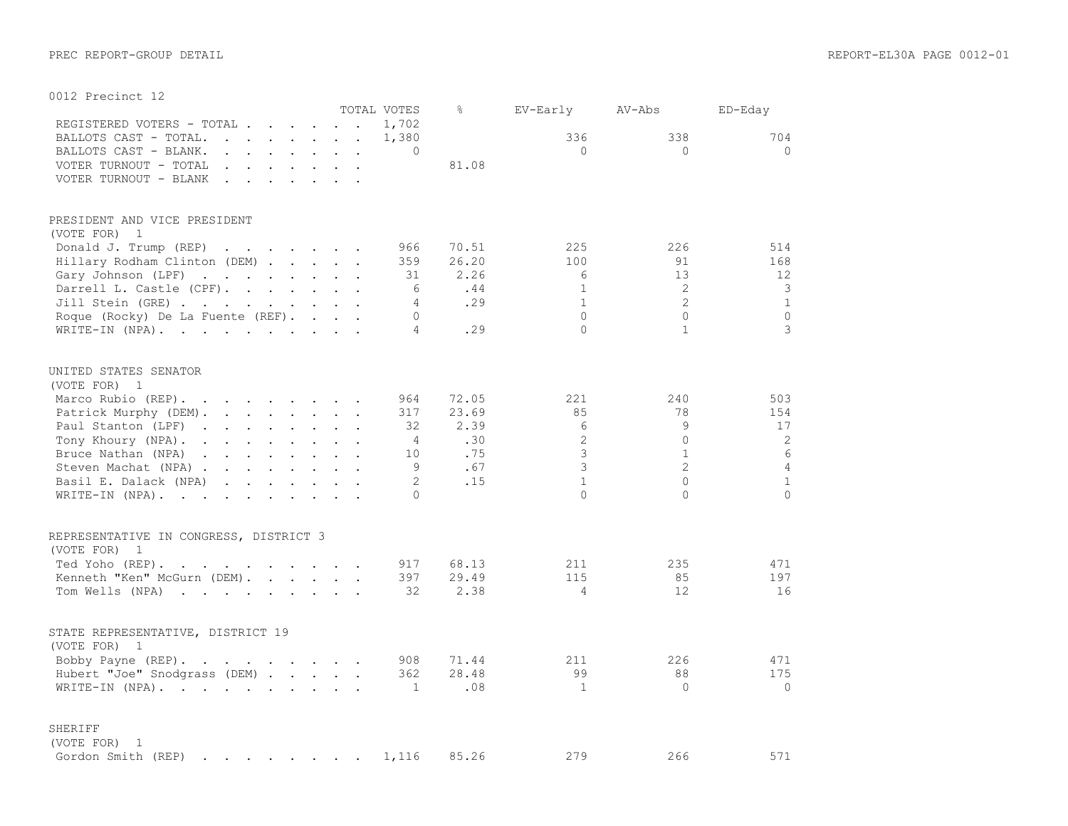0012 Precinct 12

| | TOTAL VOTES | % | EV-Early | AV-Abs | ED-Eday |
|---|---|---|---|---|---|
| REGISTERED VOTERS - TOTAL . . . . . . . | 1,702 | | | | |
| BALLOTS CAST - TOTAL. . . . . . . . . | 1,380 | | 336 | 338 | 704 |
| BALLOTS CAST - BLANK. . . . . . . . . | 0 | | 0 | 0 | 0 |
| VOTER TURNOUT - TOTAL . . . . . . . . | | 81.08 | | | |
| VOTER TURNOUT - BLANK . . . . . . . . | | | | | |

PRESIDENT AND VICE PRESIDENT
(VOTE FOR) 1

| | TOTAL VOTES | % | EV-Early | AV-Abs | ED-Eday |
|---|---|---|---|---|---|
| Donald J. Trump (REP) . . . . . . . . | 966 | 70.51 | 225 | 226 | 514 |
| Hillary Rodham Clinton (DEM) . . . . . | 359 | 26.20 | 100 | 91 | 168 |
| Gary Johnson (LPF) . . . . . . . . . | 31 | 2.26 | 6 | 13 | 12 |
| Darrell L. Castle (CPF). . . . . . . . | 6 | .44 | 1 | 2 | 3 |
| Jill Stein (GRE) . . . . . . . . . . | 4 | .29 | 1 | 2 | 1 |
| Roque (Rocky) De La Fuente (REF). . . . | 0 | | 0 | 0 | 0 |
| WRITE-IN (NPA). . . . . . . . . . . | 4 | .29 | 0 | 1 | 3 |

UNITED STATES SENATOR
(VOTE FOR) 1

| | TOTAL VOTES | % | EV-Early | AV-Abs | ED-Eday |
|---|---|---|---|---|---|
| Marco Rubio (REP). . . . . . . . . . | 964 | 72.05 | 221 | 240 | 503 |
| Patrick Murphy (DEM). . . . . . . . . | 317 | 23.69 | 85 | 78 | 154 |
| Paul Stanton (LPF) . . . . . . . . . | 32 | 2.39 | 6 | 9 | 17 |
| Tony Khoury (NPA). . . . . . . . . . | 4 | .30 | 2 | 0 | 2 |
| Bruce Nathan (NPA) . . . . . . . . . | 10 | .75 | 3 | 1 | 6 |
| Steven Machat (NPA) . . . . . . . . . | 9 | .67 | 3 | 2 | 4 |
| Basil E. Dalack (NPA) . . . . . . . . | 2 | .15 | 1 | 0 | 1 |
| WRITE-IN (NPA). . . . . . . . . . . | 0 | | 0 | 0 | 0 |

REPRESENTATIVE IN CONGRESS, DISTRICT 3
(VOTE FOR) 1

| | TOTAL VOTES | % | EV-Early | AV-Abs | ED-Eday |
|---|---|---|---|---|---|
| Ted Yoho (REP). . . . . . . . . . . | 917 | 68.13 | 211 | 235 | 471 |
| Kenneth "Ken" McGurn (DEM). . . . . . | 397 | 29.49 | 115 | 85 | 197 |
| Tom Wells (NPA) . . . . . . . . . . | 32 | 2.38 | 4 | 12 | 16 |

STATE REPRESENTATIVE, DISTRICT 19
(VOTE FOR) 1

| | TOTAL VOTES | % | EV-Early | AV-Abs | ED-Eday |
|---|---|---|---|---|---|
| Bobby Payne (REP). . . . . . . . . . | 908 | 71.44 | 211 | 226 | 471 |
| Hubert "Joe" Snodgrass (DEM) . . . . . | 362 | 28.48 | 99 | 88 | 175 |
| WRITE-IN (NPA). . . . . . . . . . . | 1 | .08 | 1 | 0 | 0 |

SHERIFF
(VOTE FOR) 1

| | TOTAL VOTES | % | EV-Early | AV-Abs | ED-Eday |
|---|---|---|---|---|---|
| Gordon Smith (REP) . . . . . . . . . | 1,116 | 85.26 | 279 | 266 | 571 |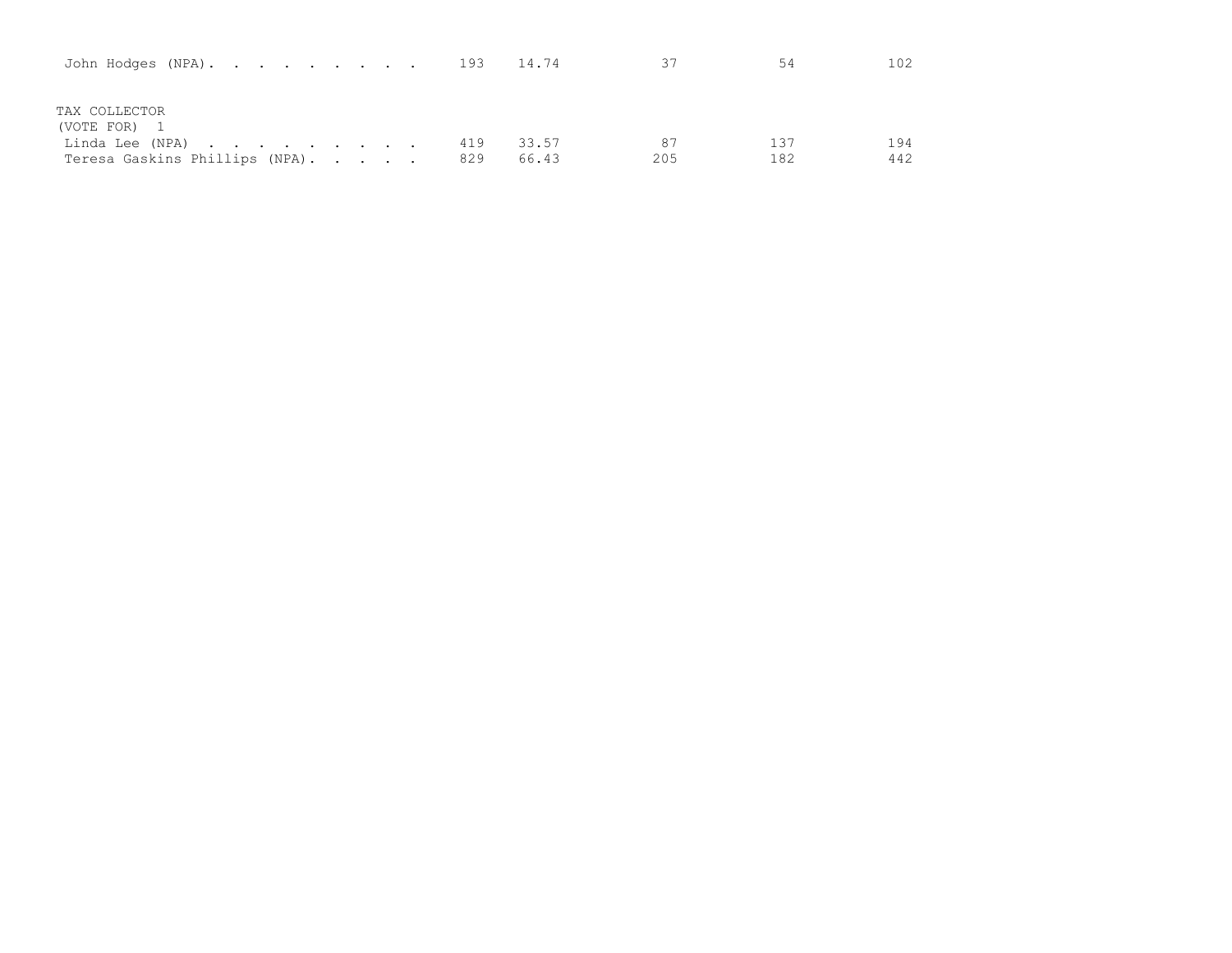| | | | | | |
|---|---|---|---|---|---|
| John Hodges (NPA) | 193 | 14.74 | 37 | 54 | 102 |

TAX COLLECTOR
(VOTE FOR) 1

| | | | | | |
|---|---|---|---|---|---|
| Linda Lee (NPA) | 419 | 33.57 | 87 | 137 | 194 |
| Teresa Gaskins Phillips (NPA) | 829 | 66.43 | 205 | 182 | 442 |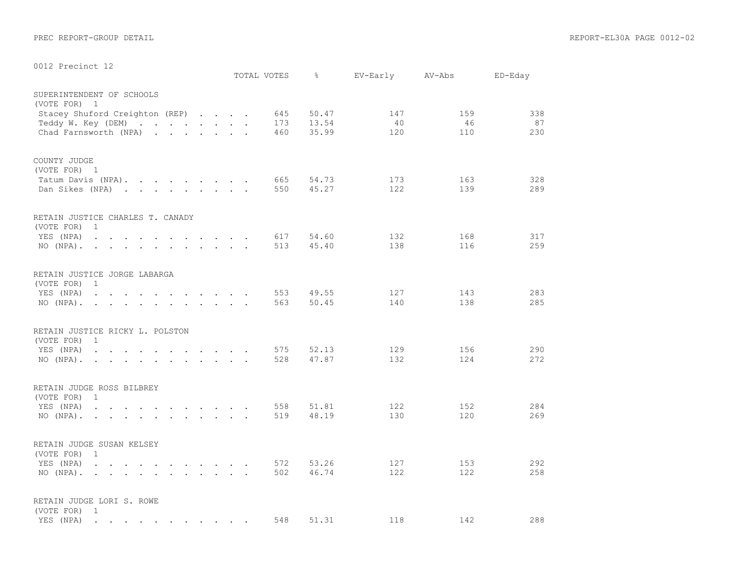0012 Precinct 12

| | TOTAL VOTES | % | EV-Early | AV-Abs | ED-Eday |
|---|---|---|---|---|---|
| **SUPERINTENDENT OF SCHOOLS** | | | | | |
| (VOTE FOR) 1 | | | | | |
| Stacey Shuford Creighton (REP) | 645 | 50.47 | 147 | 159 | 338 |
| Teddy W. Key (DEM) | 173 | 13.54 | 40 | 46 | 87 |
| Chad Farnsworth (NPA) | 460 | 35.99 | 120 | 110 | 230 |
| **COUNTY JUDGE** | | | | | |
| (VOTE FOR) 1 | | | | | |
| Tatum Davis (NPA) | 665 | 54.73 | 173 | 163 | 328 |
| Dan Sikes (NPA) | 550 | 45.27 | 122 | 139 | 289 |
| **RETAIN JUSTICE CHARLES T. CANADY** | | | | | |
| (VOTE FOR) 1 | | | | | |
| YES (NPA) | 617 | 54.60 | 132 | 168 | 317 |
| NO (NPA) | 513 | 45.40 | 138 | 116 | 259 |
| **RETAIN JUSTICE JORGE LABARGA** | | | | | |
| (VOTE FOR) 1 | | | | | |
| YES (NPA) | 553 | 49.55 | 127 | 143 | 283 |
| NO (NPA) | 563 | 50.45 | 140 | 138 | 285 |
| **RETAIN JUSTICE RICKY L. POLSTON** | | | | | |
| (VOTE FOR) 1 | | | | | |
| YES (NPA) | 575 | 52.13 | 129 | 156 | 290 |
| NO (NPA) | 528 | 47.87 | 132 | 124 | 272 |
| **RETAIN JUDGE ROSS BILBREY** | | | | | |
| (VOTE FOR) 1 | | | | | |
| YES (NPA) | 558 | 51.81 | 122 | 152 | 284 |
| NO (NPA) | 519 | 48.19 | 130 | 120 | 269 |
| **RETAIN JUDGE SUSAN KELSEY** | | | | | |
| (VOTE FOR) 1 | | | | | |
| YES (NPA) | 572 | 53.26 | 127 | 153 | 292 |
| NO (NPA) | 502 | 46.74 | 122 | 122 | 258 |
| **RETAIN JUDGE LORI S. ROWE** | | | | | |
| (VOTE FOR) 1 | | | | | |
| YES (NPA) | 548 | 51.31 | 118 | 142 | 288 |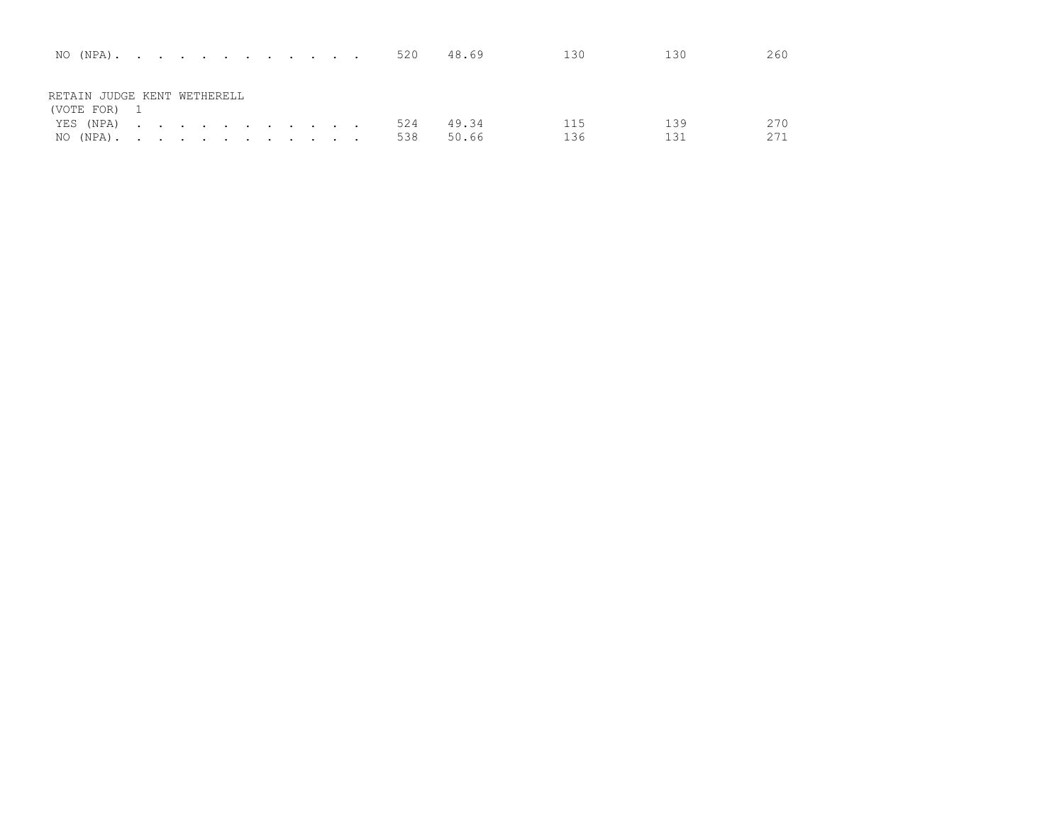| | | | | | |
|---|---|---|---|---|---|
| NO (NPA). . . . . . . . . . . . . | 520 | 48.69 | 130 | 130 | 260 |

RETAIN JUDGE KENT WETHERELL
(VOTE FOR) 1

| | | | | | |
|---|---|---|---|---|---|
| YES (NPA) . . . . . . . . . . . . | 524 | 49.34 | 115 | 139 | 270 |
| NO (NPA). . . . . . . . . . . . . | 538 | 50.66 | 136 | 131 | 271 |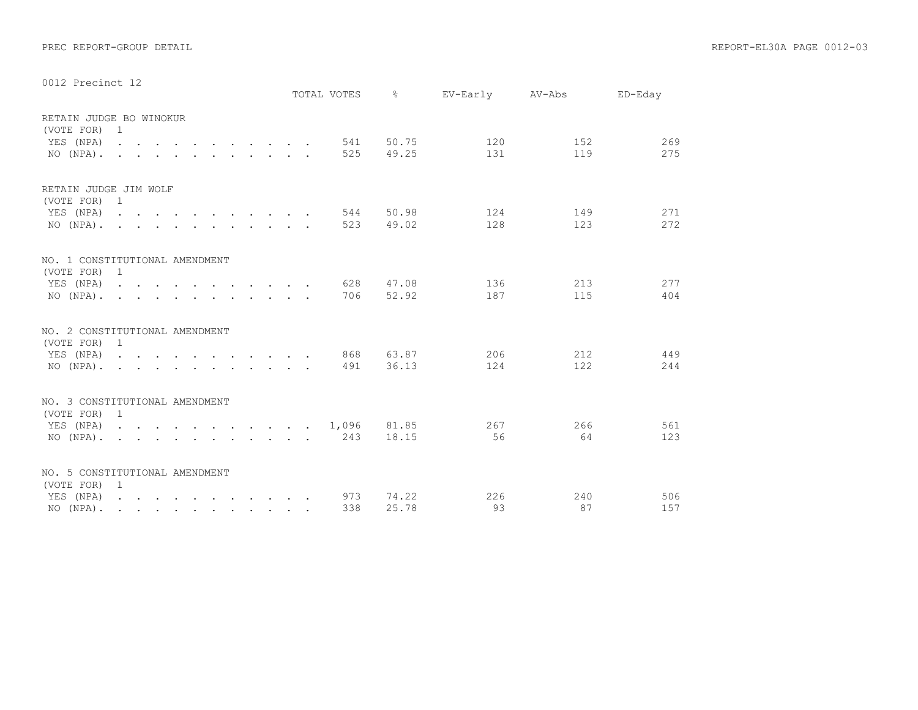0012 Precinct 12

| | TOTAL VOTES | % | EV-Early | AV-Abs | ED-Eday |
|---|---|---|---|---|---|
| **RETAIN JUDGE BO WINOKUR** | | | | | |
| (VOTE FOR) 1 | | | | | |
| YES (NPA) | 541 | 50.75 | 120 | 152 | 269 |
| NO (NPA) | 525 | 49.25 | 131 | 119 | 275 |
| **RETAIN JUDGE JIM WOLF** | | | | | |
| (VOTE FOR) 1 | | | | | |
| YES (NPA) | 544 | 50.98 | 124 | 149 | 271 |
| NO (NPA) | 523 | 49.02 | 128 | 123 | 272 |
| **NO. 1 CONSTITUTIONAL AMENDMENT** | | | | | |
| (VOTE FOR) 1 | | | | | |
| YES (NPA) | 628 | 47.08 | 136 | 213 | 277 |
| NO (NPA) | 706 | 52.92 | 187 | 115 | 404 |
| **NO. 2 CONSTITUTIONAL AMENDMENT** | | | | | |
| (VOTE FOR) 1 | | | | | |
| YES (NPA) | 868 | 63.87 | 206 | 212 | 449 |
| NO (NPA) | 491 | 36.13 | 124 | 122 | 244 |
| **NO. 3 CONSTITUTIONAL AMENDMENT** | | | | | |
| (VOTE FOR) 1 | | | | | |
| YES (NPA) | 1,096 | 81.85 | 267 | 266 | 561 |
| NO (NPA) | 243 | 18.15 | 56 | 64 | 123 |
| **NO. 5 CONSTITUTIONAL AMENDMENT** | | | | | |
| (VOTE FOR) 1 | | | | | |
| YES (NPA) | 973 | 74.22 | 226 | 240 | 506 |
| NO (NPA) | 338 | 25.78 | 93 | 87 | 157 |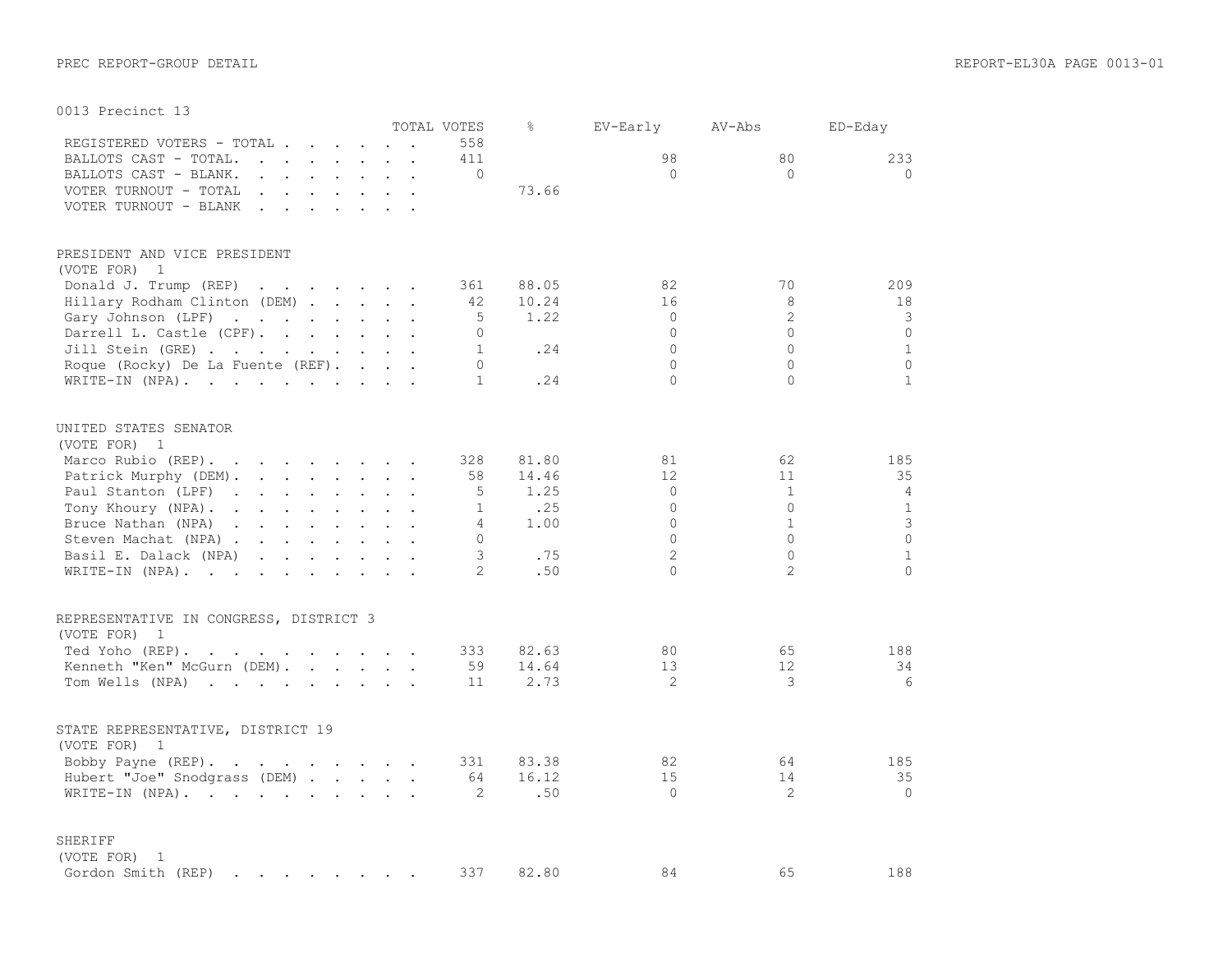## 0013 Precinct 13

| | TOTAL VOTES | % | EV-Early | AV-Abs | ED-Eday |
|---|---|---|---|---|---|
| REGISTERED VOTERS - TOTAL | 558 | | | | |
| BALLOTS CAST - TOTAL. | 411 | | 98 | 80 | 233 |
| BALLOTS CAST - BLANK. | 0 | | 0 | 0 | 0 |
| VOTER TURNOUT - TOTAL | | 73.66 | | | |
| VOTER TURNOUT - BLANK | | | | | |

### PRESIDENT AND VICE PRESIDENT
(VOTE FOR) 1

| | TOTAL VOTES | % | EV-Early | AV-Abs | ED-Eday |
|---|---|---|---|---|---|
| Donald J. Trump (REP) | 361 | 88.05 | 82 | 70 | 209 |
| Hillary Rodham Clinton (DEM) | 42 | 10.24 | 16 | 8 | 18 |
| Gary Johnson (LPF) | 5 | 1.22 | 0 | 2 | 3 |
| Darrell L. Castle (CPF). | 0 | | 0 | 0 | 0 |
| Jill Stein (GRE) | 1 | .24 | 0 | 0 | 1 |
| Roque (Rocky) De La Fuente (REF). | 0 | | 0 | 0 | 0 |
| WRITE-IN (NPA). | 1 | .24 | 0 | 0 | 1 |

### UNITED STATES SENATOR
(VOTE FOR) 1

| | TOTAL VOTES | % | EV-Early | AV-Abs | ED-Eday |
|---|---|---|---|---|---|
| Marco Rubio (REP). | 328 | 81.80 | 81 | 62 | 185 |
| Patrick Murphy (DEM). | 58 | 14.46 | 12 | 11 | 35 |
| Paul Stanton (LPF) | 5 | 1.25 | 0 | 1 | 4 |
| Tony Khoury (NPA). | 1 | .25 | 0 | 0 | 1 |
| Bruce Nathan (NPA) | 4 | 1.00 | 0 | 1 | 3 |
| Steven Machat (NPA) | 0 | | 0 | 0 | 0 |
| Basil E. Dalack (NPA) | 3 | .75 | 2 | 0 | 1 |
| WRITE-IN (NPA). | 2 | .50 | 0 | 2 | 0 |

### REPRESENTATIVE IN CONGRESS, DISTRICT 3
(VOTE FOR) 1

| | TOTAL VOTES | % | EV-Early | AV-Abs | ED-Eday |
|---|---|---|---|---|---|
| Ted Yoho (REP). | 333 | 82.63 | 80 | 65 | 188 |
| Kenneth "Ken" McGurn (DEM). | 59 | 14.64 | 13 | 12 | 34 |
| Tom Wells (NPA) | 11 | 2.73 | 2 | 3 | 6 |

### STATE REPRESENTATIVE, DISTRICT 19
(VOTE FOR) 1

| | TOTAL VOTES | % | EV-Early | AV-Abs | ED-Eday |
|---|---|---|---|---|---|
| Bobby Payne (REP). | 331 | 83.38 | 82 | 64 | 185 |
| Hubert "Joe" Snodgrass (DEM) | 64 | 16.12 | 15 | 14 | 35 |
| WRITE-IN (NPA). | 2 | .50 | 0 | 2 | 0 |

### SHERIFF
(VOTE FOR) 1

| | TOTAL VOTES | % | EV-Early | AV-Abs | ED-Eday |
|---|---|---|---|---|---|
| Gordon Smith (REP) | 337 | 82.80 | 84 | 65 | 188 |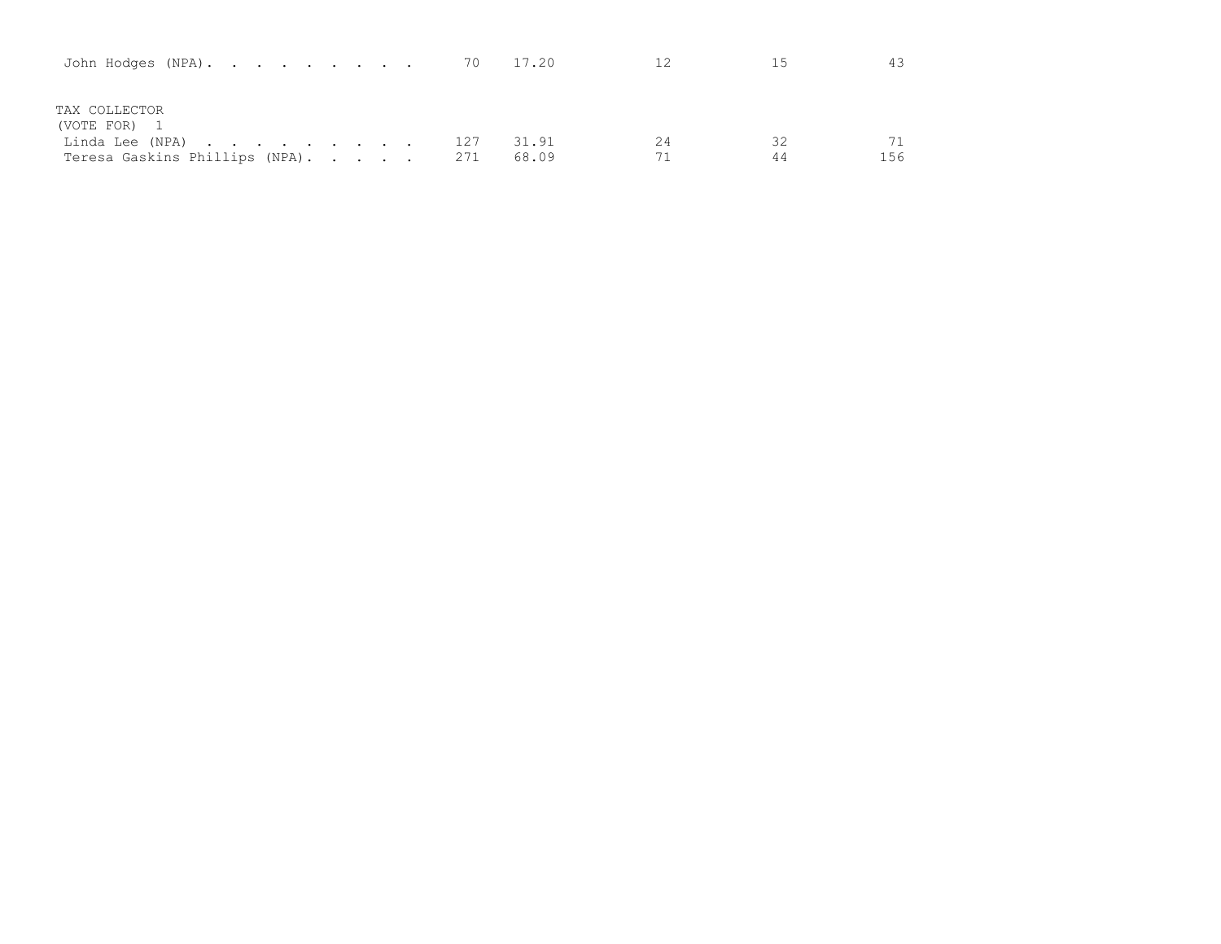| | | | | | |
|---|---|---|---|---|---|
| John Hodges (NPA). . . . . . . . . | 70 | 17.20 | 12 | 15 | 43 |

TAX COLLECTOR
(VOTE FOR) 1

| | | | | | |
|---|---|---|---|---|---|
| Linda Lee (NPA) . . . . . . . . . | 127 | 31.91 | 24 | 32 | 71 |
| Teresa Gaskins Phillips (NPA). . . . . | 271 | 68.09 | 71 | 44 | 156 |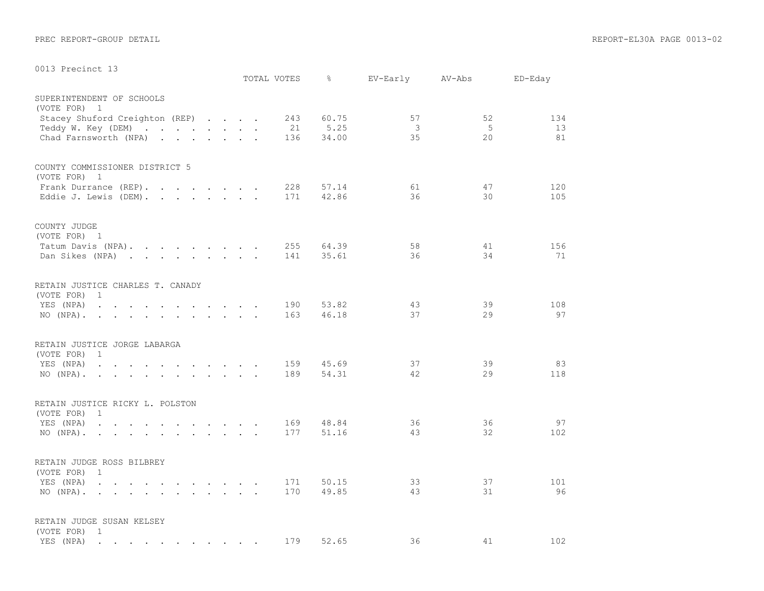0013 Precinct 13

| | TOTAL VOTES | % | EV-Early | AV-Abs | ED-Eday |
|---|---|---|---|---|---|
| **SUPERINTENDENT OF SCHOOLS** | | | | | |
| (VOTE FOR) 1 | | | | | |
| Stacey Shuford Creighton (REP) | 243 | 60.75 | 57 | 52 | 134 |
| Teddy W. Key (DEM) | 21 | 5.25 | 3 | 5 | 13 |
| Chad Farnsworth (NPA) | 136 | 34.00 | 35 | 20 | 81 |
| **COUNTY COMMISSIONER DISTRICT 5** | | | | | |
| (VOTE FOR) 1 | | | | | |
| Frank Durrance (REP) | 228 | 57.14 | 61 | 47 | 120 |
| Eddie J. Lewis (DEM) | 171 | 42.86 | 36 | 30 | 105 |
| **COUNTY JUDGE** | | | | | |
| (VOTE FOR) 1 | | | | | |
| Tatum Davis (NPA) | 255 | 64.39 | 58 | 41 | 156 |
| Dan Sikes (NPA) | 141 | 35.61 | 36 | 34 | 71 |
| **RETAIN JUSTICE CHARLES T. CANADY** | | | | | |
| (VOTE FOR) 1 | | | | | |
| YES (NPA) | 190 | 53.82 | 43 | 39 | 108 |
| NO (NPA) | 163 | 46.18 | 37 | 29 | 97 |
| **RETAIN JUSTICE JORGE LABARGA** | | | | | |
| (VOTE FOR) 1 | | | | | |
| YES (NPA) | 159 | 45.69 | 37 | 39 | 83 |
| NO (NPA) | 189 | 54.31 | 42 | 29 | 118 |
| **RETAIN JUSTICE RICKY L. POLSTON** | | | | | |
| (VOTE FOR) 1 | | | | | |
| YES (NPA) | 169 | 48.84 | 36 | 36 | 97 |
| NO (NPA) | 177 | 51.16 | 43 | 32 | 102 |
| **RETAIN JUDGE ROSS BILBREY** | | | | | |
| (VOTE FOR) 1 | | | | | |
| YES (NPA) | 171 | 50.15 | 33 | 37 | 101 |
| NO (NPA) | 170 | 49.85 | 43 | 31 | 96 |
| **RETAIN JUDGE SUSAN KELSEY** | | | | | |
| (VOTE FOR) 1 | | | | | |
| YES (NPA) | 179 | 52.65 | 36 | 41 | 102 |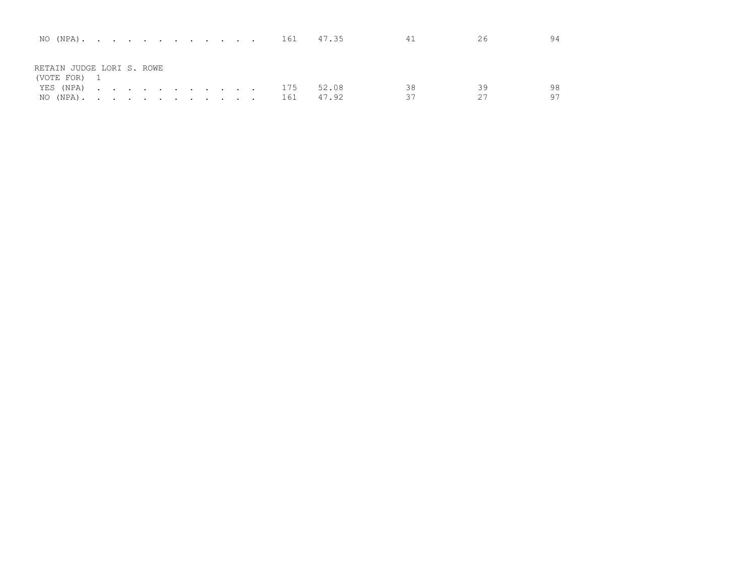| | | | | | |
|---|---|---|---|---|---|
| NO (NPA). . . . . . . . . . . . . | 161 | 47.35 | 41 | 26 | 94 |

RETAIN JUDGE LORI S. ROWE
(VOTE FOR) 1

| | | | | | |
|---|---|---|---|---|---|
| YES (NPA) . . . . . . . . . . . . | 175 | 52.08 | 38 | 39 | 98 |
| NO (NPA). . . . . . . . . . . . . | 161 | 47.92 | 37 | 27 | 97 |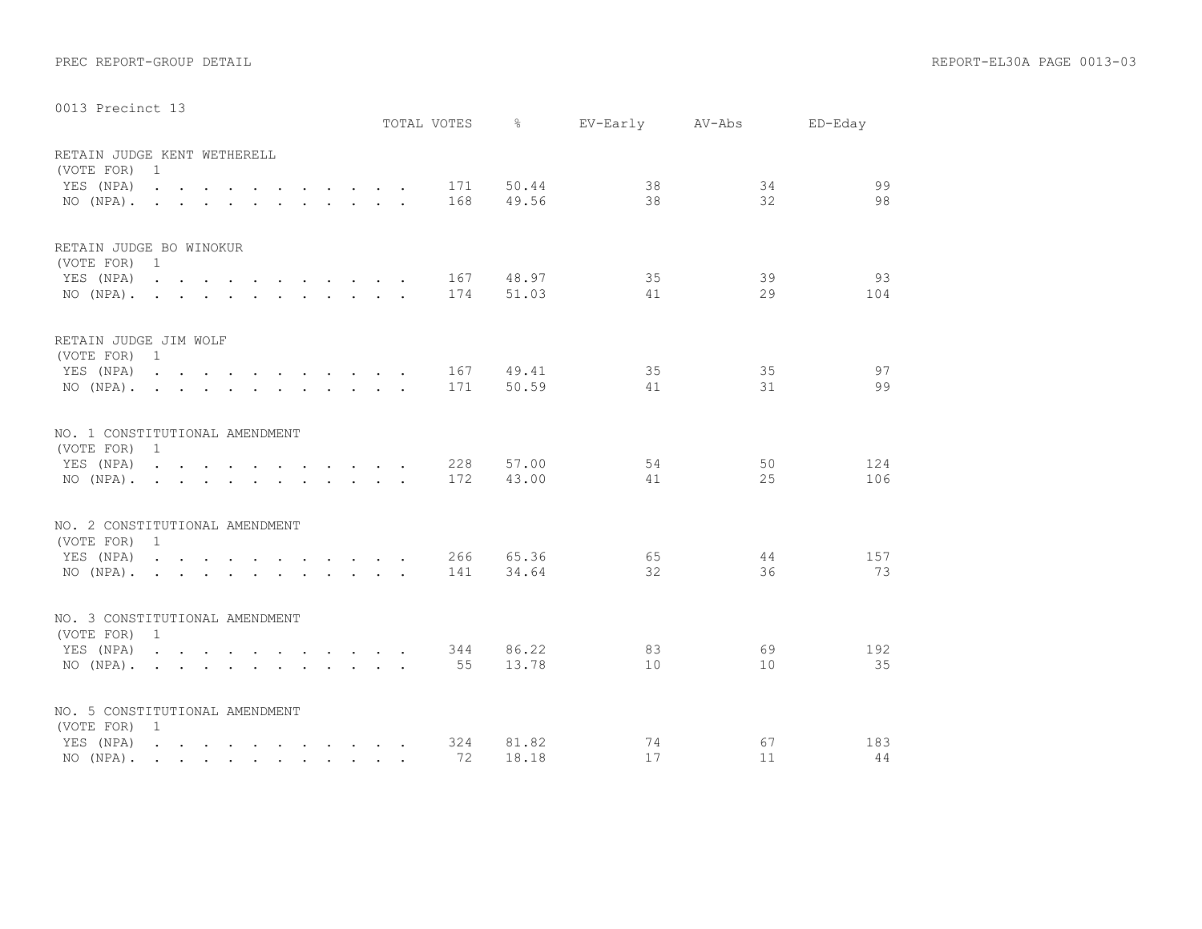0013 Precinct 13

| | TOTAL VOTES | % | EV-Early | AV-Abs | ED-Eday |
|---|---|---|---|---|---|
| **RETAIN JUDGE KENT WETHERELL** | | | | | |
| (VOTE FOR) 1 | | | | | |
| YES (NPA) | 171 | 50.44 | 38 | 34 | 99 |
| NO (NPA) | 168 | 49.56 | 38 | 32 | 98 |
| **RETAIN JUDGE BO WINOKUR** | | | | | |
| (VOTE FOR) 1 | | | | | |
| YES (NPA) | 167 | 48.97 | 35 | 39 | 93 |
| NO (NPA) | 174 | 51.03 | 41 | 29 | 104 |
| **RETAIN JUDGE JIM WOLF** | | | | | |
| (VOTE FOR) 1 | | | | | |
| YES (NPA) | 167 | 49.41 | 35 | 35 | 97 |
| NO (NPA) | 171 | 50.59 | 41 | 31 | 99 |
| **NO. 1 CONSTITUTIONAL AMENDMENT** | | | | | |
| (VOTE FOR) 1 | | | | | |
| YES (NPA) | 228 | 57.00 | 54 | 50 | 124 |
| NO (NPA) | 172 | 43.00 | 41 | 25 | 106 |
| **NO. 2 CONSTITUTIONAL AMENDMENT** | | | | | |
| (VOTE FOR) 1 | | | | | |
| YES (NPA) | 266 | 65.36 | 65 | 44 | 157 |
| NO (NPA) | 141 | 34.64 | 32 | 36 | 73 |
| **NO. 3 CONSTITUTIONAL AMENDMENT** | | | | | |
| (VOTE FOR) 1 | | | | | |
| YES (NPA) | 344 | 86.22 | 83 | 69 | 192 |
| NO (NPA) | 55 | 13.78 | 10 | 10 | 35 |
| **NO. 5 CONSTITUTIONAL AMENDMENT** | | | | | |
| (VOTE FOR) 1 | | | | | |
| YES (NPA) | 324 | 81.82 | 74 | 67 | 183 |
| NO (NPA) | 72 | 18.18 | 17 | 11 | 44 |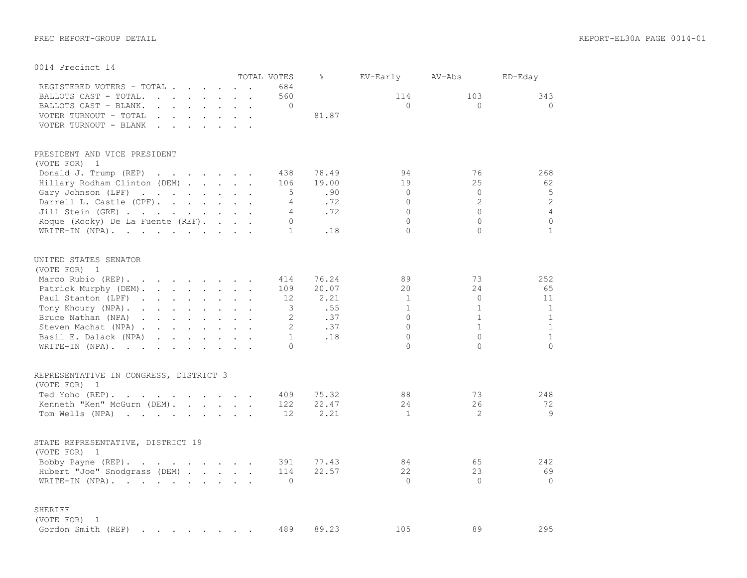## 0014 Precinct 14

| | TOTAL VOTES | % | EV-Early | AV-Abs | ED-Eday |
|---|---|---|---|---|---|
| REGISTERED VOTERS - TOTAL . . . . . . . | 684 | | | | |
| BALLOTS CAST - TOTAL. . . . . . . . | 560 | | 114 | 103 | 343 |
| BALLOTS CAST - BLANK. . . . . . . . | 0 | | 0 | 0 | 0 |
| VOTER TURNOUT - TOTAL . . . . . . . | | 81.87 | | | |
| VOTER TURNOUT - BLANK . . . . . . . | | | | | |

### PRESIDENT AND VICE PRESIDENT
(VOTE FOR) 1

| | TOTAL VOTES | % | EV-Early | AV-Abs | ED-Eday |
|---|---|---|---|---|---|
| Donald J. Trump (REP) . . . . . . . . | 438 | 78.49 | 94 | 76 | 268 |
| Hillary Rodham Clinton (DEM) . . . . . . | 106 | 19.00 | 19 | 25 | 62 |
| Gary Johnson (LPF) . . . . . . . . | 5 | .90 | 0 | 0 | 5 |
| Darrell L. Castle (CPF). . . . . . . . | 4 | .72 | 0 | 2 | 2 |
| Jill Stein (GRE) . . . . . . . . . | 4 | .72 | 0 | 0 | 4 |
| Roque (Rocky) De La Fuente (REF). . . . | 0 | | 0 | 0 | 0 |
| WRITE-IN (NPA). . . . . . . . . . | 1 | .18 | 0 | 0 | 1 |

### UNITED STATES SENATOR
(VOTE FOR) 1

| | TOTAL VOTES | % | EV-Early | AV-Abs | ED-Eday |
|---|---|---|---|---|---|
| Marco Rubio (REP). . . . . . . . . | 414 | 76.24 | 89 | 73 | 252 |
| Patrick Murphy (DEM). . . . . . . . | 109 | 20.07 | 20 | 24 | 65 |
| Paul Stanton (LPF) . . . . . . . . | 12 | 2.21 | 1 | 0 | 11 |
| Tony Khoury (NPA). . . . . . . . . | 3 | .55 | 1 | 1 | 1 |
| Bruce Nathan (NPA) . . . . . . . . | 2 | .37 | 0 | 1 | 1 |
| Steven Machat (NPA) . . . . . . . . | 2 | .37 | 0 | 1 | 1 |
| Basil E. Dalack (NPA) . . . . . . . | 1 | .18 | 0 | 0 | 1 |
| WRITE-IN (NPA). . . . . . . . . . | 0 | | 0 | 0 | 0 |

### REPRESENTATIVE IN CONGRESS, DISTRICT 3
(VOTE FOR) 1

| | TOTAL VOTES | % | EV-Early | AV-Abs | ED-Eday |
|---|---|---|---|---|---|
| Ted Yoho (REP). . . . . . . . . . | 409 | 75.32 | 88 | 73 | 248 |
| Kenneth "Ken" McGurn (DEM). . . . . . | 122 | 22.47 | 24 | 26 | 72 |
| Tom Wells (NPA) . . . . . . . . . | 12 | 2.21 | 1 | 2 | 9 |

### STATE REPRESENTATIVE, DISTRICT 19
(VOTE FOR) 1

| | TOTAL VOTES | % | EV-Early | AV-Abs | ED-Eday |
|---|---|---|---|---|---|
| Bobby Payne (REP). . . . . . . . . | 391 | 77.43 | 84 | 65 | 242 |
| Hubert "Joe" Snodgrass (DEM) . . . . . | 114 | 22.57 | 22 | 23 | 69 |
| WRITE-IN (NPA). . . . . . . . . . | 0 | | 0 | 0 | 0 |

### SHERIFF
(VOTE FOR) 1

| | TOTAL VOTES | % | EV-Early | AV-Abs | ED-Eday |
|---|---|---|---|---|---|
| Gordon Smith (REP) . . . . . . . . | 489 | 89.23 | 105 | 89 | 295 |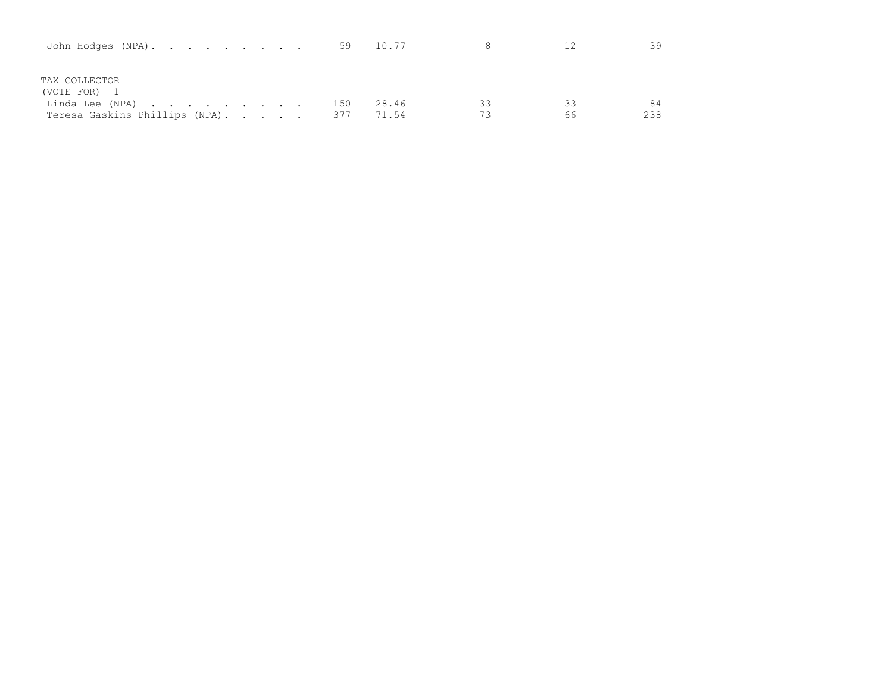| | | | | | |
|---|---|---|---|---|---|
| John Hodges (NPA). . . . . . . . . | 59 | 10.77 | 8 | 12 | 39 |

TAX COLLECTOR
(VOTE FOR) 1

| | | | | | |
|---|---|---|---|---|---|
| Linda Lee (NPA) . . . . . . . . . | 150 | 28.46 | 33 | 33 | 84 |
| Teresa Gaskins Phillips (NPA). . . . . | 377 | 71.54 | 73 | 66 | 238 |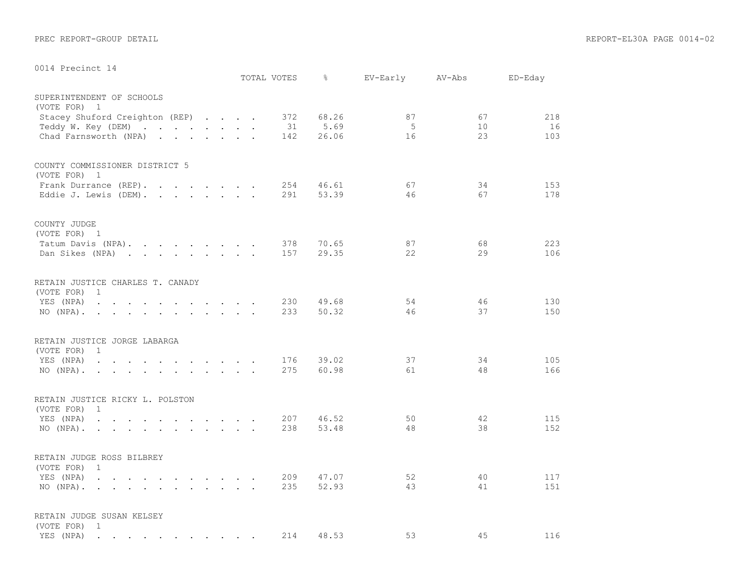0014 Precinct 14

| | TOTAL VOTES | % | EV-Early | AV-Abs | ED-Eday |
|---|---|---|---|---|---|
| **SUPERINTENDENT OF SCHOOLS** | | | | | |
| (VOTE FOR) 1 | | | | | |
| Stacey Shuford Creighton (REP) | 372 | 68.26 | 87 | 67 | 218 |
| Teddy W. Key (DEM) | 31 | 5.69 | 5 | 10 | 16 |
| Chad Farnsworth (NPA) | 142 | 26.06 | 16 | 23 | 103 |
| **COUNTY COMMISSIONER DISTRICT 5** | | | | | |
| (VOTE FOR) 1 | | | | | |
| Frank Durrance (REP). | 254 | 46.61 | 67 | 34 | 153 |
| Eddie J. Lewis (DEM). | 291 | 53.39 | 46 | 67 | 178 |
| **COUNTY JUDGE** | | | | | |
| (VOTE FOR) 1 | | | | | |
| Tatum Davis (NPA). | 378 | 70.65 | 87 | 68 | 223 |
| Dan Sikes (NPA) | 157 | 29.35 | 22 | 29 | 106 |
| **RETAIN JUSTICE CHARLES T. CANADY** | | | | | |
| (VOTE FOR) 1 | | | | | |
| YES (NPA) | 230 | 49.68 | 54 | 46 | 130 |
| NO (NPA). | 233 | 50.32 | 46 | 37 | 150 |
| **RETAIN JUSTICE JORGE LABARGA** | | | | | |
| (VOTE FOR) 1 | | | | | |
| YES (NPA) | 176 | 39.02 | 37 | 34 | 105 |
| NO (NPA). | 275 | 60.98 | 61 | 48 | 166 |
| **RETAIN JUSTICE RICKY L. POLSTON** | | | | | |
| (VOTE FOR) 1 | | | | | |
| YES (NPA) | 207 | 46.52 | 50 | 42 | 115 |
| NO (NPA). | 238 | 53.48 | 48 | 38 | 152 |
| **RETAIN JUDGE ROSS BILBREY** | | | | | |
| (VOTE FOR) 1 | | | | | |
| YES (NPA) | 209 | 47.07 | 52 | 40 | 117 |
| NO (NPA). | 235 | 52.93 | 43 | 41 | 151 |
| **RETAIN JUDGE SUSAN KELSEY** | | | | | |
| (VOTE FOR) 1 | | | | | |
| YES (NPA) | 214 | 48.53 | 53 | 45 | 116 |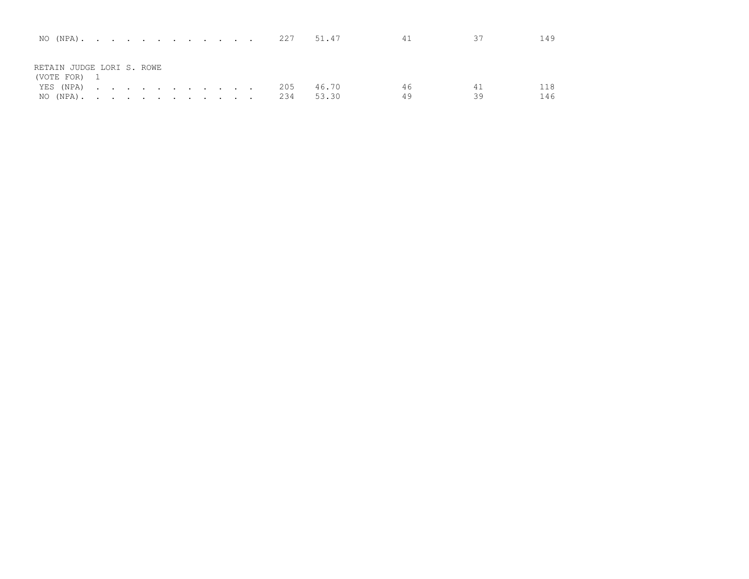| | | | | | |
|---|---|---|---|---|---|
| NO (NPA). . . . . . . . . . . . . | 227 | 51.47 | 41 | 37 | 149 |

RETAIN JUDGE LORI S. ROWE
(VOTE FOR) 1

| | | | | | |
|---|---|---|---|---|---|
| YES (NPA) . . . . . . . . . . . . | 205 | 46.70 | 46 | 41 | 118 |
| NO (NPA). . . . . . . . . . . . . | 234 | 53.30 | 49 | 39 | 146 |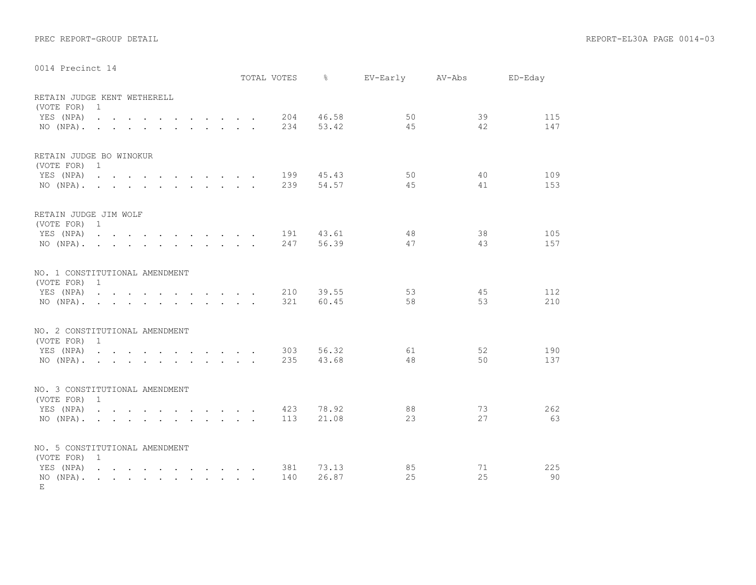0014 Precinct 14

| | TOTAL VOTES | % | EV-Early | AV-Abs | ED-Eday |
|---|---|---|---|---|---|
| **RETAIN JUDGE KENT WETHERELL** | | | | | |
| (VOTE FOR) 1 | | | | | |
| YES (NPA) | 204 | 46.58 | 50 | 39 | 115 |
| NO (NPA) | 234 | 53.42 | 45 | 42 | 147 |
| **RETAIN JUDGE BO WINOKUR** | | | | | |
| (VOTE FOR) 1 | | | | | |
| YES (NPA) | 199 | 45.43 | 50 | 40 | 109 |
| NO (NPA) | 239 | 54.57 | 45 | 41 | 153 |
| **RETAIN JUDGE JIM WOLF** | | | | | |
| (VOTE FOR) 1 | | | | | |
| YES (NPA) | 191 | 43.61 | 48 | 38 | 105 |
| NO (NPA) | 247 | 56.39 | 47 | 43 | 157 |
| **NO. 1 CONSTITUTIONAL AMENDMENT** | | | | | |
| (VOTE FOR) 1 | | | | | |
| YES (NPA) | 210 | 39.55 | 53 | 45 | 112 |
| NO (NPA) | 321 | 60.45 | 58 | 53 | 210 |
| **NO. 2 CONSTITUTIONAL AMENDMENT** | | | | | |
| (VOTE FOR) 1 | | | | | |
| YES (NPA) | 303 | 56.32 | 61 | 52 | 190 |
| NO (NPA) | 235 | 43.68 | 48 | 50 | 137 |
| **NO. 3 CONSTITUTIONAL AMENDMENT** | | | | | |
| (VOTE FOR) 1 | | | | | |
| YES (NPA) | 423 | 78.92 | 88 | 73 | 262 |
| NO (NPA) | 113 | 21.08 | 23 | 27 | 63 |
| **NO. 5 CONSTITUTIONAL AMENDMENT** | | | | | |
| (VOTE FOR) 1 | | | | | |
| YES (NPA) | 381 | 73.13 | 85 | 71 | 225 |
| NO (NPA) | 140 | 26.87 | 25 | 25 | 90 |

E